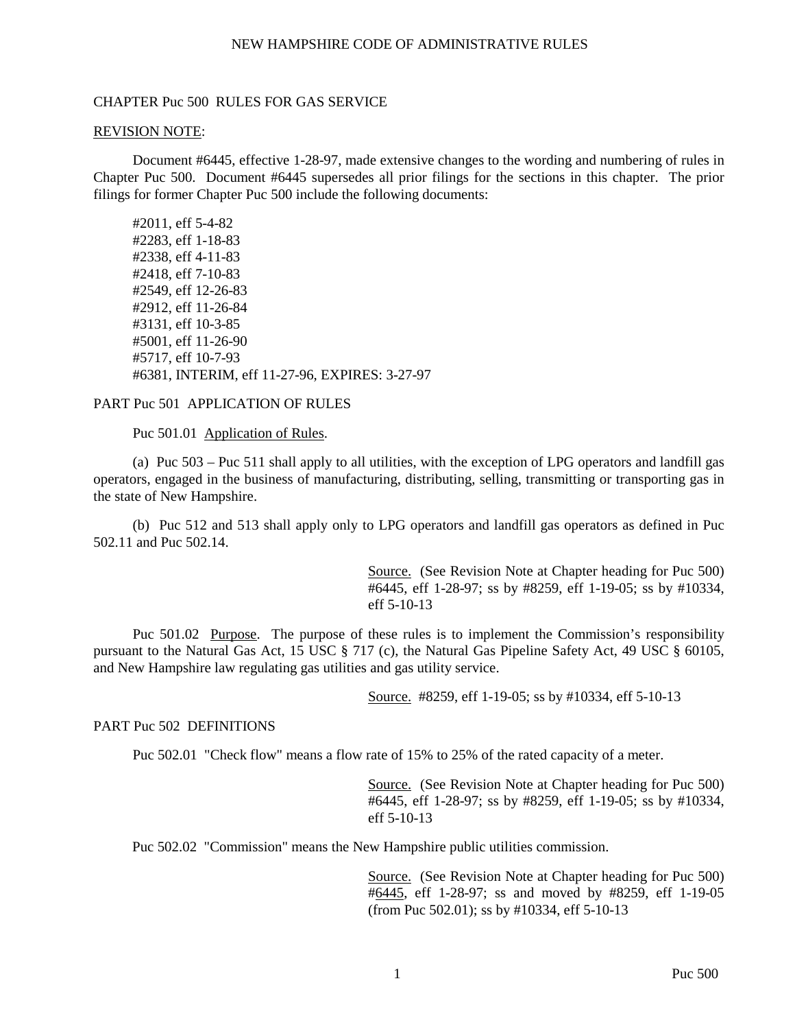## CHAPTER Puc 500 RULES FOR GAS SERVICE

REVISION NOTE:

Document #6445, effective 1-28-97, made extensive changes to the wording and numbering of rules in Chapter Puc 500. Document #6445 supersedes all prior filings for the sections in this chapter. The prior filings for former Chapter Puc 500 include the following documents:

#2011, eff 5-4-82
#2283, eff 1-18-83
#2338, eff 4-11-83
#2418, eff 7-10-83
#2549, eff 12-26-83
#2912, eff 11-26-84
#3131, eff 10-3-85
#5001, eff 11-26-90
#5717, eff 10-7-93
#6381, INTERIM, eff 11-27-96, EXPIRES: 3-27-97

### PART Puc 501 APPLICATION OF RULES

Puc 501.01 Application of Rules.

(a) Puc 503 – Puc 511 shall apply to all utilities, with the exception of LPG operators and landfill gas operators, engaged in the business of manufacturing, distributing, selling, transmitting or transporting gas in the state of New Hampshire.

(b) Puc 512 and 513 shall apply only to LPG operators and landfill gas operators as defined in Puc 502.11 and Puc 502.14.

Source. (See Revision Note at Chapter heading for Puc 500) #6445, eff 1-28-97; ss by #8259, eff 1-19-05; ss by #10334, eff 5-10-13

Puc 501.02 Purpose. The purpose of these rules is to implement the Commission's responsibility pursuant to the Natural Gas Act, 15 USC § 717 (c), the Natural Gas Pipeline Safety Act, 49 USC § 60105, and New Hampshire law regulating gas utilities and gas utility service.

Source. #8259, eff 1-19-05; ss by #10334, eff 5-10-13

### PART Puc 502 DEFINITIONS

Puc 502.01 "Check flow" means a flow rate of 15% to 25% of the rated capacity of a meter.

Source. (See Revision Note at Chapter heading for Puc 500) #6445, eff 1-28-97; ss by #8259, eff 1-19-05; ss by #10334, eff 5-10-13

Puc 502.02 "Commission" means the New Hampshire public utilities commission.

Source. (See Revision Note at Chapter heading for Puc 500) #6445, eff 1-28-97; ss and moved by #8259, eff 1-19-05 (from Puc 502.01); ss by #10334, eff 5-10-13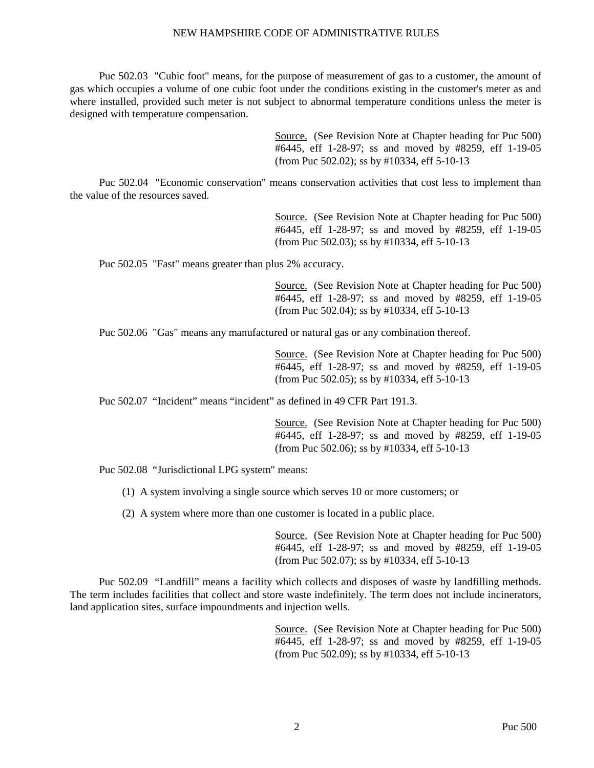Puc 502.03 "Cubic foot" means, for the purpose of measurement of gas to a customer, the amount of gas which occupies a volume of one cubic foot under the conditions existing in the customer's meter as and where installed, provided such meter is not subject to abnormal temperature conditions unless the meter is designed with temperature compensation.

Source. (See Revision Note at Chapter heading for Puc 500) #6445, eff 1-28-97; ss and moved by #8259, eff 1-19-05 (from Puc 502.02); ss by #10334, eff 5-10-13

Puc 502.04 "Economic conservation" means conservation activities that cost less to implement than the value of the resources saved.

Source. (See Revision Note at Chapter heading for Puc 500) #6445, eff 1-28-97; ss and moved by #8259, eff 1-19-05 (from Puc 502.03); ss by #10334, eff 5-10-13

Puc 502.05 "Fast" means greater than plus 2% accuracy.

Source. (See Revision Note at Chapter heading for Puc 500) #6445, eff 1-28-97; ss and moved by #8259, eff 1-19-05 (from Puc 502.04); ss by #10334, eff 5-10-13

Puc 502.06 "Gas" means any manufactured or natural gas or any combination thereof.

Source. (See Revision Note at Chapter heading for Puc 500) #6445, eff 1-28-97; ss and moved by #8259, eff 1-19-05 (from Puc 502.05); ss by #10334, eff 5-10-13

Puc 502.07 "Incident" means "incident" as defined in 49 CFR Part 191.3.

Source. (See Revision Note at Chapter heading for Puc 500) #6445, eff 1-28-97; ss and moved by #8259, eff 1-19-05 (from Puc 502.06); ss by #10334, eff 5-10-13

Puc 502.08 "Jurisdictional LPG system" means:

(1) A system involving a single source which serves 10 or more customers; or

(2) A system where more than one customer is located in a public place.

Source. (See Revision Note at Chapter heading for Puc 500) #6445, eff 1-28-97; ss and moved by #8259, eff 1-19-05 (from Puc 502.07); ss by #10334, eff 5-10-13

Puc 502.09 "Landfill" means a facility which collects and disposes of waste by landfilling methods. The term includes facilities that collect and store waste indefinitely. The term does not include incinerators, land application sites, surface impoundments and injection wells.

Source. (See Revision Note at Chapter heading for Puc 500) #6445, eff 1-28-97; ss and moved by #8259, eff 1-19-05 (from Puc 502.09); ss by #10334, eff 5-10-13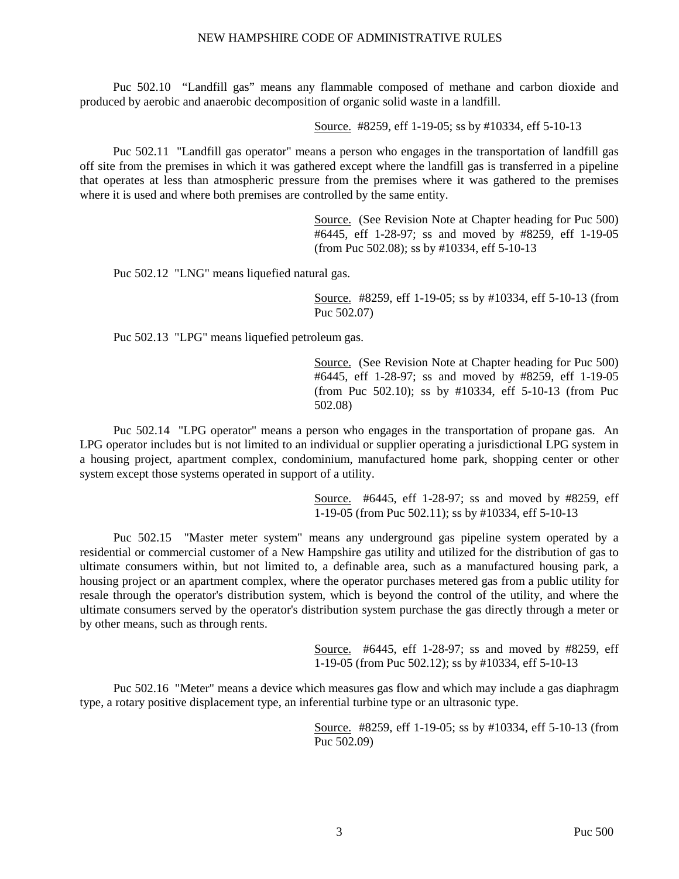Puc 502.10 "Landfill gas" means any flammable composed of methane and carbon dioxide and produced by aerobic and anaerobic decomposition of organic solid waste in a landfill.

Source. #8259, eff 1-19-05; ss by #10334, eff 5-10-13

Puc 502.11 "Landfill gas operator" means a person who engages in the transportation of landfill gas off site from the premises in which it was gathered except where the landfill gas is transferred in a pipeline that operates at less than atmospheric pressure from the premises where it was gathered to the premises where it is used and where both premises are controlled by the same entity.

Source. (See Revision Note at Chapter heading for Puc 500) #6445, eff 1-28-97; ss and moved by #8259, eff 1-19-05 (from Puc 502.08); ss by #10334, eff 5-10-13

Puc 502.12 "LNG" means liquefied natural gas.

Source. #8259, eff 1-19-05; ss by #10334, eff 5-10-13 (from Puc 502.07)

Puc 502.13 "LPG" means liquefied petroleum gas.

Source. (See Revision Note at Chapter heading for Puc 500) #6445, eff 1-28-97; ss and moved by #8259, eff 1-19-05 (from Puc 502.10); ss by #10334, eff 5-10-13 (from Puc 502.08)

Puc 502.14 "LPG operator" means a person who engages in the transportation of propane gas. An LPG operator includes but is not limited to an individual or supplier operating a jurisdictional LPG system in a housing project, apartment complex, condominium, manufactured home park, shopping center or other system except those systems operated in support of a utility.

Source. #6445, eff 1-28-97; ss and moved by #8259, eff 1-19-05 (from Puc 502.11); ss by #10334, eff 5-10-13

Puc 502.15 "Master meter system" means any underground gas pipeline system operated by a residential or commercial customer of a New Hampshire gas utility and utilized for the distribution of gas to ultimate consumers within, but not limited to, a definable area, such as a manufactured housing park, a housing project or an apartment complex, where the operator purchases metered gas from a public utility for resale through the operator's distribution system, which is beyond the control of the utility, and where the ultimate consumers served by the operator's distribution system purchase the gas directly through a meter or by other means, such as through rents.

Source. #6445, eff 1-28-97; ss and moved by #8259, eff 1-19-05 (from Puc 502.12); ss by #10334, eff 5-10-13

Puc 502.16 "Meter" means a device which measures gas flow and which may include a gas diaphragm type, a rotary positive displacement type, an inferential turbine type or an ultrasonic type.

Source. #8259, eff 1-19-05; ss by #10334, eff 5-10-13 (from Puc 502.09)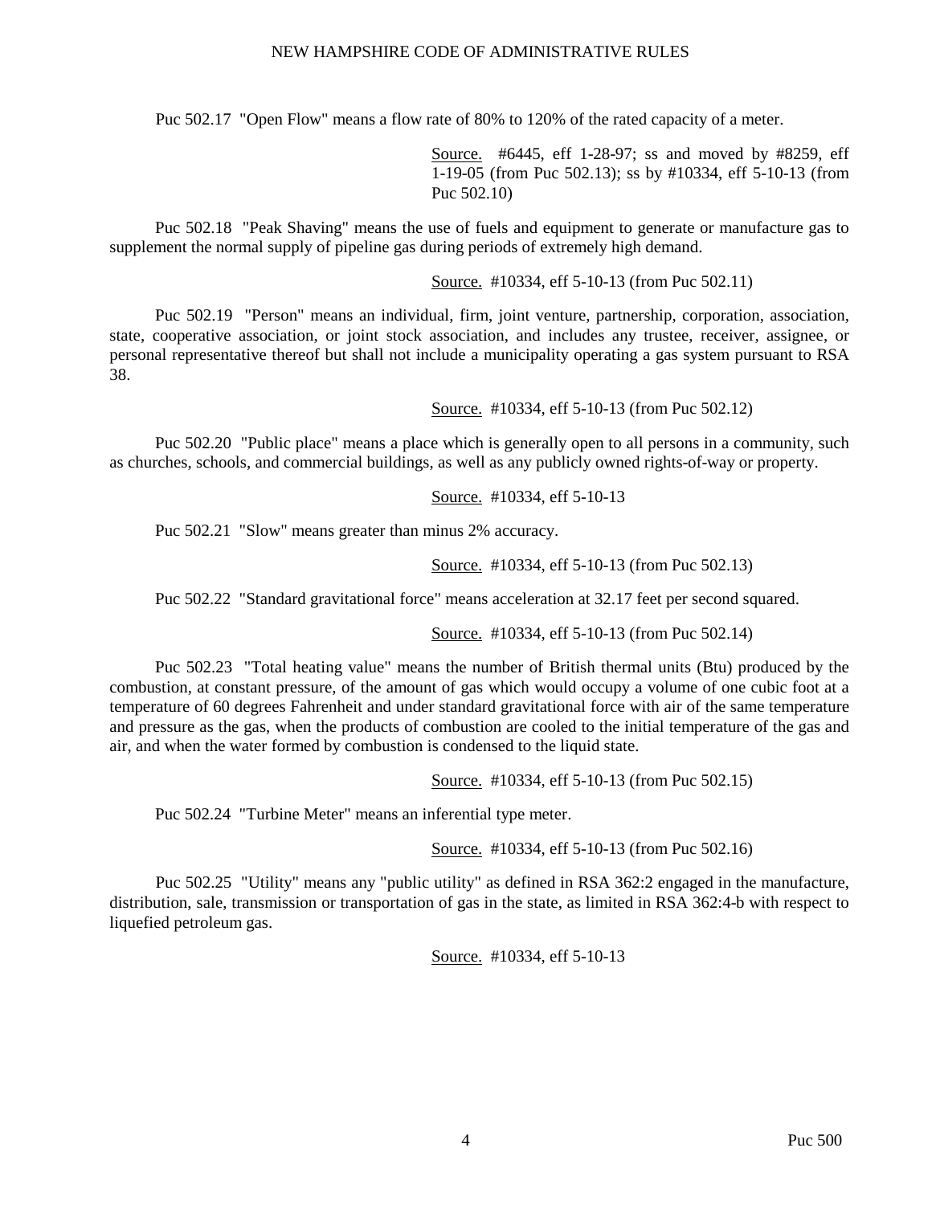Puc 502.17 "Open Flow" means a flow rate of 80% to 120% of the rated capacity of a meter.

Source. #6445, eff 1-28-97; ss and moved by #8259, eff 1-19-05 (from Puc 502.13); ss by #10334, eff 5-10-13 (from Puc 502.10)

Puc 502.18 "Peak Shaving" means the use of fuels and equipment to generate or manufacture gas to supplement the normal supply of pipeline gas during periods of extremely high demand.

Source. #10334, eff 5-10-13 (from Puc 502.11)

Puc 502.19 "Person" means an individual, firm, joint venture, partnership, corporation, association, state, cooperative association, or joint stock association, and includes any trustee, receiver, assignee, or personal representative thereof but shall not include a municipality operating a gas system pursuant to RSA 38.

Source. #10334, eff 5-10-13 (from Puc 502.12)

Puc 502.20 "Public place" means a place which is generally open to all persons in a community, such as churches, schools, and commercial buildings, as well as any publicly owned rights-of-way or property.

Source. #10334, eff 5-10-13

Puc 502.21 "Slow" means greater than minus 2% accuracy.

Source. #10334, eff 5-10-13 (from Puc 502.13)

Puc 502.22 "Standard gravitational force" means acceleration at 32.17 feet per second squared.

Source. #10334, eff 5-10-13 (from Puc 502.14)

Puc 502.23 "Total heating value" means the number of British thermal units (Btu) produced by the combustion, at constant pressure, of the amount of gas which would occupy a volume of one cubic foot at a temperature of 60 degrees Fahrenheit and under standard gravitational force with air of the same temperature and pressure as the gas, when the products of combustion are cooled to the initial temperature of the gas and air, and when the water formed by combustion is condensed to the liquid state.

Source. #10334, eff 5-10-13 (from Puc 502.15)

Puc 502.24 "Turbine Meter" means an inferential type meter.

Source. #10334, eff 5-10-13 (from Puc 502.16)

Puc 502.25 "Utility" means any "public utility" as defined in RSA 362:2 engaged in the manufacture, distribution, sale, transmission or transportation of gas in the state, as limited in RSA 362:4-b with respect to liquefied petroleum gas.

Source. #10334, eff 5-10-13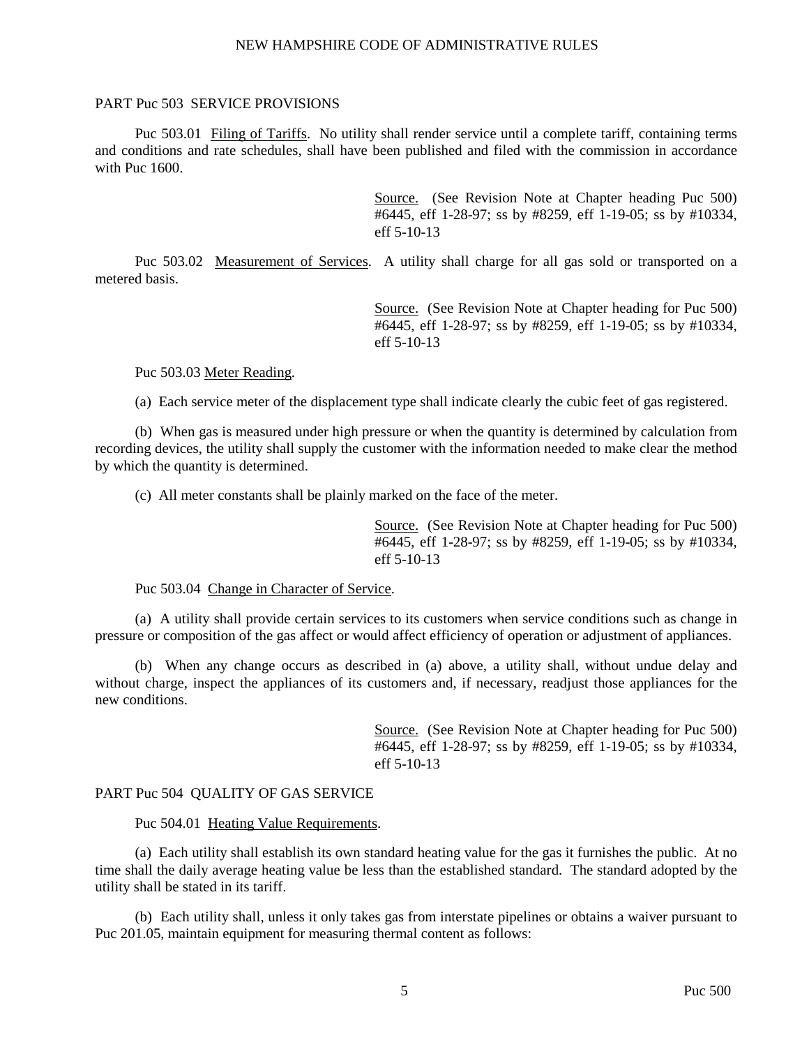## PART Puc 503 SERVICE PROVISIONS

Puc 503.01 Filing of Tariffs. No utility shall render service until a complete tariff, containing terms and conditions and rate schedules, shall have been published and filed with the commission in accordance with Puc 1600.

Source. (See Revision Note at Chapter heading Puc 500) #6445, eff 1-28-97; ss by #8259, eff 1-19-05; ss by #10334, eff 5-10-13

Puc 503.02 Measurement of Services. A utility shall charge for all gas sold or transported on a metered basis.

Source. (See Revision Note at Chapter heading for Puc 500) #6445, eff 1-28-97; ss by #8259, eff 1-19-05; ss by #10334, eff 5-10-13

Puc 503.03 Meter Reading.

(a) Each service meter of the displacement type shall indicate clearly the cubic feet of gas registered.

(b) When gas is measured under high pressure or when the quantity is determined by calculation from recording devices, the utility shall supply the customer with the information needed to make clear the method by which the quantity is determined.

(c) All meter constants shall be plainly marked on the face of the meter.

Source. (See Revision Note at Chapter heading for Puc 500) #6445, eff 1-28-97; ss by #8259, eff 1-19-05; ss by #10334, eff 5-10-13

Puc 503.04 Change in Character of Service.

(a) A utility shall provide certain services to its customers when service conditions such as change in pressure or composition of the gas affect or would affect efficiency of operation or adjustment of appliances.

(b) When any change occurs as described in (a) above, a utility shall, without undue delay and without charge, inspect the appliances of its customers and, if necessary, readjust those appliances for the new conditions.

Source. (See Revision Note at Chapter heading for Puc 500) #6445, eff 1-28-97; ss by #8259, eff 1-19-05; ss by #10334, eff 5-10-13

## PART Puc 504 QUALITY OF GAS SERVICE

Puc 504.01 Heating Value Requirements.

(a) Each utility shall establish its own standard heating value for the gas it furnishes the public. At no time shall the daily average heating value be less than the established standard. The standard adopted by the utility shall be stated in its tariff.

(b) Each utility shall, unless it only takes gas from interstate pipelines or obtains a waiver pursuant to Puc 201.05, maintain equipment for measuring thermal content as follows: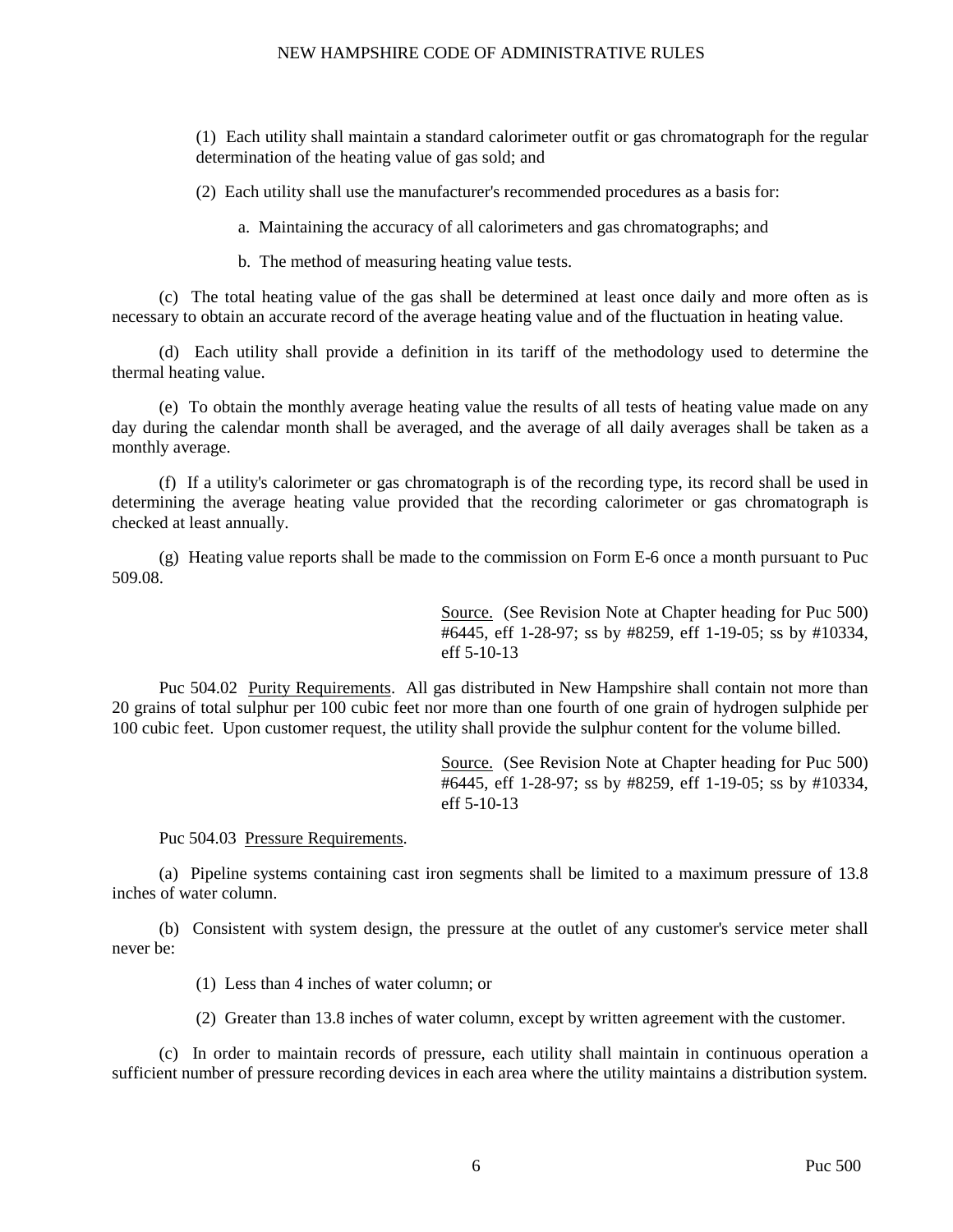(1) Each utility shall maintain a standard calorimeter outfit or gas chromatograph for the regular determination of the heating value of gas sold; and

(2) Each utility shall use the manufacturer's recommended procedures as a basis for:

a. Maintaining the accuracy of all calorimeters and gas chromatographs; and

b. The method of measuring heating value tests.

(c) The total heating value of the gas shall be determined at least once daily and more often as is necessary to obtain an accurate record of the average heating value and of the fluctuation in heating value.

(d) Each utility shall provide a definition in its tariff of the methodology used to determine the thermal heating value.

(e) To obtain the monthly average heating value the results of all tests of heating value made on any day during the calendar month shall be averaged, and the average of all daily averages shall be taken as a monthly average.

(f) If a utility's calorimeter or gas chromatograph is of the recording type, its record shall be used in determining the average heating value provided that the recording calorimeter or gas chromatograph is checked at least annually.

(g) Heating value reports shall be made to the commission on Form E-6 once a month pursuant to Puc 509.08.

Source. (See Revision Note at Chapter heading for Puc 500) #6445, eff 1-28-97; ss by #8259, eff 1-19-05; ss by #10334, eff 5-10-13

Puc 504.02 Purity Requirements. All gas distributed in New Hampshire shall contain not more than 20 grains of total sulphur per 100 cubic feet nor more than one fourth of one grain of hydrogen sulphide per 100 cubic feet. Upon customer request, the utility shall provide the sulphur content for the volume billed.

Source. (See Revision Note at Chapter heading for Puc 500) #6445, eff 1-28-97; ss by #8259, eff 1-19-05; ss by #10334, eff 5-10-13

Puc 504.03 Pressure Requirements.

(a) Pipeline systems containing cast iron segments shall be limited to a maximum pressure of 13.8 inches of water column.

(b) Consistent with system design, the pressure at the outlet of any customer's service meter shall never be:

(1) Less than 4 inches of water column; or

(2) Greater than 13.8 inches of water column, except by written agreement with the customer.

(c) In order to maintain records of pressure, each utility shall maintain in continuous operation a sufficient number of pressure recording devices in each area where the utility maintains a distribution system.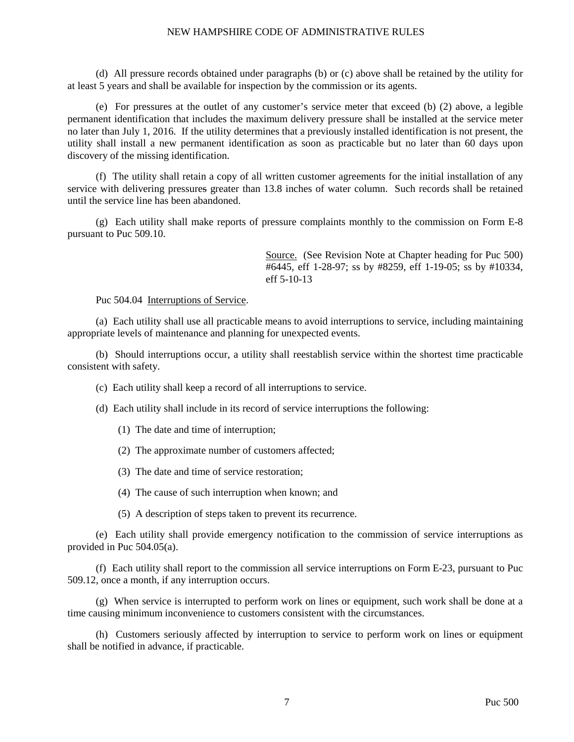(d) All pressure records obtained under paragraphs (b) or (c) above shall be retained by the utility for at least 5 years and shall be available for inspection by the commission or its agents.

(e) For pressures at the outlet of any customer's service meter that exceed (b) (2) above, a legible permanent identification that includes the maximum delivery pressure shall be installed at the service meter no later than July 1, 2016. If the utility determines that a previously installed identification is not present, the utility shall install a new permanent identification as soon as practicable but no later than 60 days upon discovery of the missing identification.

(f) The utility shall retain a copy of all written customer agreements for the initial installation of any service with delivering pressures greater than 13.8 inches of water column. Such records shall be retained until the service line has been abandoned.

(g) Each utility shall make reports of pressure complaints monthly to the commission on Form E-8 pursuant to Puc 509.10.

Source. (See Revision Note at Chapter heading for Puc 500) #6445, eff 1-28-97; ss by #8259, eff 1-19-05; ss by #10334, eff 5-10-13

Puc 504.04 Interruptions of Service.

(a) Each utility shall use all practicable means to avoid interruptions to service, including maintaining appropriate levels of maintenance and planning for unexpected events.

(b) Should interruptions occur, a utility shall reestablish service within the shortest time practicable consistent with safety.

(c) Each utility shall keep a record of all interruptions to service.

(d) Each utility shall include in its record of service interruptions the following:

(1) The date and time of interruption;

(2) The approximate number of customers affected;

(3) The date and time of service restoration;

(4) The cause of such interruption when known; and

(5) A description of steps taken to prevent its recurrence.

(e) Each utility shall provide emergency notification to the commission of service interruptions as provided in Puc 504.05(a).

(f) Each utility shall report to the commission all service interruptions on Form E-23, pursuant to Puc 509.12, once a month, if any interruption occurs.

(g) When service is interrupted to perform work on lines or equipment, such work shall be done at a time causing minimum inconvenience to customers consistent with the circumstances.

(h) Customers seriously affected by interruption to service to perform work on lines or equipment shall be notified in advance, if practicable.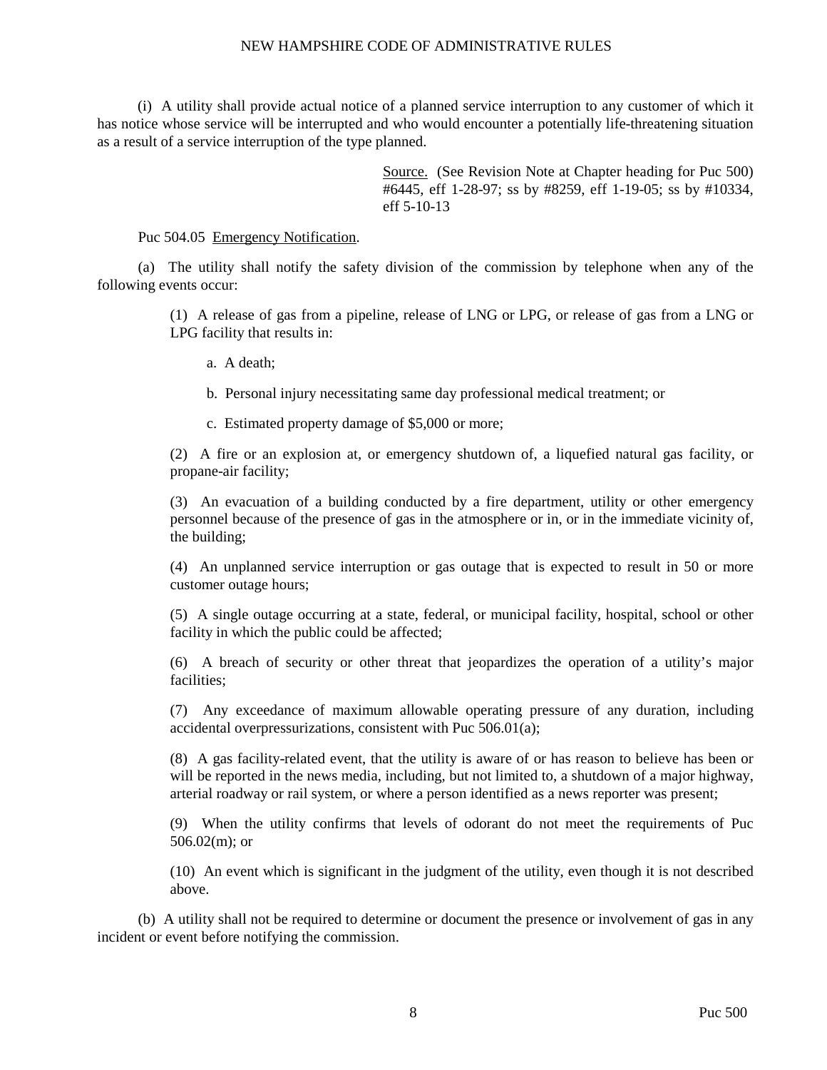(i) A utility shall provide actual notice of a planned service interruption to any customer of which it has notice whose service will be interrupted and who would encounter a potentially life-threatening situation as a result of a service interruption of the type planned.

Source. (See Revision Note at Chapter heading for Puc 500) #6445, eff 1-28-97; ss by #8259, eff 1-19-05; ss by #10334, eff 5-10-13

Puc 504.05 Emergency Notification.

(a) The utility shall notify the safety division of the commission by telephone when any of the following events occur:

(1) A release of gas from a pipeline, release of LNG or LPG, or release of gas from a LNG or LPG facility that results in:

a. A death;

b. Personal injury necessitating same day professional medical treatment; or

c. Estimated property damage of $5,000 or more;

(2) A fire or an explosion at, or emergency shutdown of, a liquefied natural gas facility, or propane-air facility;

(3) An evacuation of a building conducted by a fire department, utility or other emergency personnel because of the presence of gas in the atmosphere or in, or in the immediate vicinity of, the building;

(4) An unplanned service interruption or gas outage that is expected to result in 50 or more customer outage hours;

(5) A single outage occurring at a state, federal, or municipal facility, hospital, school or other facility in which the public could be affected;

(6) A breach of security or other threat that jeopardizes the operation of a utility's major facilities;

(7) Any exceedance of maximum allowable operating pressure of any duration, including accidental overpressurizations, consistent with Puc 506.01(a);

(8) A gas facility-related event, that the utility is aware of or has reason to believe has been or will be reported in the news media, including, but not limited to, a shutdown of a major highway, arterial roadway or rail system, or where a person identified as a news reporter was present;

(9) When the utility confirms that levels of odorant do not meet the requirements of Puc 506.02(m); or

(10) An event which is significant in the judgment of the utility, even though it is not described above.

(b) A utility shall not be required to determine or document the presence or involvement of gas in any incident or event before notifying the commission.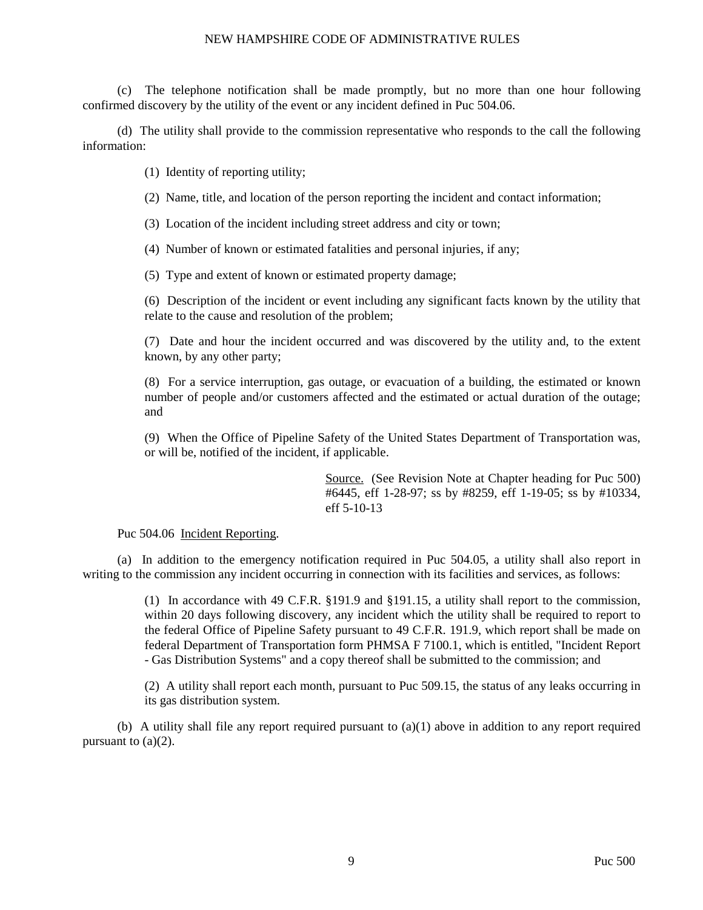(c) The telephone notification shall be made promptly, but no more than one hour following confirmed discovery by the utility of the event or any incident defined in Puc 504.06.

(d) The utility shall provide to the commission representative who responds to the call the following information:

(1) Identity of reporting utility;

(2) Name, title, and location of the person reporting the incident and contact information;

(3) Location of the incident including street address and city or town;

(4) Number of known or estimated fatalities and personal injuries, if any;

(5) Type and extent of known or estimated property damage;

(6) Description of the incident or event including any significant facts known by the utility that relate to the cause and resolution of the problem;

(7) Date and hour the incident occurred and was discovered by the utility and, to the extent known, by any other party;

(8) For a service interruption, gas outage, or evacuation of a building, the estimated or known number of people and/or customers affected and the estimated or actual duration of the outage; and

(9) When the Office of Pipeline Safety of the United States Department of Transportation was, or will be, notified of the incident, if applicable.

Source. (See Revision Note at Chapter heading for Puc 500) #6445, eff 1-28-97; ss by #8259, eff 1-19-05; ss by #10334, eff 5-10-13

Puc 504.06 Incident Reporting.

(a) In addition to the emergency notification required in Puc 504.05, a utility shall also report in writing to the commission any incident occurring in connection with its facilities and services, as follows:

(1) In accordance with 49 C.F.R. §191.9 and §191.15, a utility shall report to the commission, within 20 days following discovery, any incident which the utility shall be required to report to the federal Office of Pipeline Safety pursuant to 49 C.F.R. 191.9, which report shall be made on federal Department of Transportation form PHMSA F 7100.1, which is entitled, "Incident Report - Gas Distribution Systems" and a copy thereof shall be submitted to the commission; and

(2) A utility shall report each month, pursuant to Puc 509.15, the status of any leaks occurring in its gas distribution system.

(b) A utility shall file any report required pursuant to (a)(1) above in addition to any report required pursuant to (a)(2).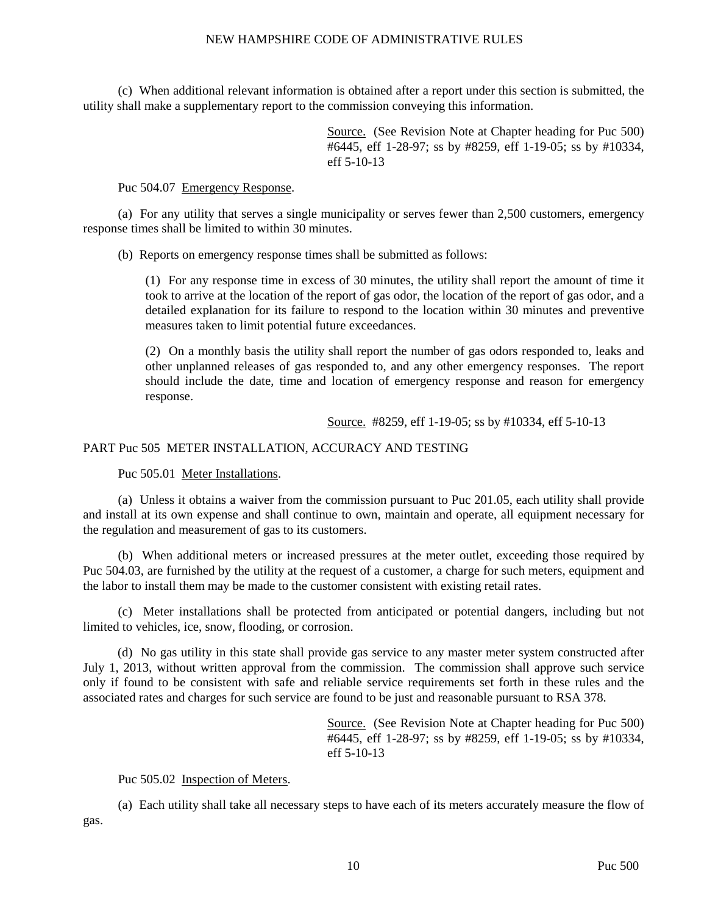(c) When additional relevant information is obtained after a report under this section is submitted, the utility shall make a supplementary report to the commission conveying this information.

Source. (See Revision Note at Chapter heading for Puc 500) #6445, eff 1-28-97; ss by #8259, eff 1-19-05; ss by #10334, eff 5-10-13

Puc 504.07 Emergency Response.

(a) For any utility that serves a single municipality or serves fewer than 2,500 customers, emergency response times shall be limited to within 30 minutes.

(b) Reports on emergency response times shall be submitted as follows:

(1) For any response time in excess of 30 minutes, the utility shall report the amount of time it took to arrive at the location of the report of gas odor, the location of the report of gas odor, and a detailed explanation for its failure to respond to the location within 30 minutes and preventive measures taken to limit potential future exceedances.

(2) On a monthly basis the utility shall report the number of gas odors responded to, leaks and other unplanned releases of gas responded to, and any other emergency responses. The report should include the date, time and location of emergency response and reason for emergency response.

Source. #8259, eff 1-19-05; ss by #10334, eff 5-10-13

## PART Puc 505 METER INSTALLATION, ACCURACY AND TESTING

Puc 505.01 Meter Installations.

(a) Unless it obtains a waiver from the commission pursuant to Puc 201.05, each utility shall provide and install at its own expense and shall continue to own, maintain and operate, all equipment necessary for the regulation and measurement of gas to its customers.

(b) When additional meters or increased pressures at the meter outlet, exceeding those required by Puc 504.03, are furnished by the utility at the request of a customer, a charge for such meters, equipment and the labor to install them may be made to the customer consistent with existing retail rates.

(c) Meter installations shall be protected from anticipated or potential dangers, including but not limited to vehicles, ice, snow, flooding, or corrosion.

(d) No gas utility in this state shall provide gas service to any master meter system constructed after July 1, 2013, without written approval from the commission. The commission shall approve such service only if found to be consistent with safe and reliable service requirements set forth in these rules and the associated rates and charges for such service are found to be just and reasonable pursuant to RSA 378.

Source. (See Revision Note at Chapter heading for Puc 500) #6445, eff 1-28-97; ss by #8259, eff 1-19-05; ss by #10334, eff 5-10-13

Puc 505.02 Inspection of Meters.

(a) Each utility shall take all necessary steps to have each of its meters accurately measure the flow of gas.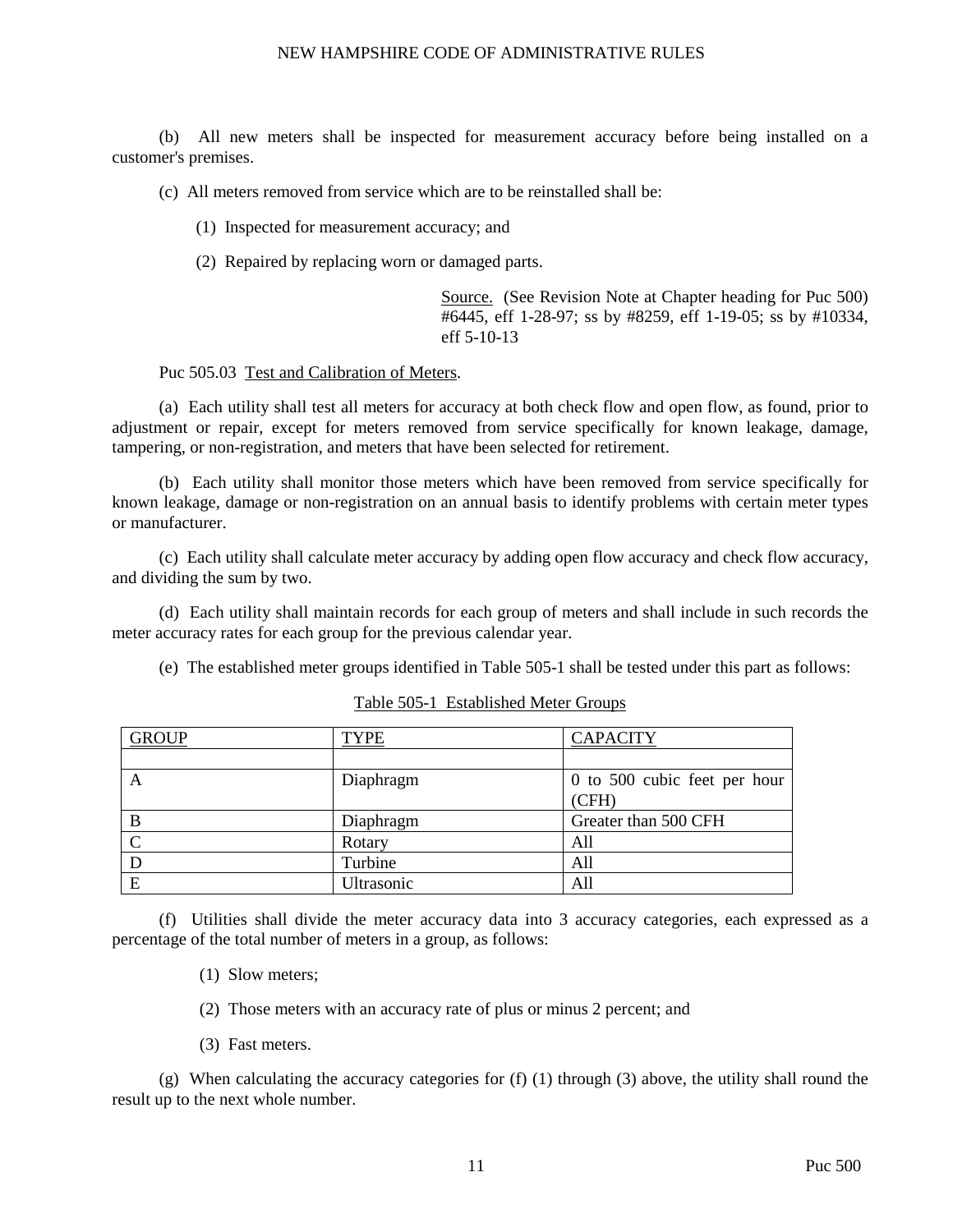(b) All new meters shall be inspected for measurement accuracy before being installed on a customer's premises.

(c) All meters removed from service which are to be reinstalled shall be:

(1) Inspected for measurement accuracy; and

(2) Repaired by replacing worn or damaged parts.

Source. (See Revision Note at Chapter heading for Puc 500) #6445, eff 1-28-97; ss by #8259, eff 1-19-05; ss by #10334, eff 5-10-13

Puc 505.03 Test and Calibration of Meters.

(a) Each utility shall test all meters for accuracy at both check flow and open flow, as found, prior to adjustment or repair, except for meters removed from service specifically for known leakage, damage, tampering, or non-registration, and meters that have been selected for retirement.

(b) Each utility shall monitor those meters which have been removed from service specifically for known leakage, damage or non-registration on an annual basis to identify problems with certain meter types or manufacturer.

(c) Each utility shall calculate meter accuracy by adding open flow accuracy and check flow accuracy, and dividing the sum by two.

(d) Each utility shall maintain records for each group of meters and shall include in such records the meter accuracy rates for each group for the previous calendar year.

(e) The established meter groups identified in Table 505-1 shall be tested under this part as follows:

Table 505-1 Established Meter Groups

| GROUP | TYPE | CAPACITY |
|---|---|---|
| | | |
| A | Diaphragm | 0 to 500 cubic feet per hour (CFH) |
| B | Diaphragm | Greater than 500 CFH |
| C | Rotary | All |
| D | Turbine | All |
| E | Ultrasonic | All |

(f) Utilities shall divide the meter accuracy data into 3 accuracy categories, each expressed as a percentage of the total number of meters in a group, as follows:

(1) Slow meters;

(2) Those meters with an accuracy rate of plus or minus 2 percent; and

(3) Fast meters.

(g) When calculating the accuracy categories for (f) (1) through (3) above, the utility shall round the result up to the next whole number.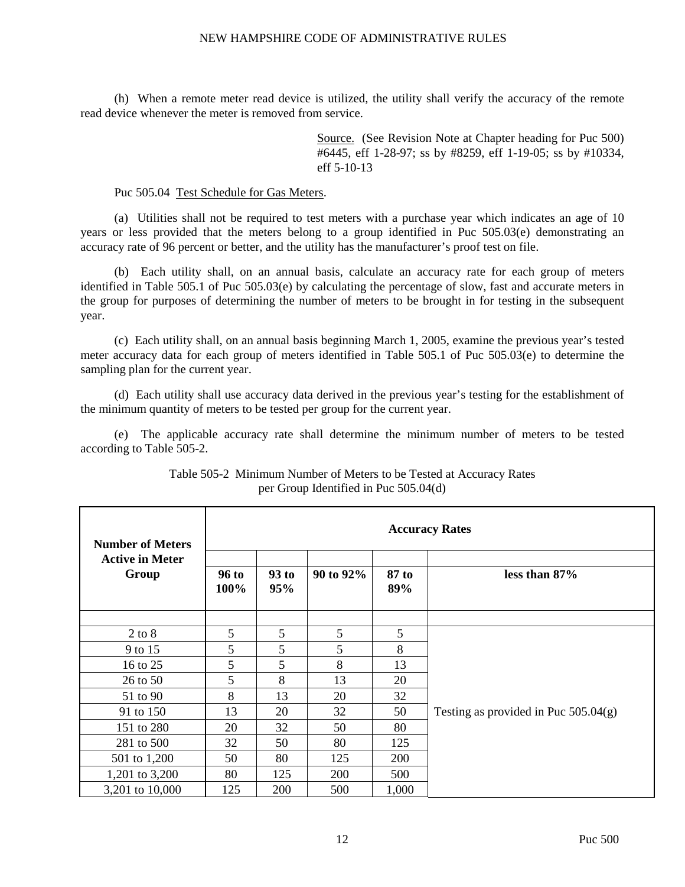(h) When a remote meter read device is utilized, the utility shall verify the accuracy of the remote read device whenever the meter is removed from service.

Source. (See Revision Note at Chapter heading for Puc 500) #6445, eff 1-28-97; ss by #8259, eff 1-19-05; ss by #10334, eff 5-10-13

Puc 505.04 Test Schedule for Gas Meters.

(a) Utilities shall not be required to test meters with a purchase year which indicates an age of 10 years or less provided that the meters belong to a group identified in Puc 505.03(e) demonstrating an accuracy rate of 96 percent or better, and the utility has the manufacturer's proof test on file.

(b) Each utility shall, on an annual basis, calculate an accuracy rate for each group of meters identified in Table 505.1 of Puc 505.03(e) by calculating the percentage of slow, fast and accurate meters in the group for purposes of determining the number of meters to be brought in for testing in the subsequent year.

(c) Each utility shall, on an annual basis beginning March 1, 2005, examine the previous year's tested meter accuracy data for each group of meters identified in Table 505.1 of Puc 505.03(e) to determine the sampling plan for the current year.

(d) Each utility shall use accuracy data derived in the previous year's testing for the establishment of the minimum quantity of meters to be tested per group for the current year.

(e) The applicable accuracy rate shall determine the minimum number of meters to be tested according to Table 505-2.

Table 505-2 Minimum Number of Meters to be Tested at Accuracy Rates per Group Identified in Puc 505.04(d)

| Number of Meters Active in Meter Group | Accuracy Rates | | | | |
|---|---|---|---|---|---|
| | **96 to 100%** | **93 to 95%** | **90 to 92%** | **87 to 89%** | **less than 87%** |
| 2 to 8 | 5 | 5 | 5 | 5 | Testing as provided in Puc 505.04(g) |
| 9 to 15 | 5 | 5 | 5 | 8 | |
| 16 to 25 | 5 | 5 | 8 | 13 | |
| 26 to 50 | 5 | 8 | 13 | 20 | |
| 51 to 90 | 8 | 13 | 20 | 32 | |
| 91 to 150 | 13 | 20 | 32 | 50 | |
| 151 to 280 | 20 | 32 | 50 | 80 | |
| 281 to 500 | 32 | 50 | 80 | 125 | |
| 501 to 1,200 | 50 | 80 | 125 | 200 | |
| 1,201 to 3,200 | 80 | 125 | 200 | 500 | |
| 3,201 to 10,000 | 125 | 200 | 500 | 1,000 | |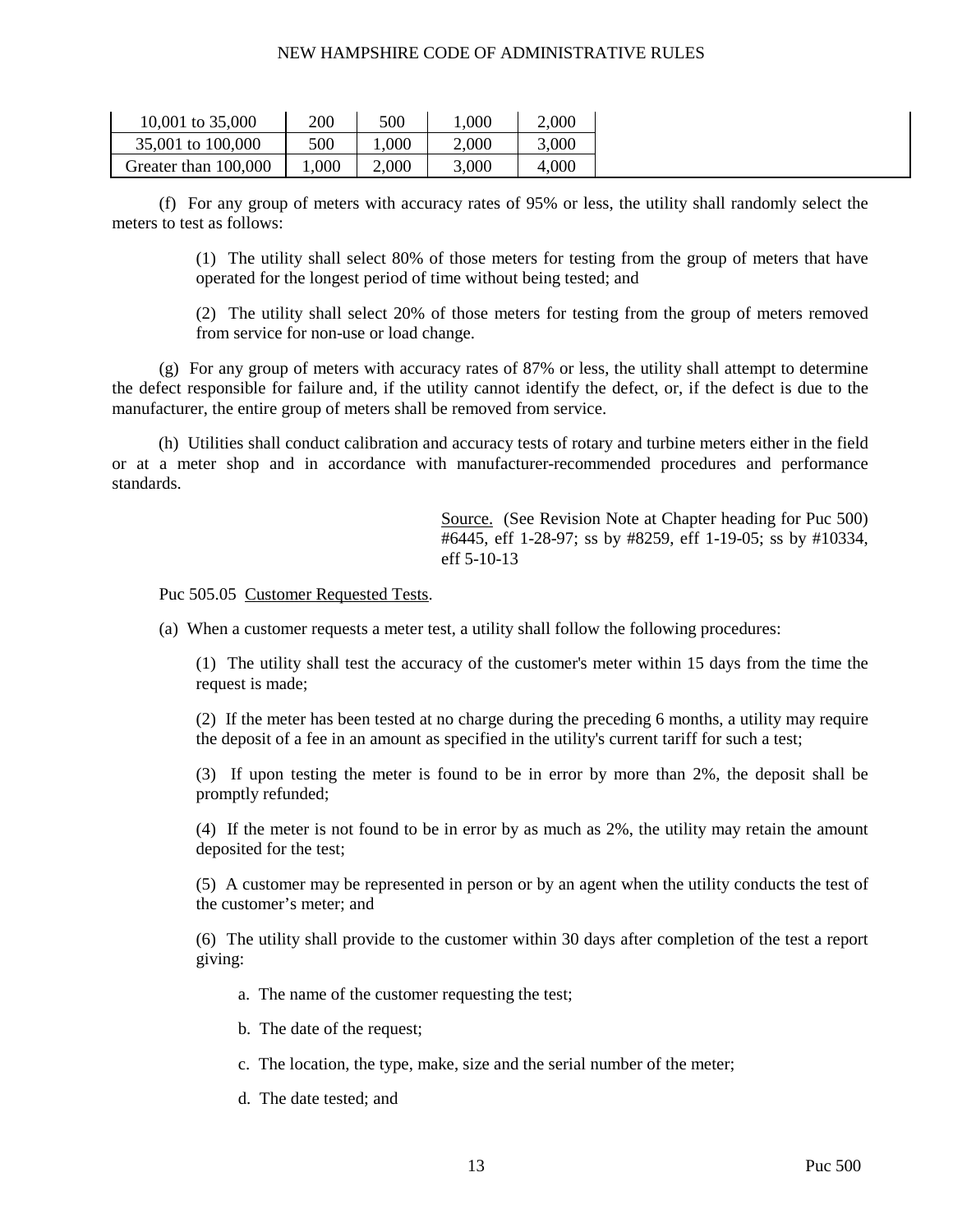| | | | | |
|---|---|---|---|---|
| 10,001 to 35,000 | 200 | 500 | 1,000 | 2,000 |
| 35,001 to 100,000 | 500 | 1,000 | 2,000 | 3,000 |
| Greater than 100,000 | 1,000 | 2,000 | 3,000 | 4,000 |

(f) For any group of meters with accuracy rates of 95% or less, the utility shall randomly select the meters to test as follows:

(1) The utility shall select 80% of those meters for testing from the group of meters that have operated for the longest period of time without being tested; and

(2) The utility shall select 20% of those meters for testing from the group of meters removed from service for non-use or load change.

(g) For any group of meters with accuracy rates of 87% or less, the utility shall attempt to determine the defect responsible for failure and, if the utility cannot identify the defect, or, if the defect is due to the manufacturer, the entire group of meters shall be removed from service.

(h) Utilities shall conduct calibration and accuracy tests of rotary and turbine meters either in the field or at a meter shop and in accordance with manufacturer-recommended procedures and performance standards.

Source. (See Revision Note at Chapter heading for Puc 500) #6445, eff 1-28-97; ss by #8259, eff 1-19-05; ss by #10334, eff 5-10-13

Puc 505.05 Customer Requested Tests.

(a) When a customer requests a meter test, a utility shall follow the following procedures:

(1) The utility shall test the accuracy of the customer's meter within 15 days from the time the request is made;

(2) If the meter has been tested at no charge during the preceding 6 months, a utility may require the deposit of a fee in an amount as specified in the utility's current tariff for such a test;

(3) If upon testing the meter is found to be in error by more than 2%, the deposit shall be promptly refunded;

(4) If the meter is not found to be in error by as much as 2%, the utility may retain the amount deposited for the test;

(5) A customer may be represented in person or by an agent when the utility conducts the test of the customer's meter; and

(6) The utility shall provide to the customer within 30 days after completion of the test a report giving:

a. The name of the customer requesting the test;

b. The date of the request;

c. The location, the type, make, size and the serial number of the meter;

d. The date tested; and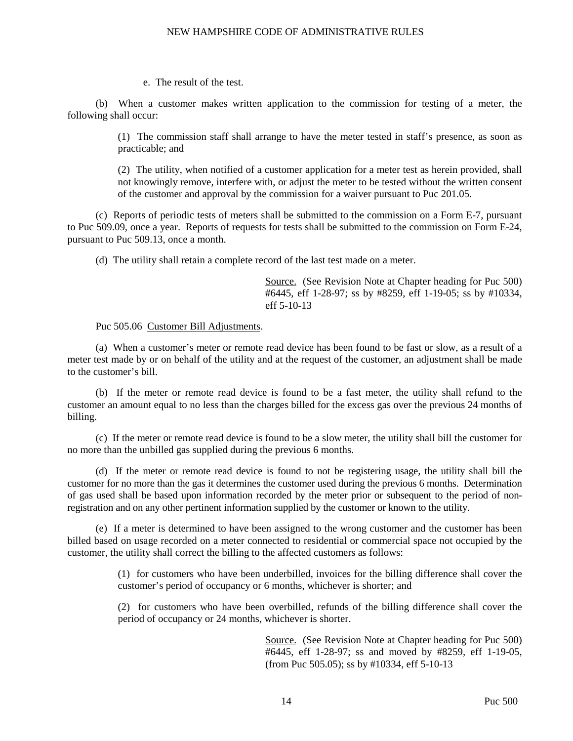e. The result of the test.

(b) When a customer makes written application to the commission for testing of a meter, the following shall occur:

(1) The commission staff shall arrange to have the meter tested in staff's presence, as soon as practicable; and

(2) The utility, when notified of a customer application for a meter test as herein provided, shall not knowingly remove, interfere with, or adjust the meter to be tested without the written consent of the customer and approval by the commission for a waiver pursuant to Puc 201.05.

(c) Reports of periodic tests of meters shall be submitted to the commission on a Form E-7, pursuant to Puc 509.09, once a year. Reports of requests for tests shall be submitted to the commission on Form E-24, pursuant to Puc 509.13, once a month.

(d) The utility shall retain a complete record of the last test made on a meter.

Source. (See Revision Note at Chapter heading for Puc 500) #6445, eff 1-28-97; ss by #8259, eff 1-19-05; ss by #10334, eff 5-10-13

Puc 505.06 Customer Bill Adjustments.

(a) When a customer's meter or remote read device has been found to be fast or slow, as a result of a meter test made by or on behalf of the utility and at the request of the customer, an adjustment shall be made to the customer's bill.

(b) If the meter or remote read device is found to be a fast meter, the utility shall refund to the customer an amount equal to no less than the charges billed for the excess gas over the previous 24 months of billing.

(c) If the meter or remote read device is found to be a slow meter, the utility shall bill the customer for no more than the unbilled gas supplied during the previous 6 months.

(d) If the meter or remote read device is found to not be registering usage, the utility shall bill the customer for no more than the gas it determines the customer used during the previous 6 months. Determination of gas used shall be based upon information recorded by the meter prior or subsequent to the period of non-registration and on any other pertinent information supplied by the customer or known to the utility.

(e) If a meter is determined to have been assigned to the wrong customer and the customer has been billed based on usage recorded on a meter connected to residential or commercial space not occupied by the customer, the utility shall correct the billing to the affected customers as follows:

(1) for customers who have been underbilled, invoices for the billing difference shall cover the customer's period of occupancy or 6 months, whichever is shorter; and

(2) for customers who have been overbilled, refunds of the billing difference shall cover the period of occupancy or 24 months, whichever is shorter.

Source. (See Revision Note at Chapter heading for Puc 500) #6445, eff 1-28-97; ss and moved by #8259, eff 1-19-05, (from Puc 505.05); ss by #10334, eff 5-10-13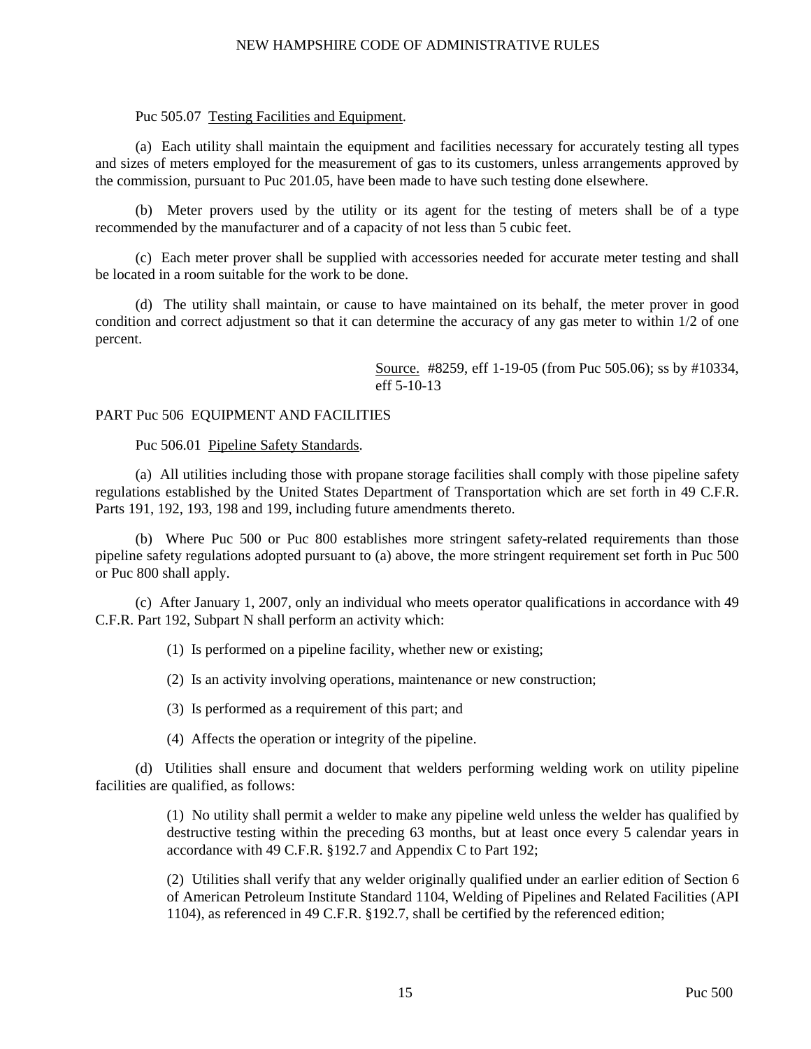Puc 505.07 Testing Facilities and Equipment.

(a) Each utility shall maintain the equipment and facilities necessary for accurately testing all types and sizes of meters employed for the measurement of gas to its customers, unless arrangements approved by the commission, pursuant to Puc 201.05, have been made to have such testing done elsewhere.

(b) Meter provers used by the utility or its agent for the testing of meters shall be of a type recommended by the manufacturer and of a capacity of not less than 5 cubic feet.

(c) Each meter prover shall be supplied with accessories needed for accurate meter testing and shall be located in a room suitable for the work to be done.

(d) The utility shall maintain, or cause to have maintained on its behalf, the meter prover in good condition and correct adjustment so that it can determine the accuracy of any gas meter to within 1/2 of one percent.

Source. #8259, eff 1-19-05 (from Puc 505.06); ss by #10334, eff 5-10-13

## PART Puc 506 EQUIPMENT AND FACILITIES

Puc 506.01 Pipeline Safety Standards.

(a) All utilities including those with propane storage facilities shall comply with those pipeline safety regulations established by the United States Department of Transportation which are set forth in 49 C.F.R. Parts 191, 192, 193, 198 and 199, including future amendments thereto.

(b) Where Puc 500 or Puc 800 establishes more stringent safety-related requirements than those pipeline safety regulations adopted pursuant to (a) above, the more stringent requirement set forth in Puc 500 or Puc 800 shall apply.

(c) After January 1, 2007, only an individual who meets operator qualifications in accordance with 49 C.F.R. Part 192, Subpart N shall perform an activity which:

(1) Is performed on a pipeline facility, whether new or existing;

(2) Is an activity involving operations, maintenance or new construction;

(3) Is performed as a requirement of this part; and

(4) Affects the operation or integrity of the pipeline.

(d) Utilities shall ensure and document that welders performing welding work on utility pipeline facilities are qualified, as follows:

(1) No utility shall permit a welder to make any pipeline weld unless the welder has qualified by destructive testing within the preceding 63 months, but at least once every 5 calendar years in accordance with 49 C.F.R. §192.7 and Appendix C to Part 192;

(2) Utilities shall verify that any welder originally qualified under an earlier edition of Section 6 of American Petroleum Institute Standard 1104, Welding of Pipelines and Related Facilities (API 1104), as referenced in 49 C.F.R. §192.7, shall be certified by the referenced edition;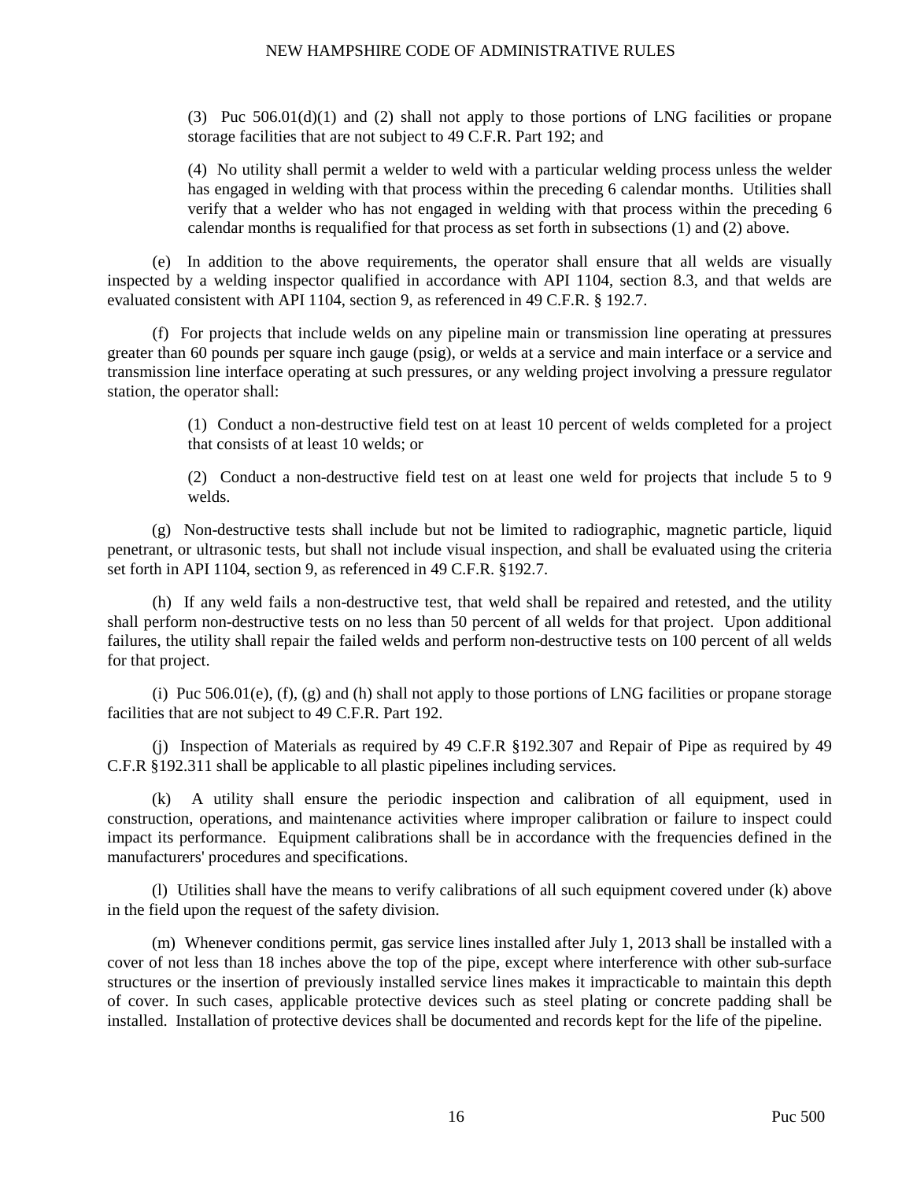(3) Puc 506.01(d)(1) and (2) shall not apply to those portions of LNG facilities or propane storage facilities that are not subject to 49 C.F.R. Part 192; and

(4) No utility shall permit a welder to weld with a particular welding process unless the welder has engaged in welding with that process within the preceding 6 calendar months. Utilities shall verify that a welder who has not engaged in welding with that process within the preceding 6 calendar months is requalified for that process as set forth in subsections (1) and (2) above.

(e) In addition to the above requirements, the operator shall ensure that all welds are visually inspected by a welding inspector qualified in accordance with API 1104, section 8.3, and that welds are evaluated consistent with API 1104, section 9, as referenced in 49 C.F.R. § 192.7.

(f) For projects that include welds on any pipeline main or transmission line operating at pressures greater than 60 pounds per square inch gauge (psig), or welds at a service and main interface or a service and transmission line interface operating at such pressures, or any welding project involving a pressure regulator station, the operator shall:

(1) Conduct a non-destructive field test on at least 10 percent of welds completed for a project that consists of at least 10 welds; or

(2) Conduct a non-destructive field test on at least one weld for projects that include 5 to 9 welds.

(g) Non-destructive tests shall include but not be limited to radiographic, magnetic particle, liquid penetrant, or ultrasonic tests, but shall not include visual inspection, and shall be evaluated using the criteria set forth in API 1104, section 9, as referenced in 49 C.F.R. §192.7.

(h) If any weld fails a non-destructive test, that weld shall be repaired and retested, and the utility shall perform non-destructive tests on no less than 50 percent of all welds for that project. Upon additional failures, the utility shall repair the failed welds and perform non-destructive tests on 100 percent of all welds for that project.

(i) Puc 506.01(e), (f), (g) and (h) shall not apply to those portions of LNG facilities or propane storage facilities that are not subject to 49 C.F.R. Part 192.

(j) Inspection of Materials as required by 49 C.F.R §192.307 and Repair of Pipe as required by 49 C.F.R §192.311 shall be applicable to all plastic pipelines including services.

(k) A utility shall ensure the periodic inspection and calibration of all equipment, used in construction, operations, and maintenance activities where improper calibration or failure to inspect could impact its performance. Equipment calibrations shall be in accordance with the frequencies defined in the manufacturers' procedures and specifications.

(l) Utilities shall have the means to verify calibrations of all such equipment covered under (k) above in the field upon the request of the safety division.

(m) Whenever conditions permit, gas service lines installed after July 1, 2013 shall be installed with a cover of not less than 18 inches above the top of the pipe, except where interference with other sub-surface structures or the insertion of previously installed service lines makes it impracticable to maintain this depth of cover. In such cases, applicable protective devices such as steel plating or concrete padding shall be installed. Installation of protective devices shall be documented and records kept for the life of the pipeline.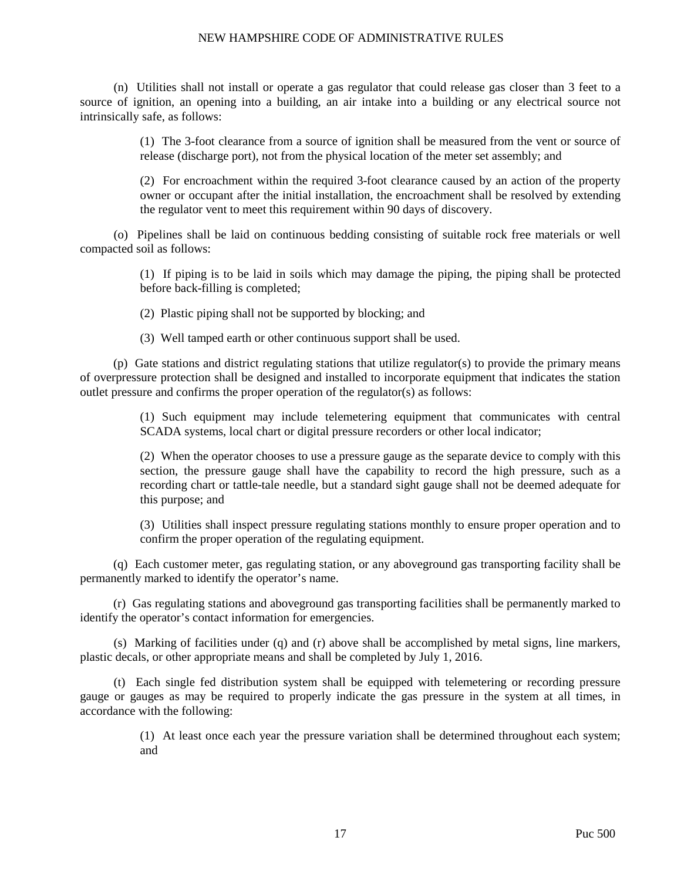(n) Utilities shall not install or operate a gas regulator that could release gas closer than 3 feet to a source of ignition, an opening into a building, an air intake into a building or any electrical source not intrinsically safe, as follows:

(1) The 3-foot clearance from a source of ignition shall be measured from the vent or source of release (discharge port), not from the physical location of the meter set assembly; and

(2) For encroachment within the required 3-foot clearance caused by an action of the property owner or occupant after the initial installation, the encroachment shall be resolved by extending the regulator vent to meet this requirement within 90 days of discovery.

(o) Pipelines shall be laid on continuous bedding consisting of suitable rock free materials or well compacted soil as follows:

(1) If piping is to be laid in soils which may damage the piping, the piping shall be protected before back-filling is completed;

(2) Plastic piping shall not be supported by blocking; and

(3) Well tamped earth or other continuous support shall be used.

(p) Gate stations and district regulating stations that utilize regulator(s) to provide the primary means of overpressure protection shall be designed and installed to incorporate equipment that indicates the station outlet pressure and confirms the proper operation of the regulator(s) as follows:

(1) Such equipment may include telemetering equipment that communicates with central SCADA systems, local chart or digital pressure recorders or other local indicator;

(2) When the operator chooses to use a pressure gauge as the separate device to comply with this section, the pressure gauge shall have the capability to record the high pressure, such as a recording chart or tattle-tale needle, but a standard sight gauge shall not be deemed adequate for this purpose; and

(3) Utilities shall inspect pressure regulating stations monthly to ensure proper operation and to confirm the proper operation of the regulating equipment.

(q) Each customer meter, gas regulating station, or any aboveground gas transporting facility shall be permanently marked to identify the operator's name.

(r) Gas regulating stations and aboveground gas transporting facilities shall be permanently marked to identify the operator's contact information for emergencies.

(s) Marking of facilities under (q) and (r) above shall be accomplished by metal signs, line markers, plastic decals, or other appropriate means and shall be completed by July 1, 2016.

(t) Each single fed distribution system shall be equipped with telemetering or recording pressure gauge or gauges as may be required to properly indicate the gas pressure in the system at all times, in accordance with the following:

(1) At least once each year the pressure variation shall be determined throughout each system; and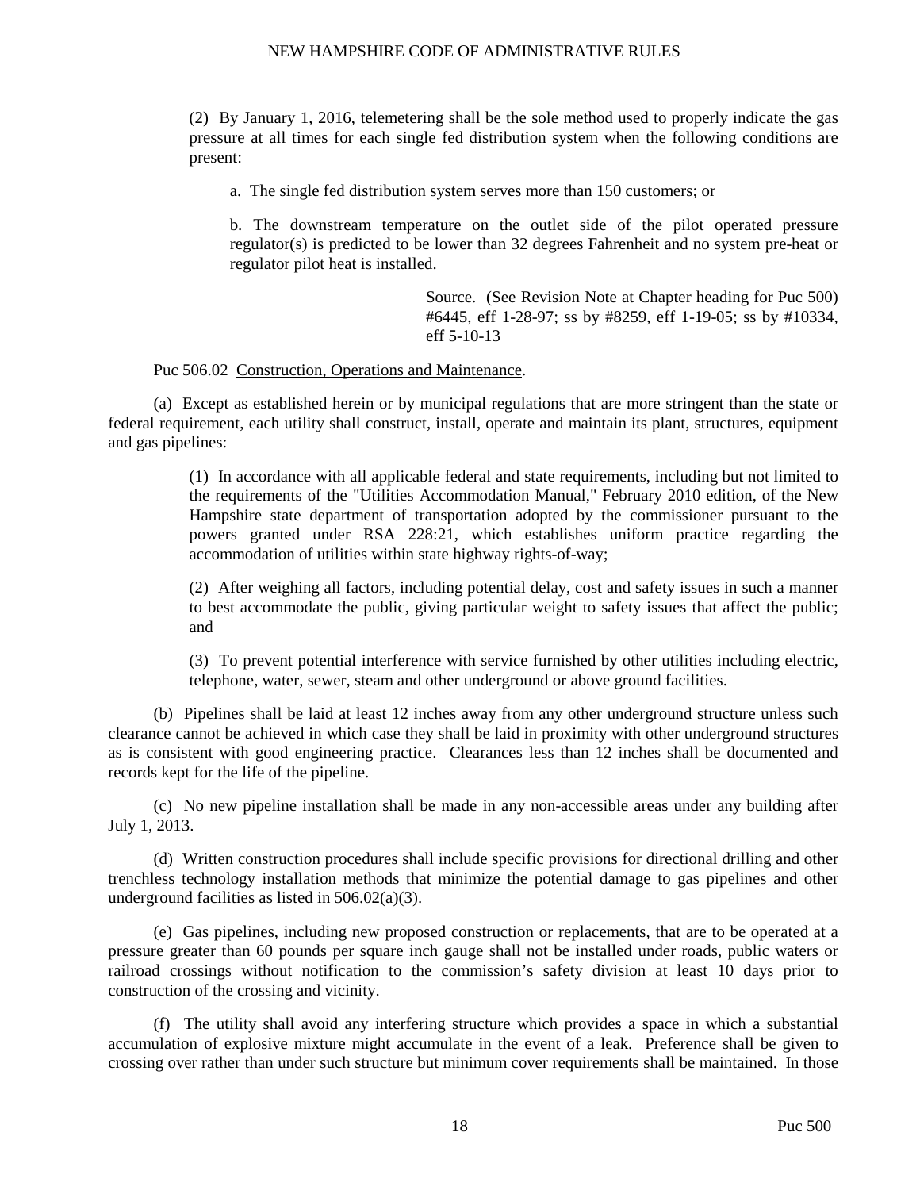(2) By January 1, 2016, telemetering shall be the sole method used to properly indicate the gas pressure at all times for each single fed distribution system when the following conditions are present:

a. The single fed distribution system serves more than 150 customers; or

b. The downstream temperature on the outlet side of the pilot operated pressure regulator(s) is predicted to be lower than 32 degrees Fahrenheit and no system pre-heat or regulator pilot heat is installed.

Source. (See Revision Note at Chapter heading for Puc 500) #6445, eff 1-28-97; ss by #8259, eff 1-19-05; ss by #10334, eff 5-10-13

Puc 506.02 Construction, Operations and Maintenance.

(a) Except as established herein or by municipal regulations that are more stringent than the state or federal requirement, each utility shall construct, install, operate and maintain its plant, structures, equipment and gas pipelines:

(1) In accordance with all applicable federal and state requirements, including but not limited to the requirements of the "Utilities Accommodation Manual," February 2010 edition, of the New Hampshire state department of transportation adopted by the commissioner pursuant to the powers granted under RSA 228:21, which establishes uniform practice regarding the accommodation of utilities within state highway rights-of-way;

(2) After weighing all factors, including potential delay, cost and safety issues in such a manner to best accommodate the public, giving particular weight to safety issues that affect the public; and

(3) To prevent potential interference with service furnished by other utilities including electric, telephone, water, sewer, steam and other underground or above ground facilities.

(b) Pipelines shall be laid at least 12 inches away from any other underground structure unless such clearance cannot be achieved in which case they shall be laid in proximity with other underground structures as is consistent with good engineering practice. Clearances less than 12 inches shall be documented and records kept for the life of the pipeline.

(c) No new pipeline installation shall be made in any non-accessible areas under any building after July 1, 2013.

(d) Written construction procedures shall include specific provisions for directional drilling and other trenchless technology installation methods that minimize the potential damage to gas pipelines and other underground facilities as listed in 506.02(a)(3).

(e) Gas pipelines, including new proposed construction or replacements, that are to be operated at a pressure greater than 60 pounds per square inch gauge shall not be installed under roads, public waters or railroad crossings without notification to the commission's safety division at least 10 days prior to construction of the crossing and vicinity.

(f) The utility shall avoid any interfering structure which provides a space in which a substantial accumulation of explosive mixture might accumulate in the event of a leak. Preference shall be given to crossing over rather than under such structure but minimum cover requirements shall be maintained. In those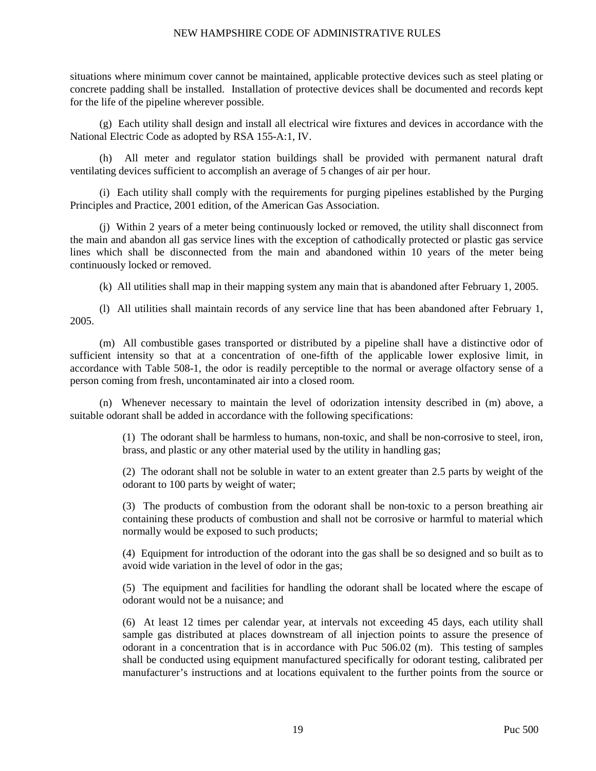situations where minimum cover cannot be maintained, applicable protective devices such as steel plating or concrete padding shall be installed. Installation of protective devices shall be documented and records kept for the life of the pipeline wherever possible.

(g) Each utility shall design and install all electrical wire fixtures and devices in accordance with the National Electric Code as adopted by RSA 155-A:1, IV.

(h) All meter and regulator station buildings shall be provided with permanent natural draft ventilating devices sufficient to accomplish an average of 5 changes of air per hour.

(i) Each utility shall comply with the requirements for purging pipelines established by the Purging Principles and Practice, 2001 edition, of the American Gas Association.

(j) Within 2 years of a meter being continuously locked or removed, the utility shall disconnect from the main and abandon all gas service lines with the exception of cathodically protected or plastic gas service lines which shall be disconnected from the main and abandoned within 10 years of the meter being continuously locked or removed.

(k) All utilities shall map in their mapping system any main that is abandoned after February 1, 2005.

(l) All utilities shall maintain records of any service line that has been abandoned after February 1, 2005.

(m) All combustible gases transported or distributed by a pipeline shall have a distinctive odor of sufficient intensity so that at a concentration of one-fifth of the applicable lower explosive limit, in accordance with Table 508-1, the odor is readily perceptible to the normal or average olfactory sense of a person coming from fresh, uncontaminated air into a closed room.

(n) Whenever necessary to maintain the level of odorization intensity described in (m) above, a suitable odorant shall be added in accordance with the following specifications:

(1) The odorant shall be harmless to humans, non-toxic, and shall be non-corrosive to steel, iron, brass, and plastic or any other material used by the utility in handling gas;

(2) The odorant shall not be soluble in water to an extent greater than 2.5 parts by weight of the odorant to 100 parts by weight of water;

(3) The products of combustion from the odorant shall be non-toxic to a person breathing air containing these products of combustion and shall not be corrosive or harmful to material which normally would be exposed to such products;

(4) Equipment for introduction of the odorant into the gas shall be so designed and so built as to avoid wide variation in the level of odor in the gas;

(5) The equipment and facilities for handling the odorant shall be located where the escape of odorant would not be a nuisance; and

(6) At least 12 times per calendar year, at intervals not exceeding 45 days, each utility shall sample gas distributed at places downstream of all injection points to assure the presence of odorant in a concentration that is in accordance with Puc 506.02 (m). This testing of samples shall be conducted using equipment manufactured specifically for odorant testing, calibrated per manufacturer's instructions and at locations equivalent to the further points from the source or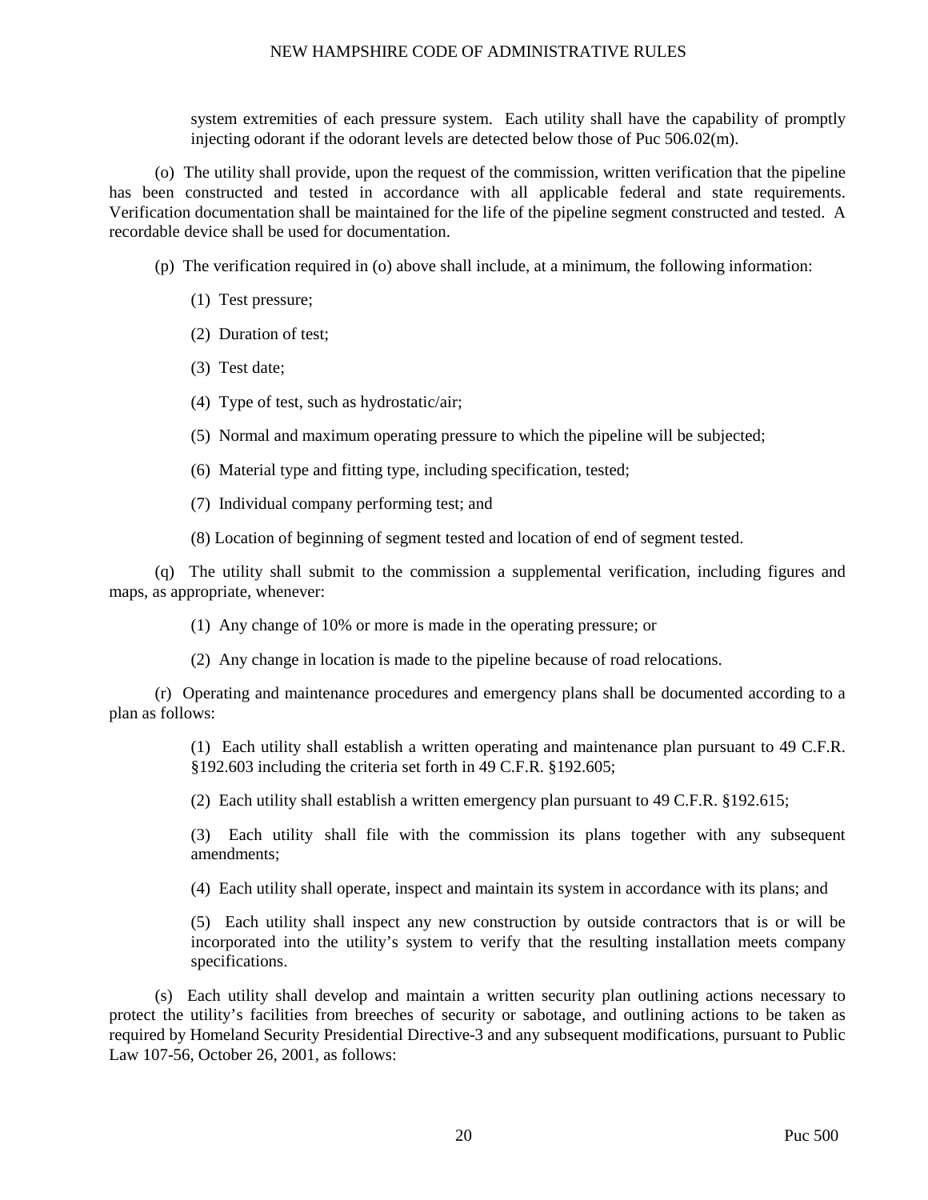system extremities of each pressure system. Each utility shall have the capability of promptly injecting odorant if the odorant levels are detected below those of Puc 506.02(m).

(o) The utility shall provide, upon the request of the commission, written verification that the pipeline has been constructed and tested in accordance with all applicable federal and state requirements. Verification documentation shall be maintained for the life of the pipeline segment constructed and tested. A recordable device shall be used for documentation.

(p) The verification required in (o) above shall include, at a minimum, the following information:

(1) Test pressure;

(2) Duration of test;

(3) Test date;

(4) Type of test, such as hydrostatic/air;

(5) Normal and maximum operating pressure to which the pipeline will be subjected;

(6) Material type and fitting type, including specification, tested;

(7) Individual company performing test; and

(8) Location of beginning of segment tested and location of end of segment tested.

(q) The utility shall submit to the commission a supplemental verification, including figures and maps, as appropriate, whenever:

(1) Any change of 10% or more is made in the operating pressure; or

(2) Any change in location is made to the pipeline because of road relocations.

(r) Operating and maintenance procedures and emergency plans shall be documented according to a plan as follows:

(1) Each utility shall establish a written operating and maintenance plan pursuant to 49 C.F.R. §192.603 including the criteria set forth in 49 C.F.R. §192.605;

(2) Each utility shall establish a written emergency plan pursuant to 49 C.F.R. §192.615;

(3) Each utility shall file with the commission its plans together with any subsequent amendments;

(4) Each utility shall operate, inspect and maintain its system in accordance with its plans; and

(5) Each utility shall inspect any new construction by outside contractors that is or will be incorporated into the utility's system to verify that the resulting installation meets company specifications.

(s) Each utility shall develop and maintain a written security plan outlining actions necessary to protect the utility's facilities from breeches of security or sabotage, and outlining actions to be taken as required by Homeland Security Presidential Directive-3 and any subsequent modifications, pursuant to Public Law 107-56, October 26, 2001, as follows: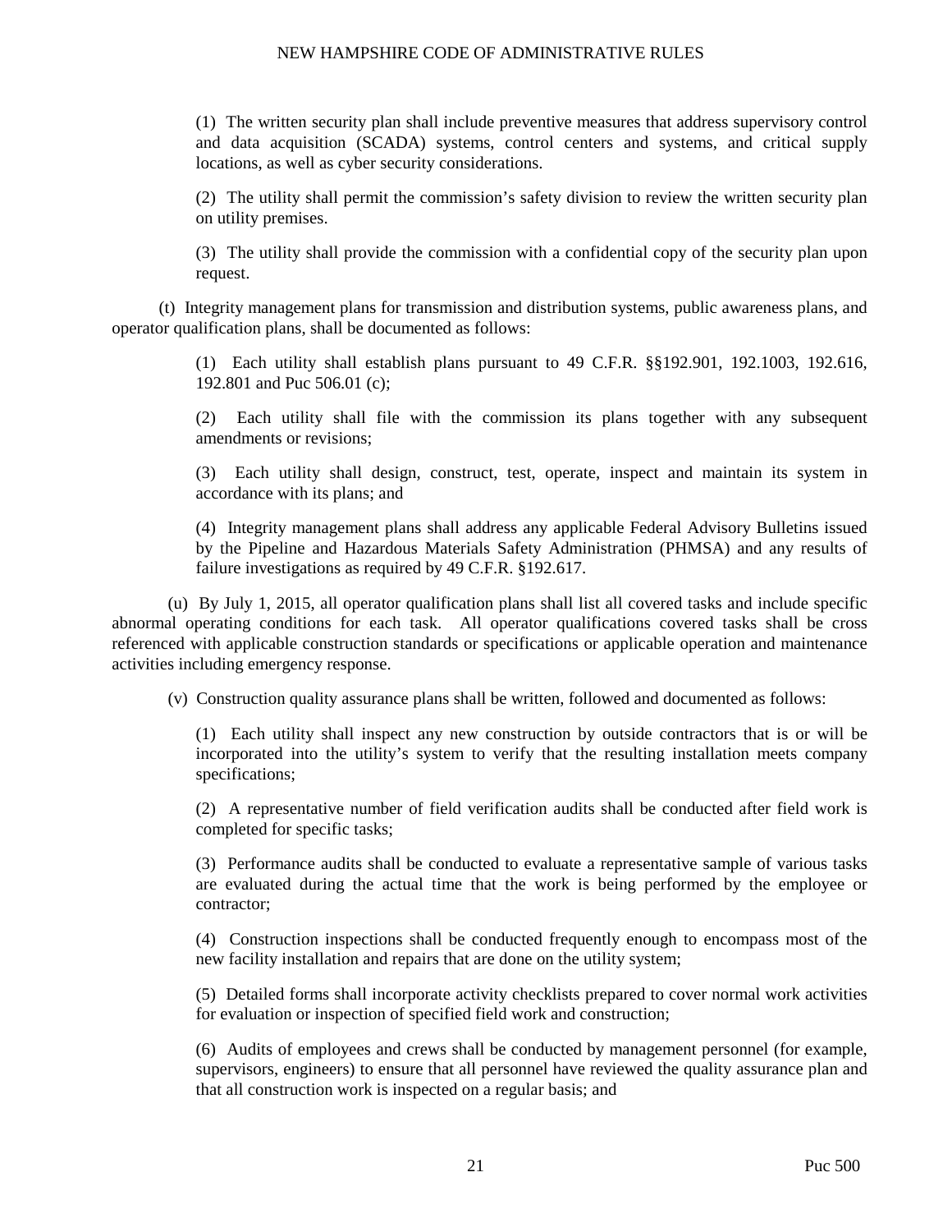(1) The written security plan shall include preventive measures that address supervisory control and data acquisition (SCADA) systems, control centers and systems, and critical supply locations, as well as cyber security considerations.

(2) The utility shall permit the commission's safety division to review the written security plan on utility premises.

(3) The utility shall provide the commission with a confidential copy of the security plan upon request.

(t) Integrity management plans for transmission and distribution systems, public awareness plans, and operator qualification plans, shall be documented as follows:

(1) Each utility shall establish plans pursuant to 49 C.F.R. §§192.901, 192.1003, 192.616, 192.801 and Puc 506.01 (c);

(2) Each utility shall file with the commission its plans together with any subsequent amendments or revisions;

(3) Each utility shall design, construct, test, operate, inspect and maintain its system in accordance with its plans; and

(4) Integrity management plans shall address any applicable Federal Advisory Bulletins issued by the Pipeline and Hazardous Materials Safety Administration (PHMSA) and any results of failure investigations as required by 49 C.F.R. §192.617.

(u) By July 1, 2015, all operator qualification plans shall list all covered tasks and include specific abnormal operating conditions for each task. All operator qualifications covered tasks shall be cross referenced with applicable construction standards or specifications or applicable operation and maintenance activities including emergency response.

(v) Construction quality assurance plans shall be written, followed and documented as follows:

(1) Each utility shall inspect any new construction by outside contractors that is or will be incorporated into the utility's system to verify that the resulting installation meets company specifications;

(2) A representative number of field verification audits shall be conducted after field work is completed for specific tasks;

(3) Performance audits shall be conducted to evaluate a representative sample of various tasks are evaluated during the actual time that the work is being performed by the employee or contractor;

(4) Construction inspections shall be conducted frequently enough to encompass most of the new facility installation and repairs that are done on the utility system;

(5) Detailed forms shall incorporate activity checklists prepared to cover normal work activities for evaluation or inspection of specified field work and construction;

(6) Audits of employees and crews shall be conducted by management personnel (for example, supervisors, engineers) to ensure that all personnel have reviewed the quality assurance plan and that all construction work is inspected on a regular basis; and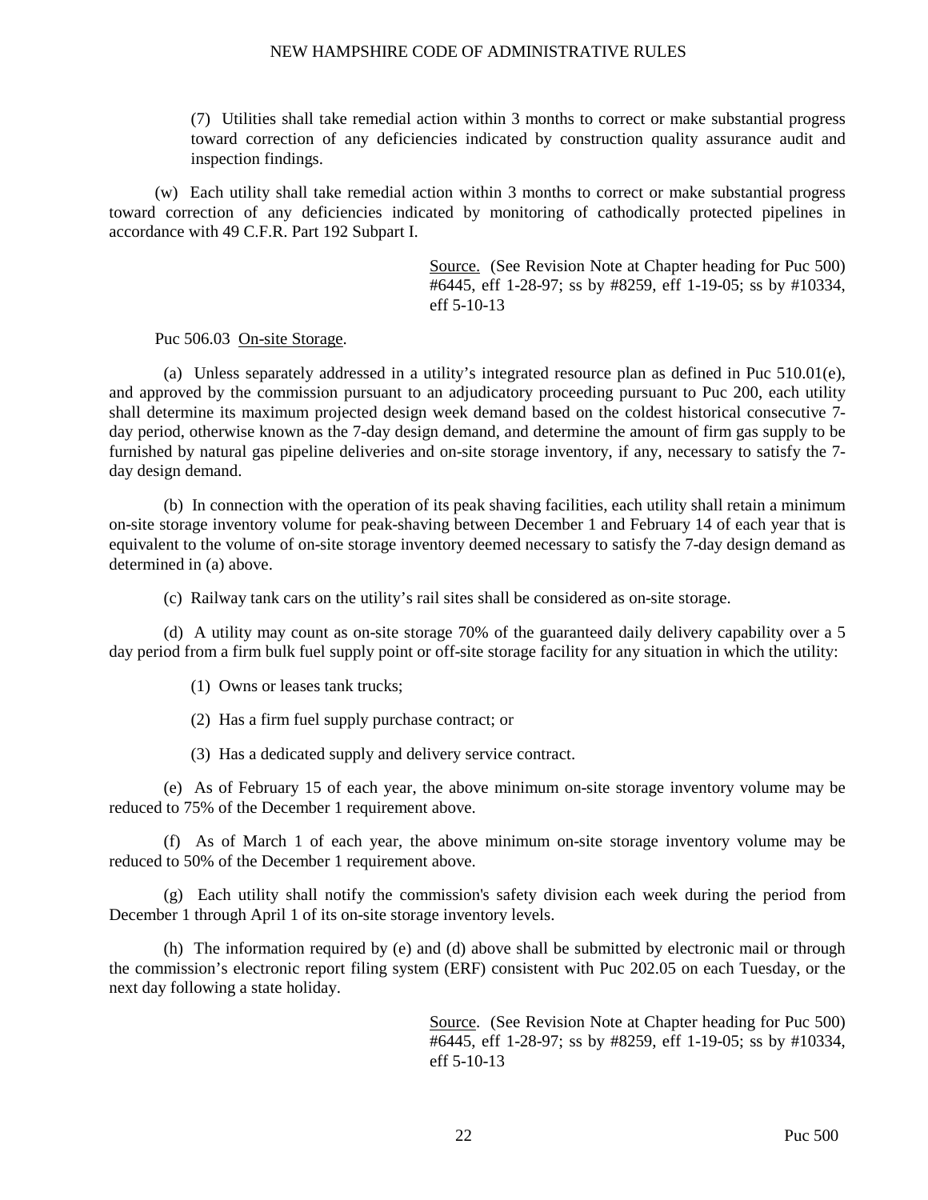(7) Utilities shall take remedial action within 3 months to correct or make substantial progress toward correction of any deficiencies indicated by construction quality assurance audit and inspection findings.

(w) Each utility shall take remedial action within 3 months to correct or make substantial progress toward correction of any deficiencies indicated by monitoring of cathodically protected pipelines in accordance with 49 C.F.R. Part 192 Subpart I.

Source. (See Revision Note at Chapter heading for Puc 500) #6445, eff 1-28-97; ss by #8259, eff 1-19-05; ss by #10334, eff 5-10-13

Puc 506.03 On-site Storage.

(a) Unless separately addressed in a utility's integrated resource plan as defined in Puc 510.01(e), and approved by the commission pursuant to an adjudicatory proceeding pursuant to Puc 200, each utility shall determine its maximum projected design week demand based on the coldest historical consecutive 7-day period, otherwise known as the 7-day design demand, and determine the amount of firm gas supply to be furnished by natural gas pipeline deliveries and on-site storage inventory, if any, necessary to satisfy the 7-day design demand.

(b) In connection with the operation of its peak shaving facilities, each utility shall retain a minimum on-site storage inventory volume for peak-shaving between December 1 and February 14 of each year that is equivalent to the volume of on-site storage inventory deemed necessary to satisfy the 7-day design demand as determined in (a) above.

(c) Railway tank cars on the utility's rail sites shall be considered as on-site storage.

(d) A utility may count as on-site storage 70% of the guaranteed daily delivery capability over a 5 day period from a firm bulk fuel supply point or off-site storage facility for any situation in which the utility:

(1) Owns or leases tank trucks;

(2) Has a firm fuel supply purchase contract; or

(3) Has a dedicated supply and delivery service contract.

(e) As of February 15 of each year, the above minimum on-site storage inventory volume may be reduced to 75% of the December 1 requirement above.

(f) As of March 1 of each year, the above minimum on-site storage inventory volume may be reduced to 50% of the December 1 requirement above.

(g) Each utility shall notify the commission's safety division each week during the period from December 1 through April 1 of its on-site storage inventory levels.

(h) The information required by (e) and (d) above shall be submitted by electronic mail or through the commission's electronic report filing system (ERF) consistent with Puc 202.05 on each Tuesday, or the next day following a state holiday.

Source. (See Revision Note at Chapter heading for Puc 500) #6445, eff 1-28-97; ss by #8259, eff 1-19-05; ss by #10334, eff 5-10-13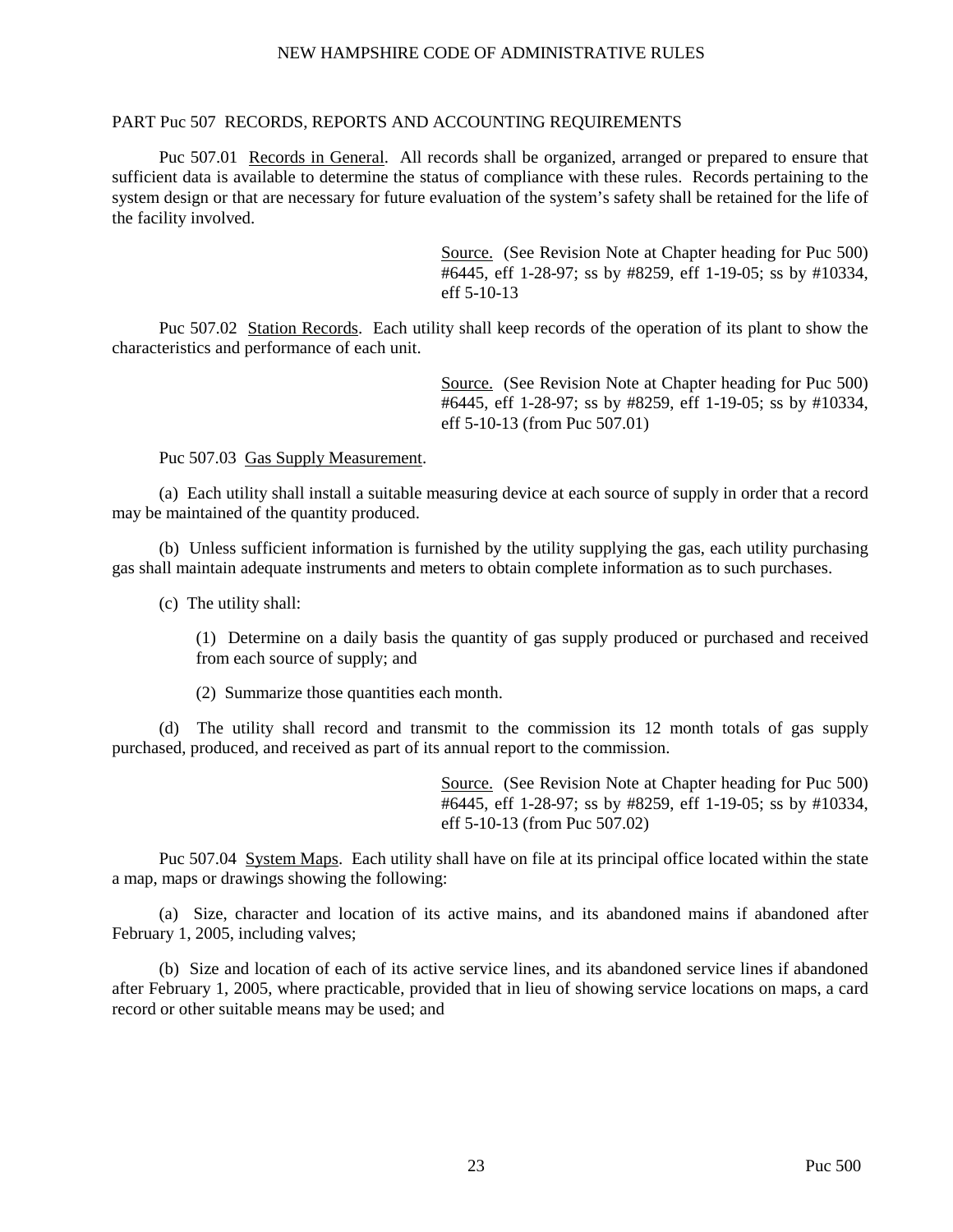## PART Puc 507 RECORDS, REPORTS AND ACCOUNTING REQUIREMENTS

Puc 507.01 Records in General. All records shall be organized, arranged or prepared to ensure that sufficient data is available to determine the status of compliance with these rules. Records pertaining to the system design or that are necessary for future evaluation of the system's safety shall be retained for the life of the facility involved.

Source. (See Revision Note at Chapter heading for Puc 500) #6445, eff 1-28-97; ss by #8259, eff 1-19-05; ss by #10334, eff 5-10-13

Puc 507.02 Station Records. Each utility shall keep records of the operation of its plant to show the characteristics and performance of each unit.

Source. (See Revision Note at Chapter heading for Puc 500) #6445, eff 1-28-97; ss by #8259, eff 1-19-05; ss by #10334, eff 5-10-13 (from Puc 507.01)

Puc 507.03 Gas Supply Measurement.

(a) Each utility shall install a suitable measuring device at each source of supply in order that a record may be maintained of the quantity produced.

(b) Unless sufficient information is furnished by the utility supplying the gas, each utility purchasing gas shall maintain adequate instruments and meters to obtain complete information as to such purchases.

(c) The utility shall:

(1) Determine on a daily basis the quantity of gas supply produced or purchased and received from each source of supply; and

(2) Summarize those quantities each month.

(d) The utility shall record and transmit to the commission its 12 month totals of gas supply purchased, produced, and received as part of its annual report to the commission.

Source. (See Revision Note at Chapter heading for Puc 500) #6445, eff 1-28-97; ss by #8259, eff 1-19-05; ss by #10334, eff 5-10-13 (from Puc 507.02)

Puc 507.04 System Maps. Each utility shall have on file at its principal office located within the state a map, maps or drawings showing the following:

(a) Size, character and location of its active mains, and its abandoned mains if abandoned after February 1, 2005, including valves;

(b) Size and location of each of its active service lines, and its abandoned service lines if abandoned after February 1, 2005, where practicable, provided that in lieu of showing service locations on maps, a card record or other suitable means may be used; and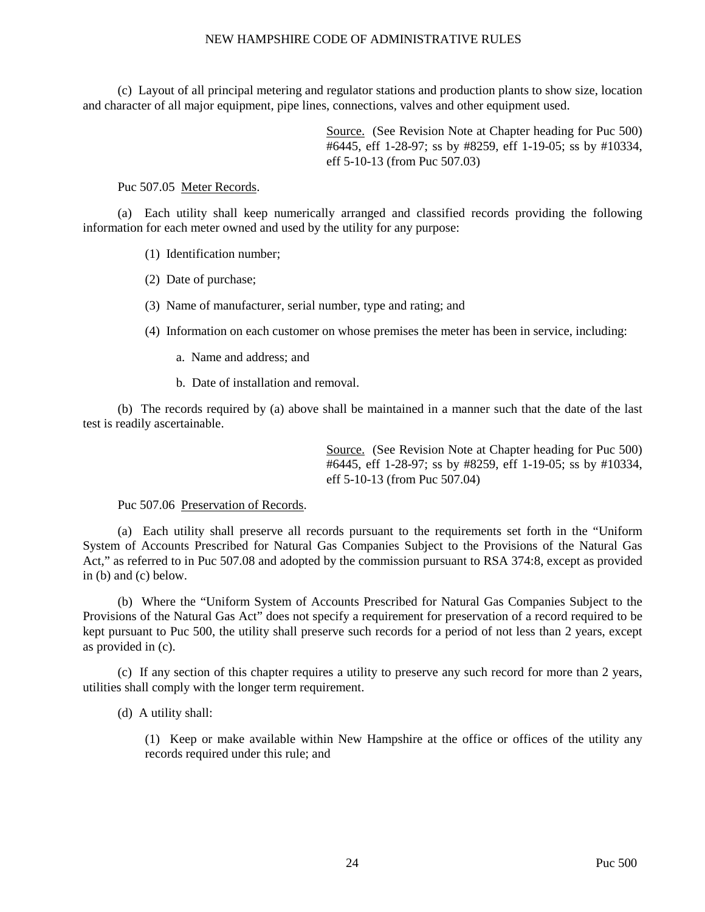(c) Layout of all principal metering and regulator stations and production plants to show size, location and character of all major equipment, pipe lines, connections, valves and other equipment used.

Source. (See Revision Note at Chapter heading for Puc 500) #6445, eff 1-28-97; ss by #8259, eff 1-19-05; ss by #10334, eff 5-10-13 (from Puc 507.03)

Puc 507.05 Meter Records.

(a) Each utility shall keep numerically arranged and classified records providing the following information for each meter owned and used by the utility for any purpose:

(1) Identification number;

(2) Date of purchase;

(3) Name of manufacturer, serial number, type and rating; and

(4) Information on each customer on whose premises the meter has been in service, including:

a. Name and address; and

b. Date of installation and removal.

(b) The records required by (a) above shall be maintained in a manner such that the date of the last test is readily ascertainable.

Source. (See Revision Note at Chapter heading for Puc 500) #6445, eff 1-28-97; ss by #8259, eff 1-19-05; ss by #10334, eff 5-10-13 (from Puc 507.04)

Puc 507.06 Preservation of Records.

(a) Each utility shall preserve all records pursuant to the requirements set forth in the "Uniform System of Accounts Prescribed for Natural Gas Companies Subject to the Provisions of the Natural Gas Act," as referred to in Puc 507.08 and adopted by the commission pursuant to RSA 374:8, except as provided in (b) and (c) below.

(b) Where the "Uniform System of Accounts Prescribed for Natural Gas Companies Subject to the Provisions of the Natural Gas Act" does not specify a requirement for preservation of a record required to be kept pursuant to Puc 500, the utility shall preserve such records for a period of not less than 2 years, except as provided in (c).

(c) If any section of this chapter requires a utility to preserve any such record for more than 2 years, utilities shall comply with the longer term requirement.

(d) A utility shall:

(1) Keep or make available within New Hampshire at the office or offices of the utility any records required under this rule; and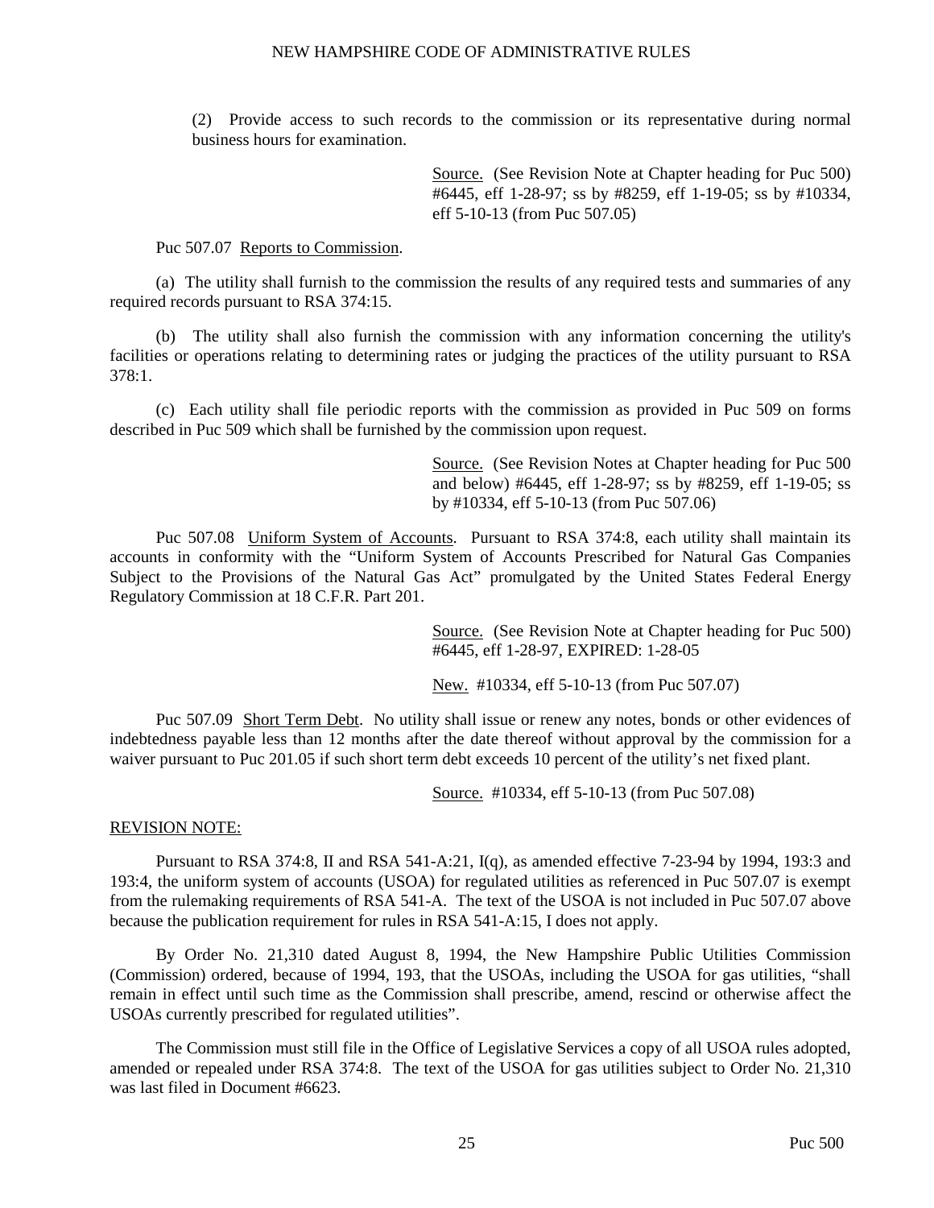(2) Provide access to such records to the commission or its representative during normal business hours for examination.

Source. (See Revision Note at Chapter heading for Puc 500) #6445, eff 1-28-97; ss by #8259, eff 1-19-05; ss by #10334, eff 5-10-13 (from Puc 507.05)

Puc 507.07 Reports to Commission.

(a) The utility shall furnish to the commission the results of any required tests and summaries of any required records pursuant to RSA 374:15.

(b) The utility shall also furnish the commission with any information concerning the utility's facilities or operations relating to determining rates or judging the practices of the utility pursuant to RSA 378:1.

(c) Each utility shall file periodic reports with the commission as provided in Puc 509 on forms described in Puc 509 which shall be furnished by the commission upon request.

Source. (See Revision Notes at Chapter heading for Puc 500 and below) #6445, eff 1-28-97; ss by #8259, eff 1-19-05; ss by #10334, eff 5-10-13 (from Puc 507.06)

Puc 507.08 Uniform System of Accounts. Pursuant to RSA 374:8, each utility shall maintain its accounts in conformity with the "Uniform System of Accounts Prescribed for Natural Gas Companies Subject to the Provisions of the Natural Gas Act" promulgated by the United States Federal Energy Regulatory Commission at 18 C.F.R. Part 201.

Source. (See Revision Note at Chapter heading for Puc 500) #6445, eff 1-28-97, EXPIRED: 1-28-05

New. #10334, eff 5-10-13 (from Puc 507.07)

Puc 507.09 Short Term Debt. No utility shall issue or renew any notes, bonds or other evidences of indebtedness payable less than 12 months after the date thereof without approval by the commission for a waiver pursuant to Puc 201.05 if such short term debt exceeds 10 percent of the utility's net fixed plant.

Source. #10334, eff 5-10-13 (from Puc 507.08)

REVISION NOTE:

Pursuant to RSA 374:8, II and RSA 541-A:21, I(q), as amended effective 7-23-94 by 1994, 193:3 and 193:4, the uniform system of accounts (USOA) for regulated utilities as referenced in Puc 507.07 is exempt from the rulemaking requirements of RSA 541-A. The text of the USOA is not included in Puc 507.07 above because the publication requirement for rules in RSA 541-A:15, I does not apply.

By Order No. 21,310 dated August 8, 1994, the New Hampshire Public Utilities Commission (Commission) ordered, because of 1994, 193, that the USOAs, including the USOA for gas utilities, "shall remain in effect until such time as the Commission shall prescribe, amend, rescind or otherwise affect the USOAs currently prescribed for regulated utilities".

The Commission must still file in the Office of Legislative Services a copy of all USOA rules adopted, amended or repealed under RSA 374:8. The text of the USOA for gas utilities subject to Order No. 21,310 was last filed in Document #6623.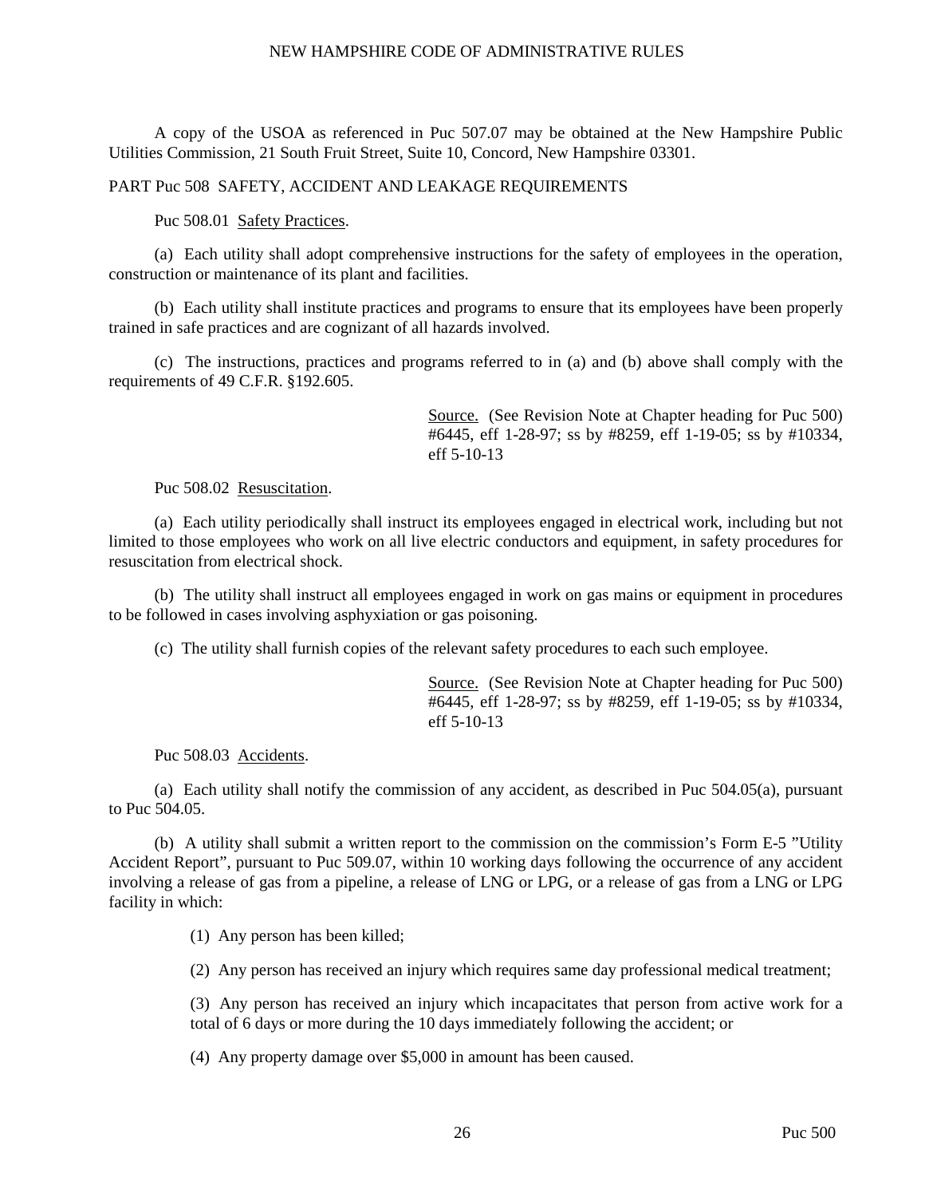A copy of the USOA as referenced in Puc 507.07 may be obtained at the New Hampshire Public Utilities Commission, 21 South Fruit Street, Suite 10, Concord, New Hampshire 03301.

## PART Puc 508 SAFETY, ACCIDENT AND LEAKAGE REQUIREMENTS

Puc 508.01 Safety Practices.

(a) Each utility shall adopt comprehensive instructions for the safety of employees in the operation, construction or maintenance of its plant and facilities.

(b) Each utility shall institute practices and programs to ensure that its employees have been properly trained in safe practices and are cognizant of all hazards involved.

(c) The instructions, practices and programs referred to in (a) and (b) above shall comply with the requirements of 49 C.F.R. §192.605.

Source. (See Revision Note at Chapter heading for Puc 500) #6445, eff 1-28-97; ss by #8259, eff 1-19-05; ss by #10334, eff 5-10-13

Puc 508.02 Resuscitation.

(a) Each utility periodically shall instruct its employees engaged in electrical work, including but not limited to those employees who work on all live electric conductors and equipment, in safety procedures for resuscitation from electrical shock.

(b) The utility shall instruct all employees engaged in work on gas mains or equipment in procedures to be followed in cases involving asphyxiation or gas poisoning.

(c) The utility shall furnish copies of the relevant safety procedures to each such employee.

Source. (See Revision Note at Chapter heading for Puc 500) #6445, eff 1-28-97; ss by #8259, eff 1-19-05; ss by #10334, eff 5-10-13

Puc 508.03 Accidents.

(a) Each utility shall notify the commission of any accident, as described in Puc 504.05(a), pursuant to Puc 504.05.

(b) A utility shall submit a written report to the commission on the commission's Form E-5 "Utility Accident Report", pursuant to Puc 509.07, within 10 working days following the occurrence of any accident involving a release of gas from a pipeline, a release of LNG or LPG, or a release of gas from a LNG or LPG facility in which:

(1) Any person has been killed;

(2) Any person has received an injury which requires same day professional medical treatment;

(3) Any person has received an injury which incapacitates that person from active work for a total of 6 days or more during the 10 days immediately following the accident; or

(4) Any property damage over $5,000 in amount has been caused.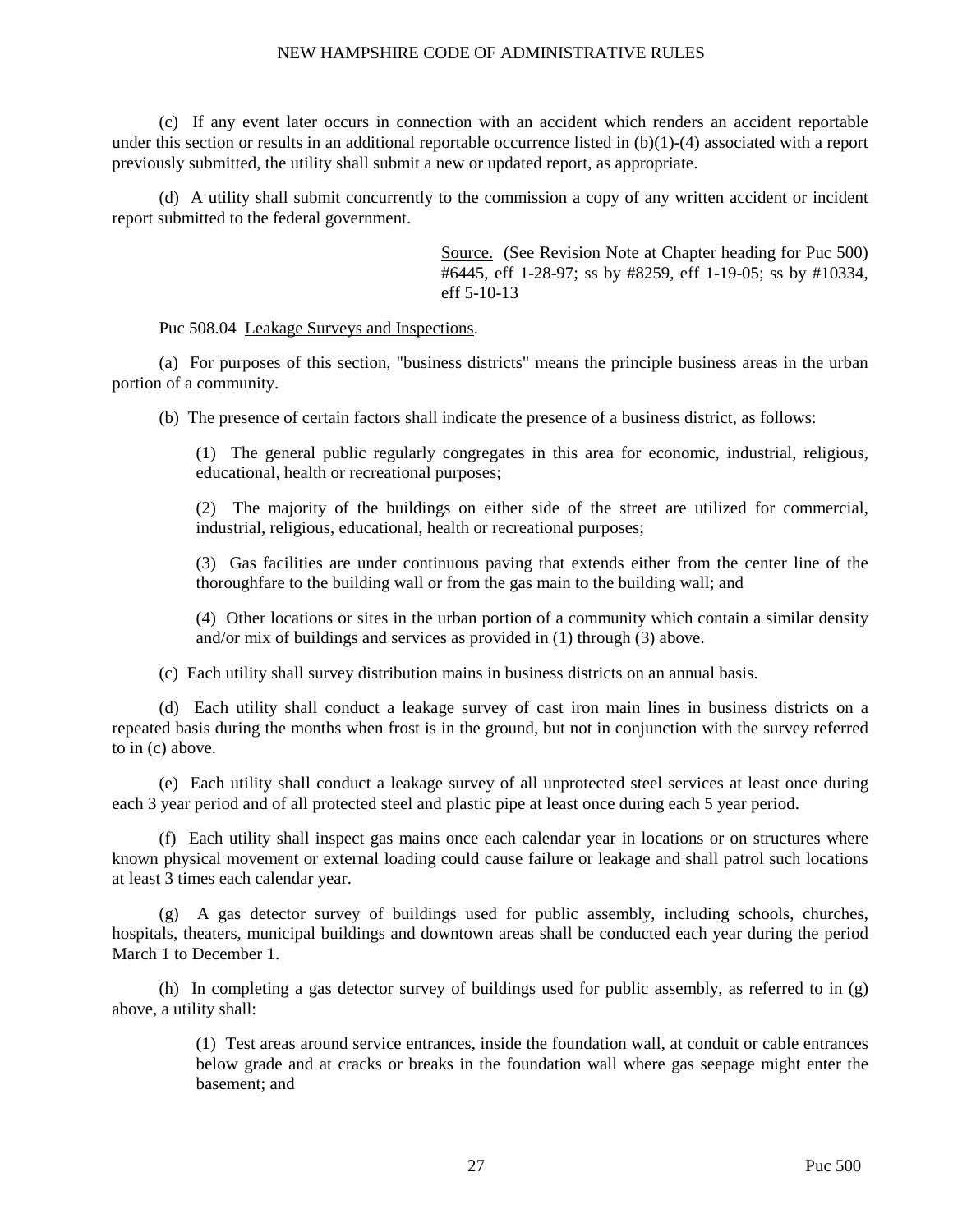(c) If any event later occurs in connection with an accident which renders an accident reportable under this section or results in an additional reportable occurrence listed in (b)(1)-(4) associated with a report previously submitted, the utility shall submit a new or updated report, as appropriate.

(d) A utility shall submit concurrently to the commission a copy of any written accident or incident report submitted to the federal government.

Source. (See Revision Note at Chapter heading for Puc 500) #6445, eff 1-28-97; ss by #8259, eff 1-19-05; ss by #10334, eff 5-10-13

Puc 508.04 Leakage Surveys and Inspections.

(a) For purposes of this section, "business districts" means the principle business areas in the urban portion of a community.

(b) The presence of certain factors shall indicate the presence of a business district, as follows:

(1) The general public regularly congregates in this area for economic, industrial, religious, educational, health or recreational purposes;

(2) The majority of the buildings on either side of the street are utilized for commercial, industrial, religious, educational, health or recreational purposes;

(3) Gas facilities are under continuous paving that extends either from the center line of the thoroughfare to the building wall or from the gas main to the building wall; and

(4) Other locations or sites in the urban portion of a community which contain a similar density and/or mix of buildings and services as provided in (1) through (3) above.

(c) Each utility shall survey distribution mains in business districts on an annual basis.

(d) Each utility shall conduct a leakage survey of cast iron main lines in business districts on a repeated basis during the months when frost is in the ground, but not in conjunction with the survey referred to in (c) above.

(e) Each utility shall conduct a leakage survey of all unprotected steel services at least once during each 3 year period and of all protected steel and plastic pipe at least once during each 5 year period.

(f) Each utility shall inspect gas mains once each calendar year in locations or on structures where known physical movement or external loading could cause failure or leakage and shall patrol such locations at least 3 times each calendar year.

(g) A gas detector survey of buildings used for public assembly, including schools, churches, hospitals, theaters, municipal buildings and downtown areas shall be conducted each year during the period March 1 to December 1.

(h) In completing a gas detector survey of buildings used for public assembly, as referred to in (g) above, a utility shall:

(1) Test areas around service entrances, inside the foundation wall, at conduit or cable entrances below grade and at cracks or breaks in the foundation wall where gas seepage might enter the basement; and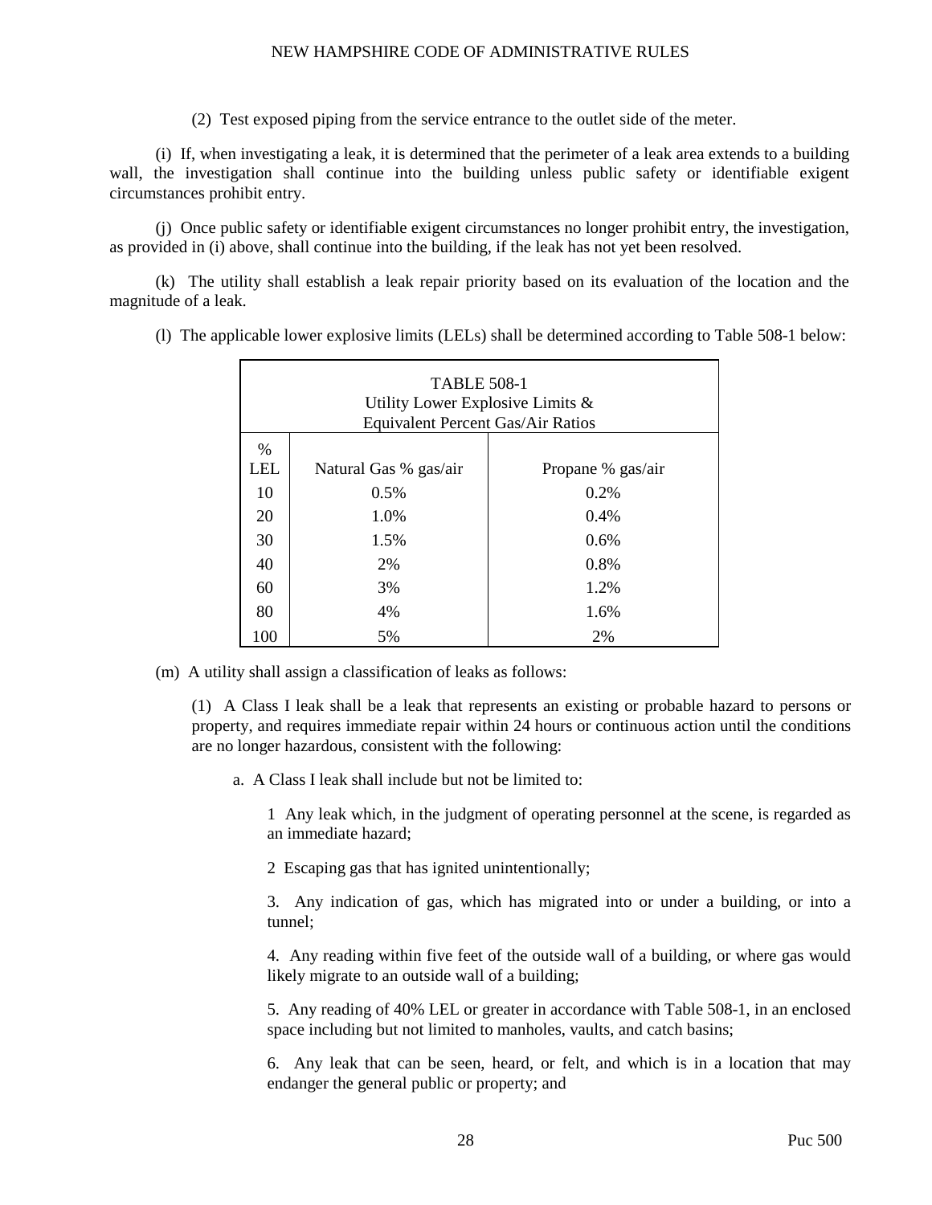(2) Test exposed piping from the service entrance to the outlet side of the meter.

(i) If, when investigating a leak, it is determined that the perimeter of a leak area extends to a building wall, the investigation shall continue into the building unless public safety or identifiable exigent circumstances prohibit entry.

(j) Once public safety or identifiable exigent circumstances no longer prohibit entry, the investigation, as provided in (i) above, shall continue into the building, if the leak has not yet been resolved.

(k) The utility shall establish a leak repair priority based on its evaluation of the location and the magnitude of a leak.

(l) The applicable lower explosive limits (LELs) shall be determined according to Table 508-1 below:

TABLE 508-1
Utility Lower Explosive Limits &
Equivalent Percent Gas/Air Ratios

| % LEL | Natural Gas % gas/air | Propane % gas/air |
|---|---|---|
| 10 | 0.5% | 0.2% |
| 20 | 1.0% | 0.4% |
| 30 | 1.5% | 0.6% |
| 40 | 2% | 0.8% |
| 60 | 3% | 1.2% |
| 80 | 4% | 1.6% |
| 100 | 5% | 2% |

(m) A utility shall assign a classification of leaks as follows:

(1) A Class I leak shall be a leak that represents an existing or probable hazard to persons or property, and requires immediate repair within 24 hours or continuous action until the conditions are no longer hazardous, consistent with the following:

a. A Class I leak shall include but not be limited to:

1 Any leak which, in the judgment of operating personnel at the scene, is regarded as an immediate hazard;

2 Escaping gas that has ignited unintentionally;

3. Any indication of gas, which has migrated into or under a building, or into a tunnel;

4. Any reading within five feet of the outside wall of a building, or where gas would likely migrate to an outside wall of a building;

5. Any reading of 40% LEL or greater in accordance with Table 508-1, in an enclosed space including but not limited to manholes, vaults, and catch basins;

6. Any leak that can be seen, heard, or felt, and which is in a location that may endanger the general public or property; and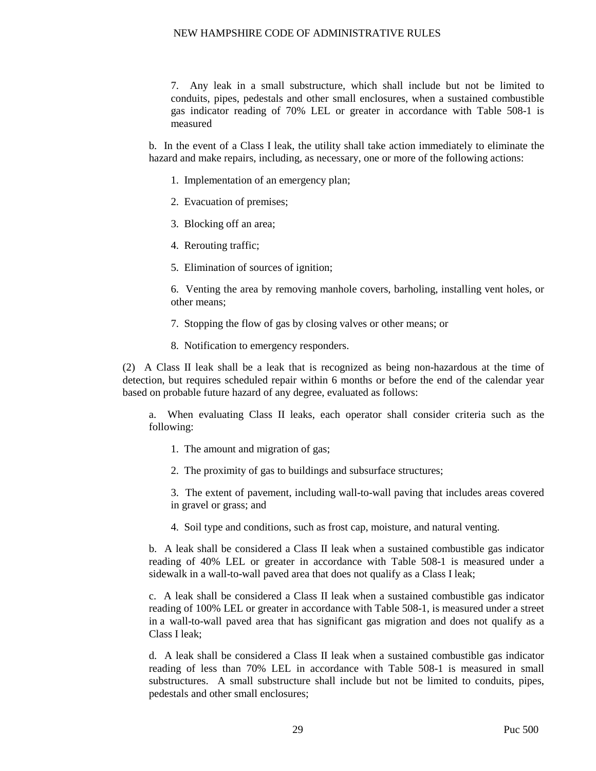7. Any leak in a small substructure, which shall include but not be limited to conduits, pipes, pedestals and other small enclosures, when a sustained combustible gas indicator reading of 70% LEL or greater in accordance with Table 508-1 is measured

b. In the event of a Class I leak, the utility shall take action immediately to eliminate the hazard and make repairs, including, as necessary, one or more of the following actions:

1. Implementation of an emergency plan;

2. Evacuation of premises;

3. Blocking off an area;

4. Rerouting traffic;

5. Elimination of sources of ignition;

6. Venting the area by removing manhole covers, barholing, installing vent holes, or other means;

7. Stopping the flow of gas by closing valves or other means; or

8. Notification to emergency responders.

(2) A Class II leak shall be a leak that is recognized as being non-hazardous at the time of detection, but requires scheduled repair within 6 months or before the end of the calendar year based on probable future hazard of any degree, evaluated as follows:

a. When evaluating Class II leaks, each operator shall consider criteria such as the following:

1. The amount and migration of gas;

2. The proximity of gas to buildings and subsurface structures;

3. The extent of pavement, including wall-to-wall paving that includes areas covered in gravel or grass; and

4. Soil type and conditions, such as frost cap, moisture, and natural venting.

b. A leak shall be considered a Class II leak when a sustained combustible gas indicator reading of 40% LEL or greater in accordance with Table 508-1 is measured under a sidewalk in a wall-to-wall paved area that does not qualify as a Class I leak;

c. A leak shall be considered a Class II leak when a sustained combustible gas indicator reading of 100% LEL or greater in accordance with Table 508-1, is measured under a street in a wall-to-wall paved area that has significant gas migration and does not qualify as a Class I leak;

d. A leak shall be considered a Class II leak when a sustained combustible gas indicator reading of less than 70% LEL in accordance with Table 508-1 is measured in small substructures. A small substructure shall include but not be limited to conduits, pipes, pedestals and other small enclosures;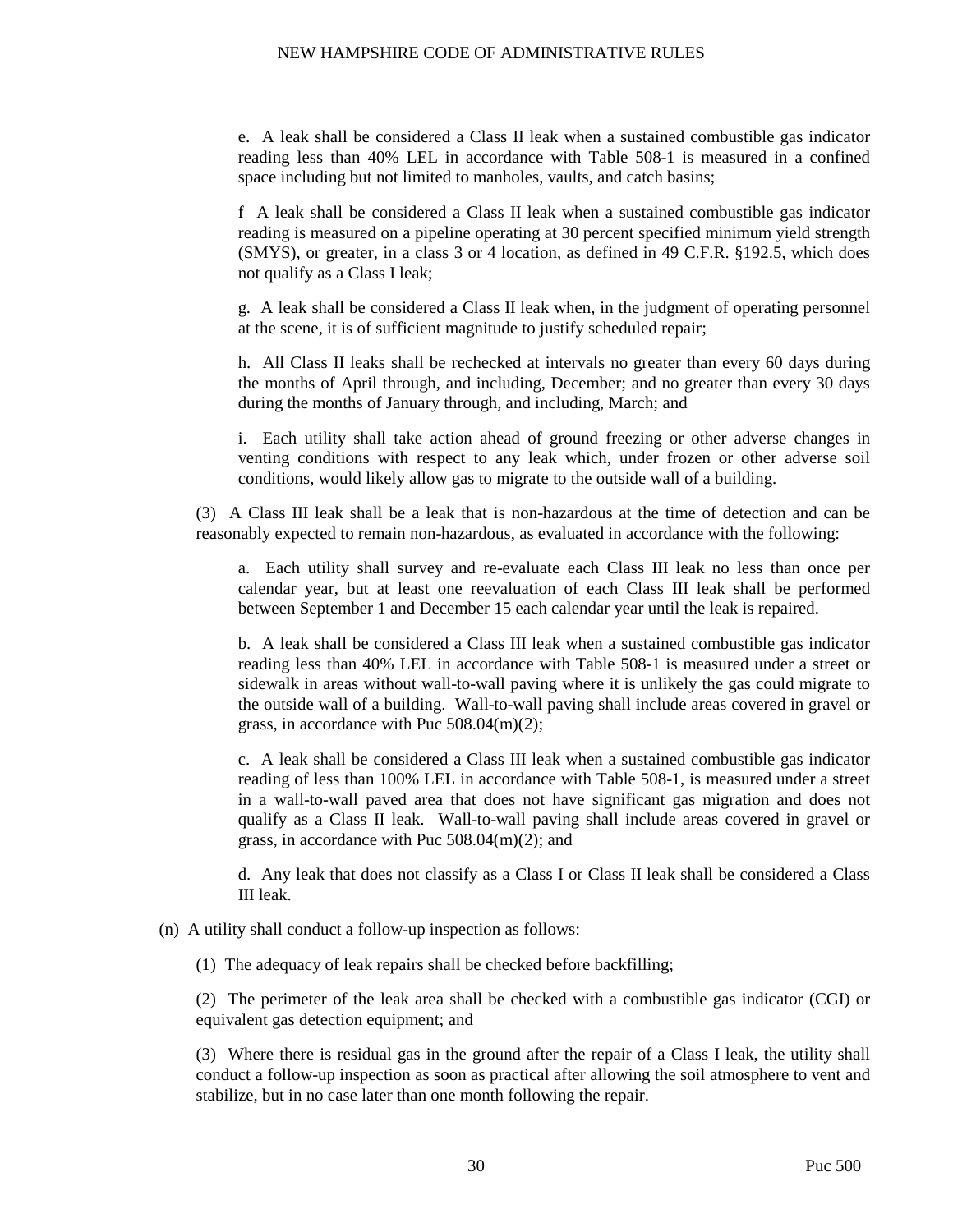e. A leak shall be considered a Class II leak when a sustained combustible gas indicator reading less than 40% LEL in accordance with Table 508-1 is measured in a confined space including but not limited to manholes, vaults, and catch basins;

f A leak shall be considered a Class II leak when a sustained combustible gas indicator reading is measured on a pipeline operating at 30 percent specified minimum yield strength (SMYS), or greater, in a class 3 or 4 location, as defined in 49 C.F.R. §192.5, which does not qualify as a Class I leak;

g. A leak shall be considered a Class II leak when, in the judgment of operating personnel at the scene, it is of sufficient magnitude to justify scheduled repair;

h. All Class II leaks shall be rechecked at intervals no greater than every 60 days during the months of April through, and including, December; and no greater than every 30 days during the months of January through, and including, March; and

i. Each utility shall take action ahead of ground freezing or other adverse changes in venting conditions with respect to any leak which, under frozen or other adverse soil conditions, would likely allow gas to migrate to the outside wall of a building.

(3) A Class III leak shall be a leak that is non-hazardous at the time of detection and can be reasonably expected to remain non-hazardous, as evaluated in accordance with the following:

a. Each utility shall survey and re-evaluate each Class III leak no less than once per calendar year, but at least one reevaluation of each Class III leak shall be performed between September 1 and December 15 each calendar year until the leak is repaired.

b. A leak shall be considered a Class III leak when a sustained combustible gas indicator reading less than 40% LEL in accordance with Table 508-1 is measured under a street or sidewalk in areas without wall-to-wall paving where it is unlikely the gas could migrate to the outside wall of a building. Wall-to-wall paving shall include areas covered in gravel or grass, in accordance with Puc 508.04(m)(2);

c. A leak shall be considered a Class III leak when a sustained combustible gas indicator reading of less than 100% LEL in accordance with Table 508-1, is measured under a street in a wall-to-wall paved area that does not have significant gas migration and does not qualify as a Class II leak. Wall-to-wall paving shall include areas covered in gravel or grass, in accordance with Puc 508.04(m)(2); and

d. Any leak that does not classify as a Class I or Class II leak shall be considered a Class III leak.

(n) A utility shall conduct a follow-up inspection as follows:

(1) The adequacy of leak repairs shall be checked before backfilling;

(2) The perimeter of the leak area shall be checked with a combustible gas indicator (CGI) or equivalent gas detection equipment; and

(3) Where there is residual gas in the ground after the repair of a Class I leak, the utility shall conduct a follow-up inspection as soon as practical after allowing the soil atmosphere to vent and stabilize, but in no case later than one month following the repair.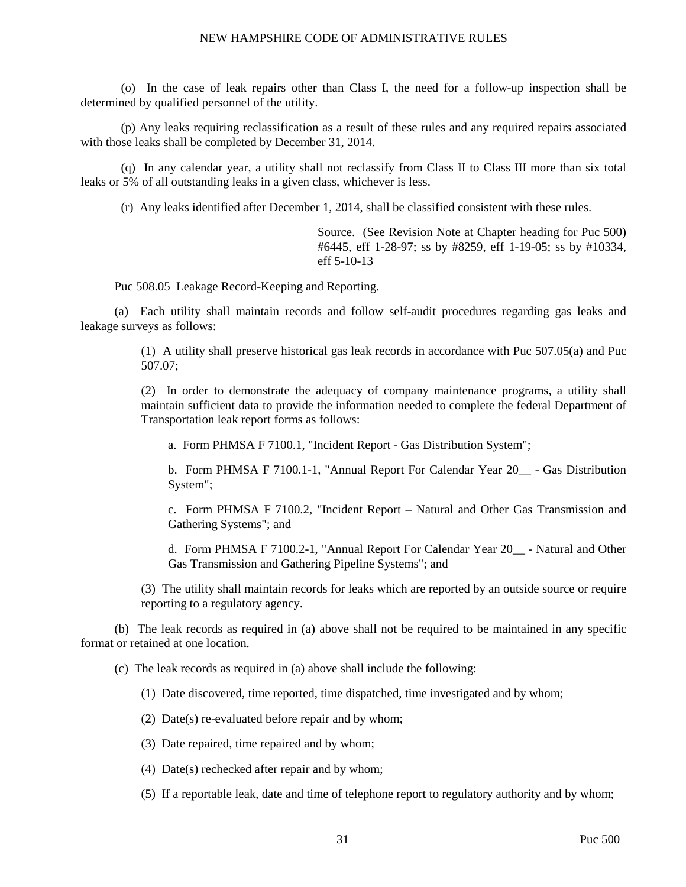(o) In the case of leak repairs other than Class I, the need for a follow-up inspection shall be determined by qualified personnel of the utility.

(p) Any leaks requiring reclassification as a result of these rules and any required repairs associated with those leaks shall be completed by December 31, 2014.

(q) In any calendar year, a utility shall not reclassify from Class II to Class III more than six total leaks or 5% of all outstanding leaks in a given class, whichever is less.

(r) Any leaks identified after December 1, 2014, shall be classified consistent with these rules.

Source. (See Revision Note at Chapter heading for Puc 500) #6445, eff 1-28-97; ss by #8259, eff 1-19-05; ss by #10334, eff 5-10-13

Puc 508.05 Leakage Record-Keeping and Reporting.

(a) Each utility shall maintain records and follow self-audit procedures regarding gas leaks and leakage surveys as follows:

(1) A utility shall preserve historical gas leak records in accordance with Puc 507.05(a) and Puc 507.07;

(2) In order to demonstrate the adequacy of company maintenance programs, a utility shall maintain sufficient data to provide the information needed to complete the federal Department of Transportation leak report forms as follows:

a. Form PHMSA F 7100.1, "Incident Report - Gas Distribution System";

b. Form PHMSA F 7100.1-1, "Annual Report For Calendar Year 20__ - Gas Distribution System";

c. Form PHMSA F 7100.2, "Incident Report – Natural and Other Gas Transmission and Gathering Systems"; and

d. Form PHMSA F 7100.2-1, "Annual Report For Calendar Year 20__ - Natural and Other Gas Transmission and Gathering Pipeline Systems"; and

(3) The utility shall maintain records for leaks which are reported by an outside source or require reporting to a regulatory agency.

(b) The leak records as required in (a) above shall not be required to be maintained in any specific format or retained at one location.

(c) The leak records as required in (a) above shall include the following:

(1) Date discovered, time reported, time dispatched, time investigated and by whom;

(2) Date(s) re-evaluated before repair and by whom;

(3) Date repaired, time repaired and by whom;

(4) Date(s) rechecked after repair and by whom;

(5) If a reportable leak, date and time of telephone report to regulatory authority and by whom;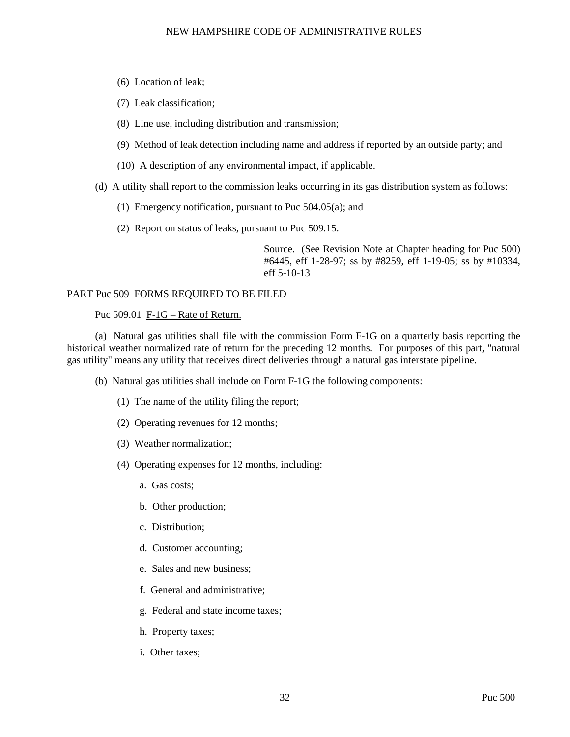(6) Location of leak;

(7) Leak classification;

(8) Line use, including distribution and transmission;

(9) Method of leak detection including name and address if reported by an outside party; and

(10) A description of any environmental impact, if applicable.

(d) A utility shall report to the commission leaks occurring in its gas distribution system as follows:

(1) Emergency notification, pursuant to Puc 504.05(a); and

(2) Report on status of leaks, pursuant to Puc 509.15.

Source. (See Revision Note at Chapter heading for Puc 500) #6445, eff 1-28-97; ss by #8259, eff 1-19-05; ss by #10334, eff 5-10-13

## PART Puc 509 FORMS REQUIRED TO BE FILED

Puc 509.01 F-1G – Rate of Return.

(a) Natural gas utilities shall file with the commission Form F-1G on a quarterly basis reporting the historical weather normalized rate of return for the preceding 12 months. For purposes of this part, "natural gas utility" means any utility that receives direct deliveries through a natural gas interstate pipeline.

(b) Natural gas utilities shall include on Form F-1G the following components:

(1) The name of the utility filing the report;

(2) Operating revenues for 12 months;

(3) Weather normalization;

(4) Operating expenses for 12 months, including:

a. Gas costs;

b. Other production;

c. Distribution;

d. Customer accounting;

e. Sales and new business;

f. General and administrative;

g. Federal and state income taxes;

h. Property taxes;

i. Other taxes;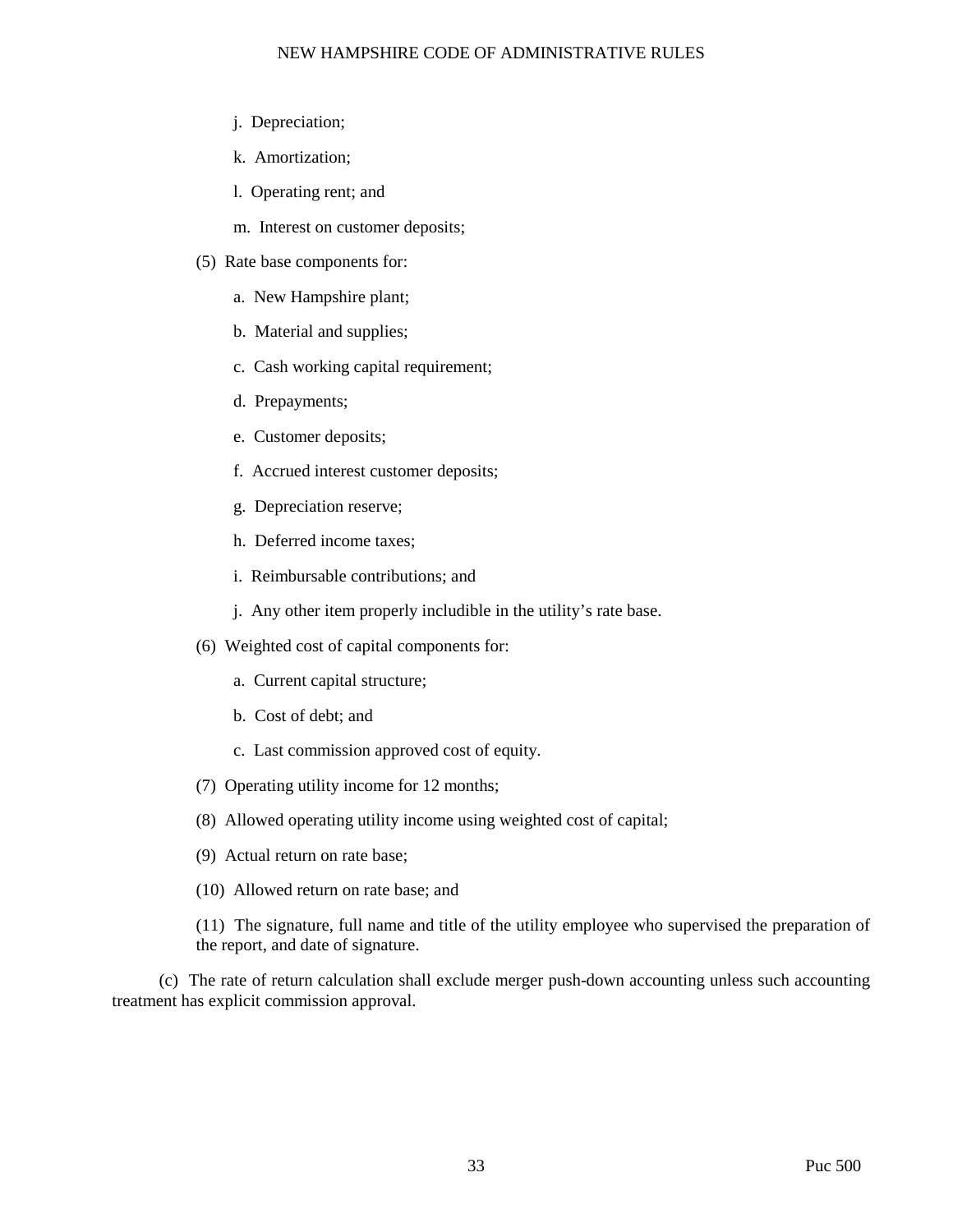j. Depreciation;

k. Amortization;

l. Operating rent; and

m. Interest on customer deposits;

(5) Rate base components for:

a. New Hampshire plant;

b. Material and supplies;

c. Cash working capital requirement;

d. Prepayments;

e. Customer deposits;

f. Accrued interest customer deposits;

g. Depreciation reserve;

h. Deferred income taxes;

i. Reimbursable contributions; and

j. Any other item properly includible in the utility's rate base.

(6) Weighted cost of capital components for:

a. Current capital structure;

b. Cost of debt; and

c. Last commission approved cost of equity.

(7) Operating utility income for 12 months;

(8) Allowed operating utility income using weighted cost of capital;

(9) Actual return on rate base;

(10) Allowed return on rate base; and

(11) The signature, full name and title of the utility employee who supervised the preparation of the report, and date of signature.

(c) The rate of return calculation shall exclude merger push-down accounting unless such accounting treatment has explicit commission approval.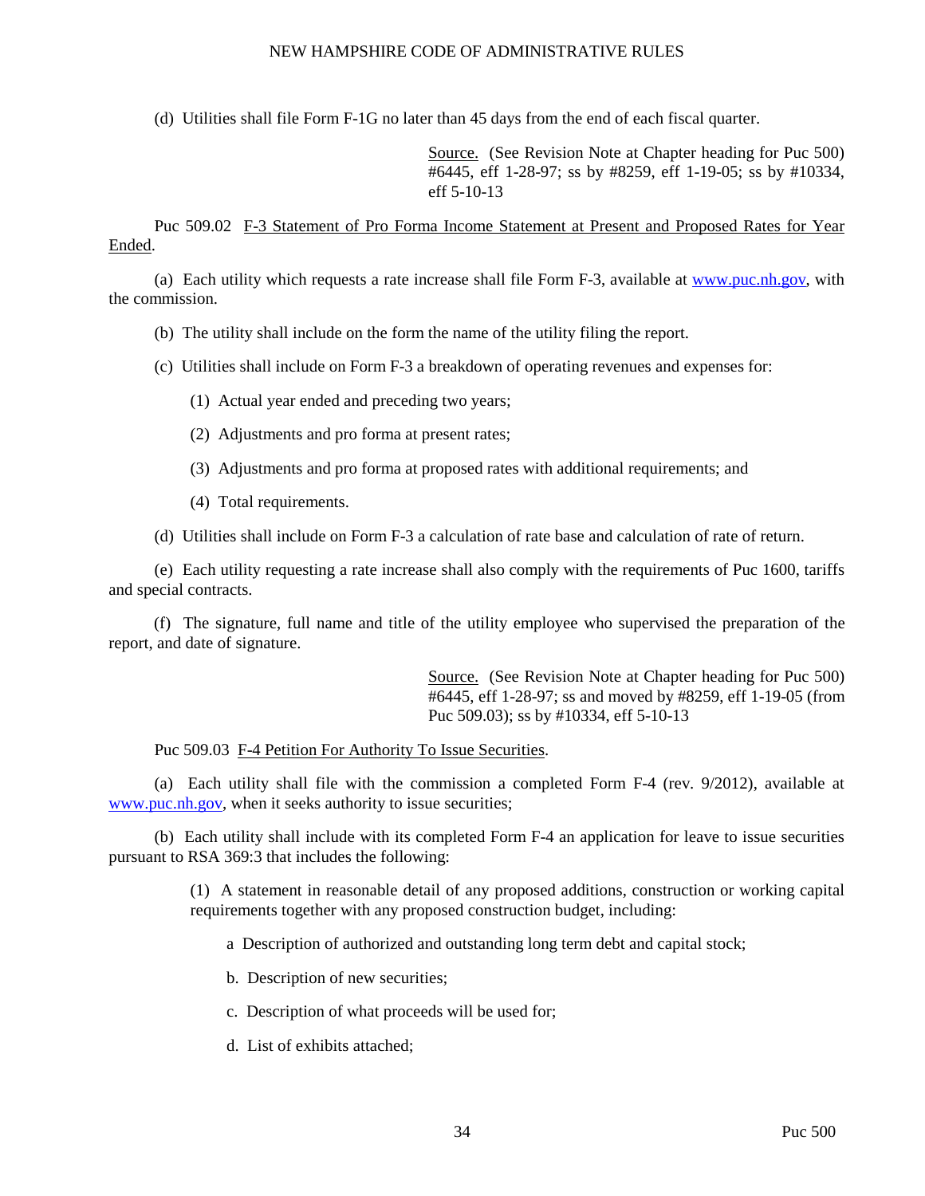(d) Utilities shall file Form F-1G no later than 45 days from the end of each fiscal quarter.

Source. (See Revision Note at Chapter heading for Puc 500) #6445, eff 1-28-97; ss by #8259, eff 1-19-05; ss by #10334, eff 5-10-13

Puc 509.02 F-3 Statement of Pro Forma Income Statement at Present and Proposed Rates for Year Ended.

(a) Each utility which requests a rate increase shall file Form F-3, available at www.puc.nh.gov, with the commission.

(b) The utility shall include on the form the name of the utility filing the report.

(c) Utilities shall include on Form F-3 a breakdown of operating revenues and expenses for:

(1) Actual year ended and preceding two years;

(2) Adjustments and pro forma at present rates;

(3) Adjustments and pro forma at proposed rates with additional requirements; and

(4) Total requirements.

(d) Utilities shall include on Form F-3 a calculation of rate base and calculation of rate of return.

(e) Each utility requesting a rate increase shall also comply with the requirements of Puc 1600, tariffs and special contracts.

(f) The signature, full name and title of the utility employee who supervised the preparation of the report, and date of signature.

Source. (See Revision Note at Chapter heading for Puc 500) #6445, eff 1-28-97; ss and moved by #8259, eff 1-19-05 (from Puc 509.03); ss by #10334, eff 5-10-13

Puc 509.03 F-4 Petition For Authority To Issue Securities.

(a) Each utility shall file with the commission a completed Form F-4 (rev. 9/2012), available at www.puc.nh.gov, when it seeks authority to issue securities;

(b) Each utility shall include with its completed Form F-4 an application for leave to issue securities pursuant to RSA 369:3 that includes the following:

(1) A statement in reasonable detail of any proposed additions, construction or working capital requirements together with any proposed construction budget, including:

a Description of authorized and outstanding long term debt and capital stock;

b. Description of new securities;

c. Description of what proceeds will be used for;

d. List of exhibits attached;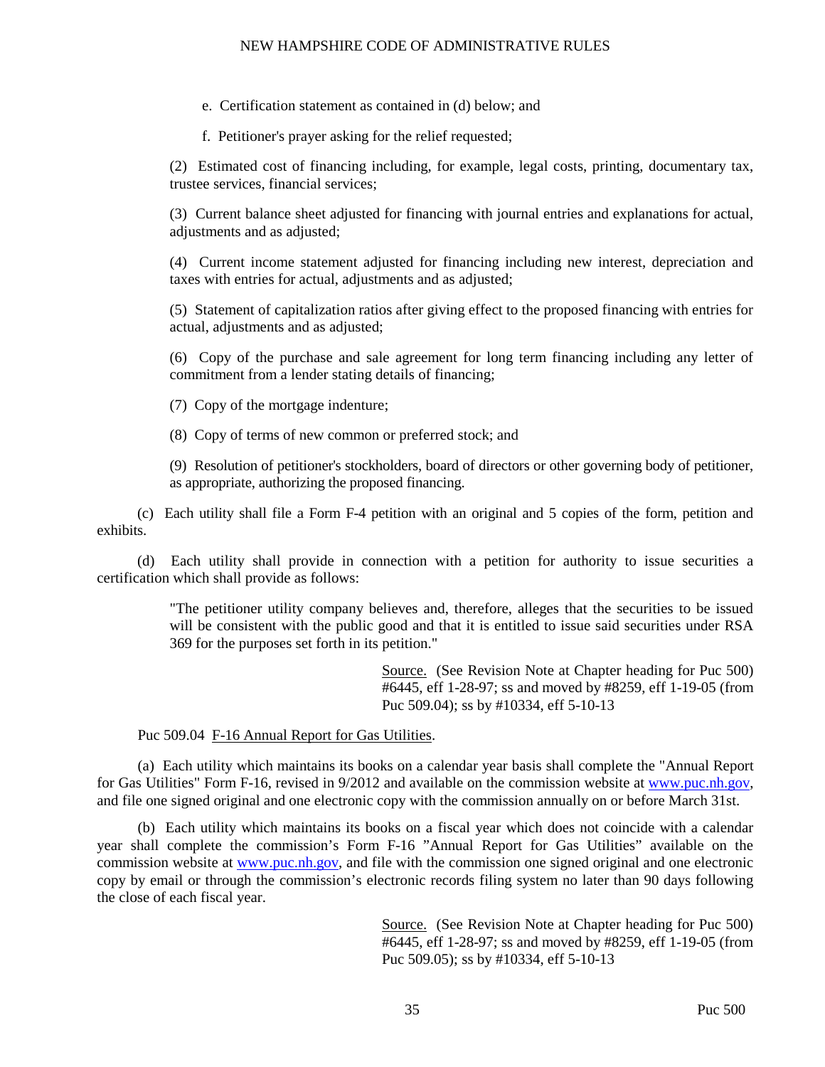e. Certification statement as contained in (d) below; and

f. Petitioner's prayer asking for the relief requested;

(2) Estimated cost of financing including, for example, legal costs, printing, documentary tax, trustee services, financial services;

(3) Current balance sheet adjusted for financing with journal entries and explanations for actual, adjustments and as adjusted;

(4) Current income statement adjusted for financing including new interest, depreciation and taxes with entries for actual, adjustments and as adjusted;

(5) Statement of capitalization ratios after giving effect to the proposed financing with entries for actual, adjustments and as adjusted;

(6) Copy of the purchase and sale agreement for long term financing including any letter of commitment from a lender stating details of financing;

(7) Copy of the mortgage indenture;

(8) Copy of terms of new common or preferred stock; and

(9) Resolution of petitioner's stockholders, board of directors or other governing body of petitioner, as appropriate, authorizing the proposed financing.

(c) Each utility shall file a Form F-4 petition with an original and 5 copies of the form, petition and exhibits.

(d) Each utility shall provide in connection with a petition for authority to issue securities a certification which shall provide as follows:

> "The petitioner utility company believes and, therefore, alleges that the securities to be issued will be consistent with the public good and that it is entitled to issue said securities under RSA 369 for the purposes set forth in its petition."

Source. (See Revision Note at Chapter heading for Puc 500) #6445, eff 1-28-97; ss and moved by #8259, eff 1-19-05 (from Puc 509.04); ss by #10334, eff 5-10-13

Puc 509.04 F-16 Annual Report for Gas Utilities.

(a) Each utility which maintains its books on a calendar year basis shall complete the "Annual Report for Gas Utilities" Form F-16, revised in 9/2012 and available on the commission website at www.puc.nh.gov, and file one signed original and one electronic copy with the commission annually on or before March 31st.

(b) Each utility which maintains its books on a fiscal year which does not coincide with a calendar year shall complete the commission's Form F-16 "Annual Report for Gas Utilities" available on the commission website at www.puc.nh.gov, and file with the commission one signed original and one electronic copy by email or through the commission's electronic records filing system no later than 90 days following the close of each fiscal year.

Source. (See Revision Note at Chapter heading for Puc 500) #6445, eff 1-28-97; ss and moved by #8259, eff 1-19-05 (from Puc 509.05); ss by #10334, eff 5-10-13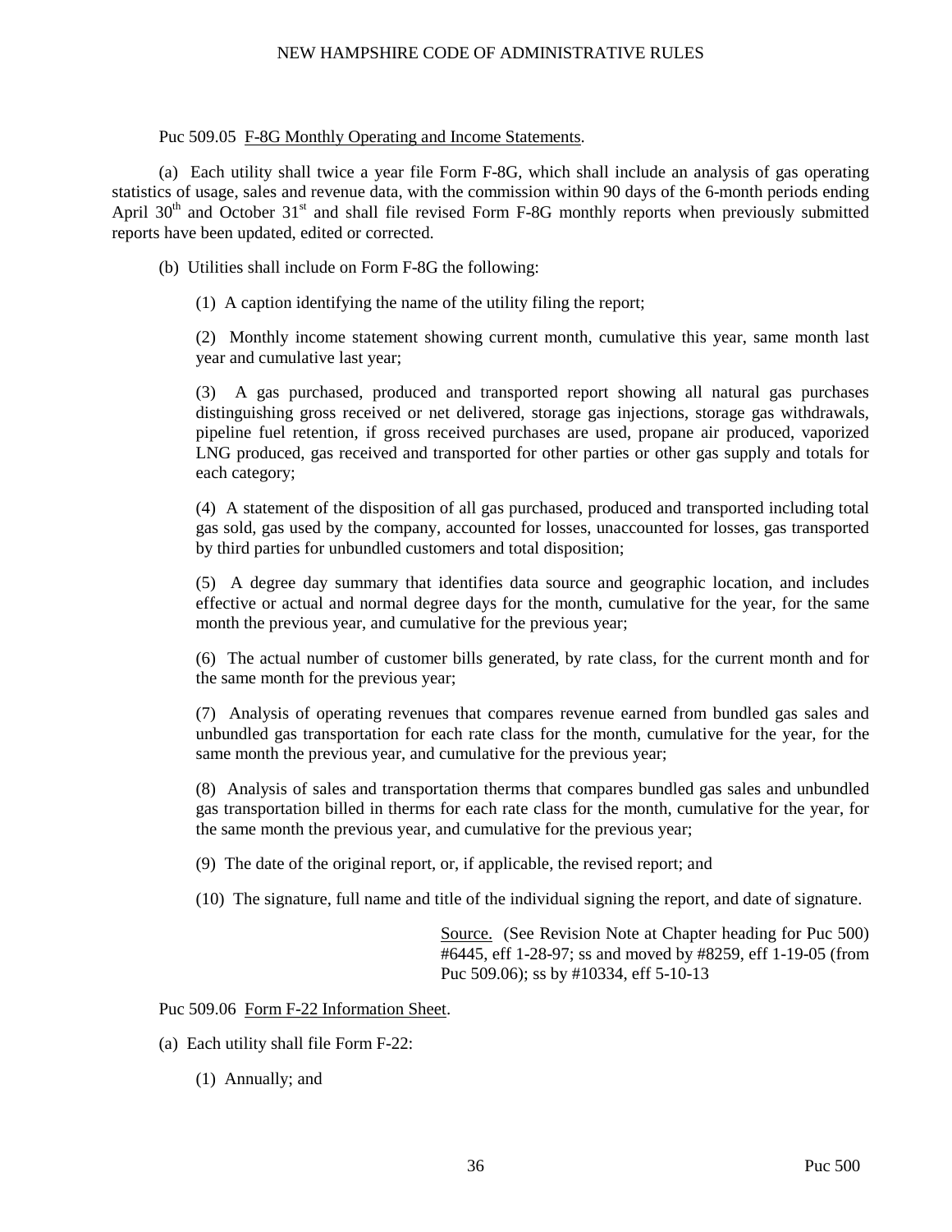Puc 509.05 F-8G Monthly Operating and Income Statements.

(a) Each utility shall twice a year file Form F-8G, which shall include an analysis of gas operating statistics of usage, sales and revenue data, with the commission within 90 days of the 6-month periods ending April 30th and October 31st and shall file revised Form F-8G monthly reports when previously submitted reports have been updated, edited or corrected.

(b) Utilities shall include on Form F-8G the following:

(1) A caption identifying the name of the utility filing the report;

(2) Monthly income statement showing current month, cumulative this year, same month last year and cumulative last year;

(3) A gas purchased, produced and transported report showing all natural gas purchases distinguishing gross received or net delivered, storage gas injections, storage gas withdrawals, pipeline fuel retention, if gross received purchases are used, propane air produced, vaporized LNG produced, gas received and transported for other parties or other gas supply and totals for each category;

(4) A statement of the disposition of all gas purchased, produced and transported including total gas sold, gas used by the company, accounted for losses, unaccounted for losses, gas transported by third parties for unbundled customers and total disposition;

(5) A degree day summary that identifies data source and geographic location, and includes effective or actual and normal degree days for the month, cumulative for the year, for the same month the previous year, and cumulative for the previous year;

(6) The actual number of customer bills generated, by rate class, for the current month and for the same month for the previous year;

(7) Analysis of operating revenues that compares revenue earned from bundled gas sales and unbundled gas transportation for each rate class for the month, cumulative for the year, for the same month the previous year, and cumulative for the previous year;

(8) Analysis of sales and transportation therms that compares bundled gas sales and unbundled gas transportation billed in therms for each rate class for the month, cumulative for the year, for the same month the previous year, and cumulative for the previous year;

(9) The date of the original report, or, if applicable, the revised report; and

(10) The signature, full name and title of the individual signing the report, and date of signature.

Source. (See Revision Note at Chapter heading for Puc 500) #6445, eff 1-28-97; ss and moved by #8259, eff 1-19-05 (from Puc 509.06); ss by #10334, eff 5-10-13

Puc 509.06 Form F-22 Information Sheet.

(a) Each utility shall file Form F-22:

(1) Annually; and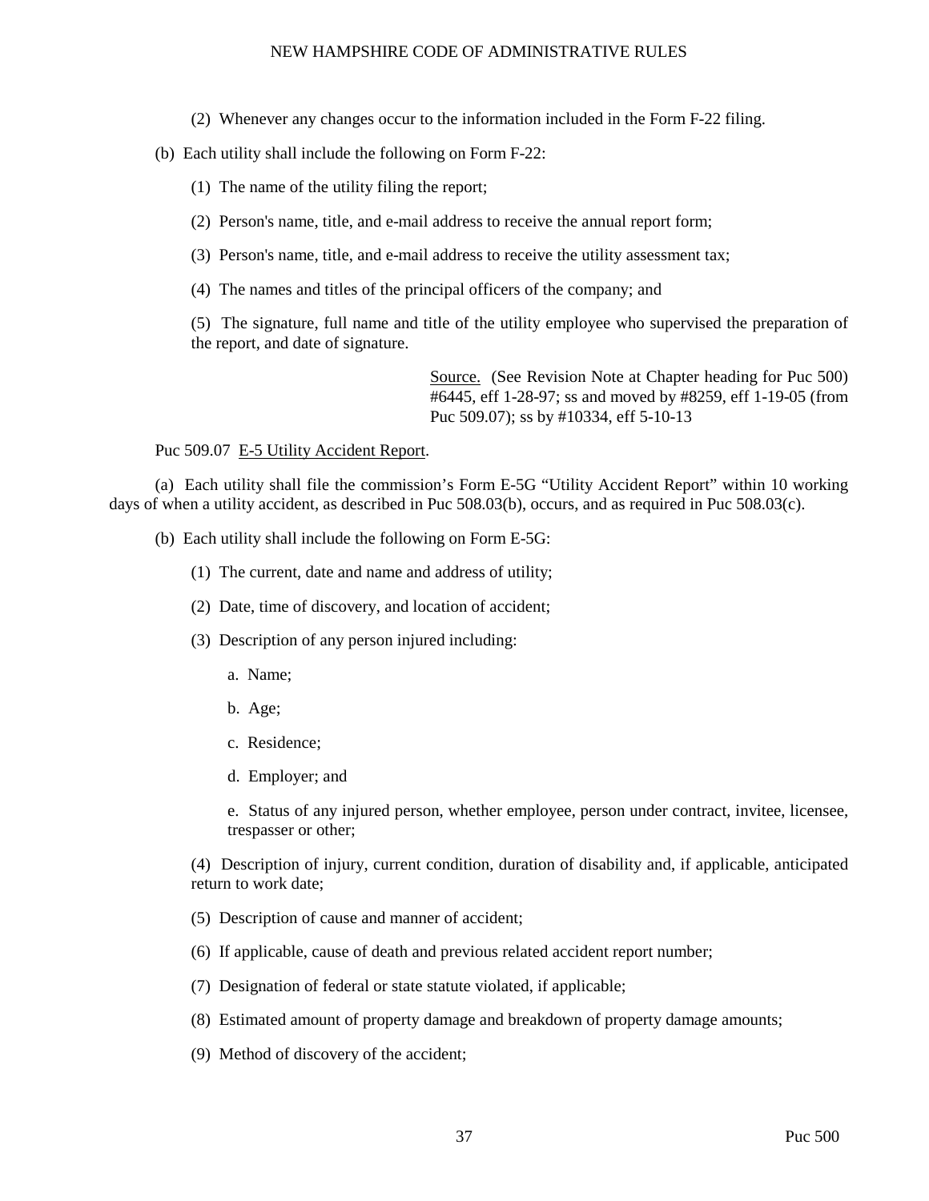(2) Whenever any changes occur to the information included in the Form F-22 filing.

(b) Each utility shall include the following on Form F-22:

(1) The name of the utility filing the report;

(2) Person's name, title, and e-mail address to receive the annual report form;

(3) Person's name, title, and e-mail address to receive the utility assessment tax;

(4) The names and titles of the principal officers of the company; and

(5) The signature, full name and title of the utility employee who supervised the preparation of the report, and date of signature.

Source. (See Revision Note at Chapter heading for Puc 500) #6445, eff 1-28-97; ss and moved by #8259, eff 1-19-05 (from Puc 509.07); ss by #10334, eff 5-10-13

Puc 509.07 E-5 Utility Accident Report.

(a) Each utility shall file the commission's Form E-5G "Utility Accident Report" within 10 working days of when a utility accident, as described in Puc 508.03(b), occurs, and as required in Puc 508.03(c).

(b) Each utility shall include the following on Form E-5G:

(1) The current, date and name and address of utility;

(2) Date, time of discovery, and location of accident;

(3) Description of any person injured including:

a. Name;

b. Age;

c. Residence;

d. Employer; and

e. Status of any injured person, whether employee, person under contract, invitee, licensee, trespasser or other;

(4) Description of injury, current condition, duration of disability and, if applicable, anticipated return to work date;

(5) Description of cause and manner of accident;

(6) If applicable, cause of death and previous related accident report number;

(7) Designation of federal or state statute violated, if applicable;

(8) Estimated amount of property damage and breakdown of property damage amounts;

(9) Method of discovery of the accident;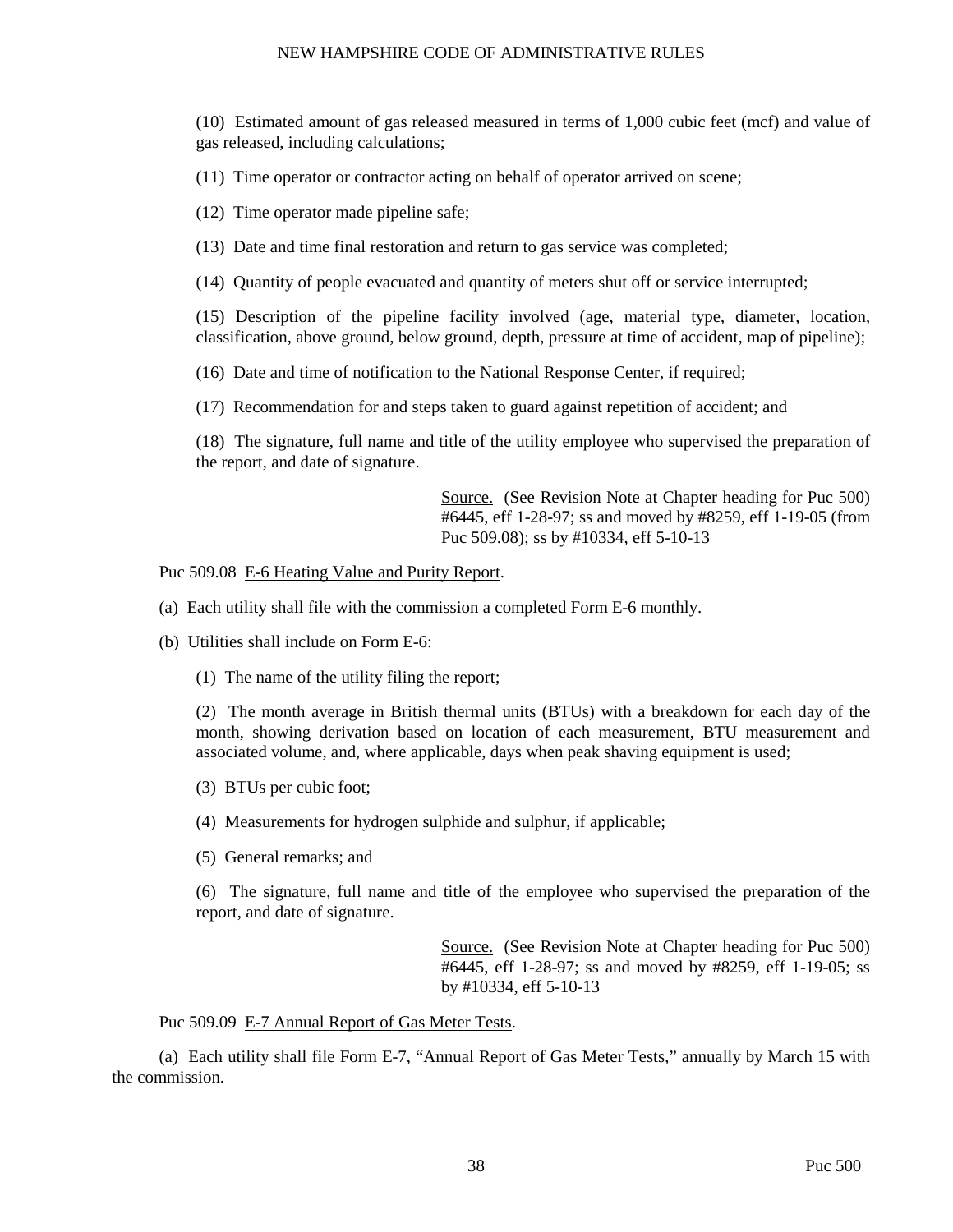(10) Estimated amount of gas released measured in terms of 1,000 cubic feet (mcf) and value of gas released, including calculations;

(11) Time operator or contractor acting on behalf of operator arrived on scene;

(12) Time operator made pipeline safe;

(13) Date and time final restoration and return to gas service was completed;

(14) Quantity of people evacuated and quantity of meters shut off or service interrupted;

(15) Description of the pipeline facility involved (age, material type, diameter, location, classification, above ground, below ground, depth, pressure at time of accident, map of pipeline);

(16) Date and time of notification to the National Response Center, if required;

(17) Recommendation for and steps taken to guard against repetition of accident; and

(18) The signature, full name and title of the utility employee who supervised the preparation of the report, and date of signature.

Source. (See Revision Note at Chapter heading for Puc 500) #6445, eff 1-28-97; ss and moved by #8259, eff 1-19-05 (from Puc 509.08); ss by #10334, eff 5-10-13

Puc 509.08 E-6 Heating Value and Purity Report.

(a) Each utility shall file with the commission a completed Form E-6 monthly.

(b) Utilities shall include on Form E-6:

(1) The name of the utility filing the report;

(2) The month average in British thermal units (BTUs) with a breakdown for each day of the month, showing derivation based on location of each measurement, BTU measurement and associated volume, and, where applicable, days when peak shaving equipment is used;

(3) BTUs per cubic foot;

(4) Measurements for hydrogen sulphide and sulphur, if applicable;

(5) General remarks; and

(6) The signature, full name and title of the employee who supervised the preparation of the report, and date of signature.

Source. (See Revision Note at Chapter heading for Puc 500) #6445, eff 1-28-97; ss and moved by #8259, eff 1-19-05; ss by #10334, eff 5-10-13

Puc 509.09 E-7 Annual Report of Gas Meter Tests.

(a) Each utility shall file Form E-7, "Annual Report of Gas Meter Tests," annually by March 15 with the commission.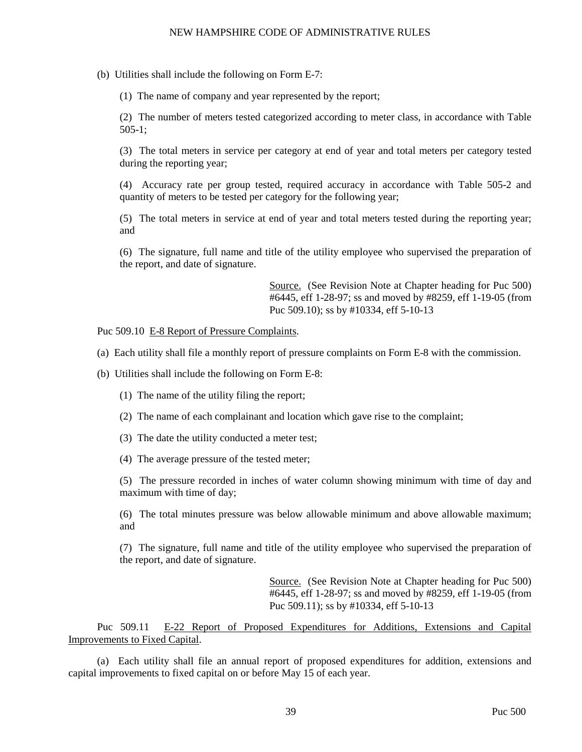(b) Utilities shall include the following on Form E-7:

(1) The name of company and year represented by the report;

(2) The number of meters tested categorized according to meter class, in accordance with Table 505-1;

(3) The total meters in service per category at end of year and total meters per category tested during the reporting year;

(4) Accuracy rate per group tested, required accuracy in accordance with Table 505-2 and quantity of meters to be tested per category for the following year;

(5) The total meters in service at end of year and total meters tested during the reporting year; and

(6) The signature, full name and title of the utility employee who supervised the preparation of the report, and date of signature.

Source. (See Revision Note at Chapter heading for Puc 500) #6445, eff 1-28-97; ss and moved by #8259, eff 1-19-05 (from Puc 509.10); ss by #10334, eff 5-10-13

Puc 509.10 E-8 Report of Pressure Complaints.

(a) Each utility shall file a monthly report of pressure complaints on Form E-8 with the commission.

(b) Utilities shall include the following on Form E-8:

(1) The name of the utility filing the report;

(2) The name of each complainant and location which gave rise to the complaint;

(3) The date the utility conducted a meter test;

(4) The average pressure of the tested meter;

(5) The pressure recorded in inches of water column showing minimum with time of day and maximum with time of day;

(6) The total minutes pressure was below allowable minimum and above allowable maximum; and

(7) The signature, full name and title of the utility employee who supervised the preparation of the report, and date of signature.

Source. (See Revision Note at Chapter heading for Puc 500) #6445, eff 1-28-97; ss and moved by #8259, eff 1-19-05 (from Puc 509.11); ss by #10334, eff 5-10-13

Puc 509.11 E-22 Report of Proposed Expenditures for Additions, Extensions and Capital Improvements to Fixed Capital.

(a) Each utility shall file an annual report of proposed expenditures for addition, extensions and capital improvements to fixed capital on or before May 15 of each year.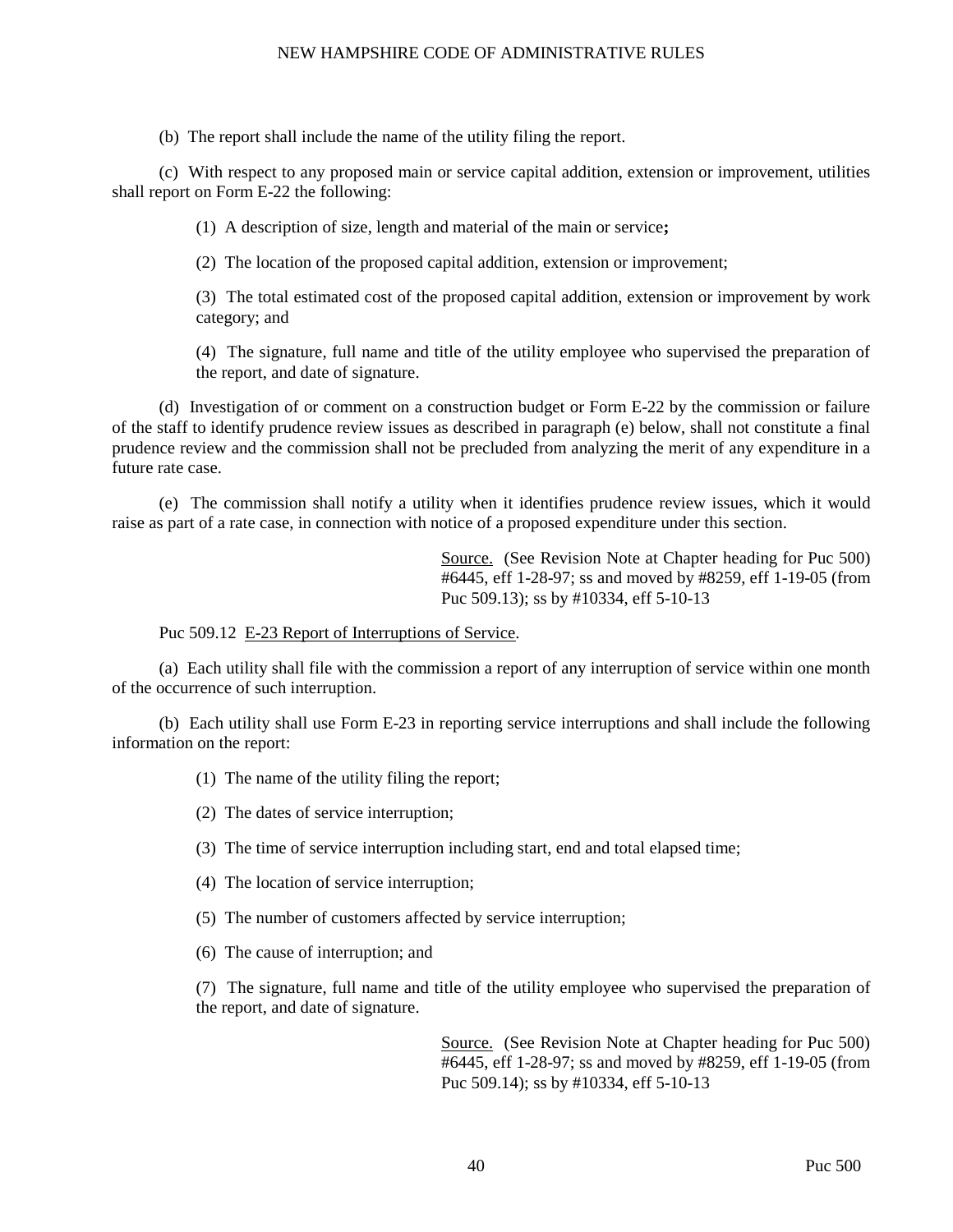(b) The report shall include the name of the utility filing the report.

(c) With respect to any proposed main or service capital addition, extension or improvement, utilities shall report on Form E-22 the following:

(1) A description of size, length and material of the main or service**;**

(2) The location of the proposed capital addition, extension or improvement;

(3) The total estimated cost of the proposed capital addition, extension or improvement by work category; and

(4) The signature, full name and title of the utility employee who supervised the preparation of the report, and date of signature.

(d) Investigation of or comment on a construction budget or Form E-22 by the commission or failure of the staff to identify prudence review issues as described in paragraph (e) below, shall not constitute a final prudence review and the commission shall not be precluded from analyzing the merit of any expenditure in a future rate case.

(e) The commission shall notify a utility when it identifies prudence review issues, which it would raise as part of a rate case, in connection with notice of a proposed expenditure under this section.

Source. (See Revision Note at Chapter heading for Puc 500) #6445, eff 1-28-97; ss and moved by #8259, eff 1-19-05 (from Puc 509.13); ss by #10334, eff 5-10-13

Puc 509.12 E-23 Report of Interruptions of Service.

(a) Each utility shall file with the commission a report of any interruption of service within one month of the occurrence of such interruption.

(b) Each utility shall use Form E-23 in reporting service interruptions and shall include the following information on the report:

(1) The name of the utility filing the report;

(2) The dates of service interruption;

(3) The time of service interruption including start, end and total elapsed time;

(4) The location of service interruption;

(5) The number of customers affected by service interruption;

(6) The cause of interruption; and

(7) The signature, full name and title of the utility employee who supervised the preparation of the report, and date of signature.

Source. (See Revision Note at Chapter heading for Puc 500) #6445, eff 1-28-97; ss and moved by #8259, eff 1-19-05 (from Puc 509.14); ss by #10334, eff 5-10-13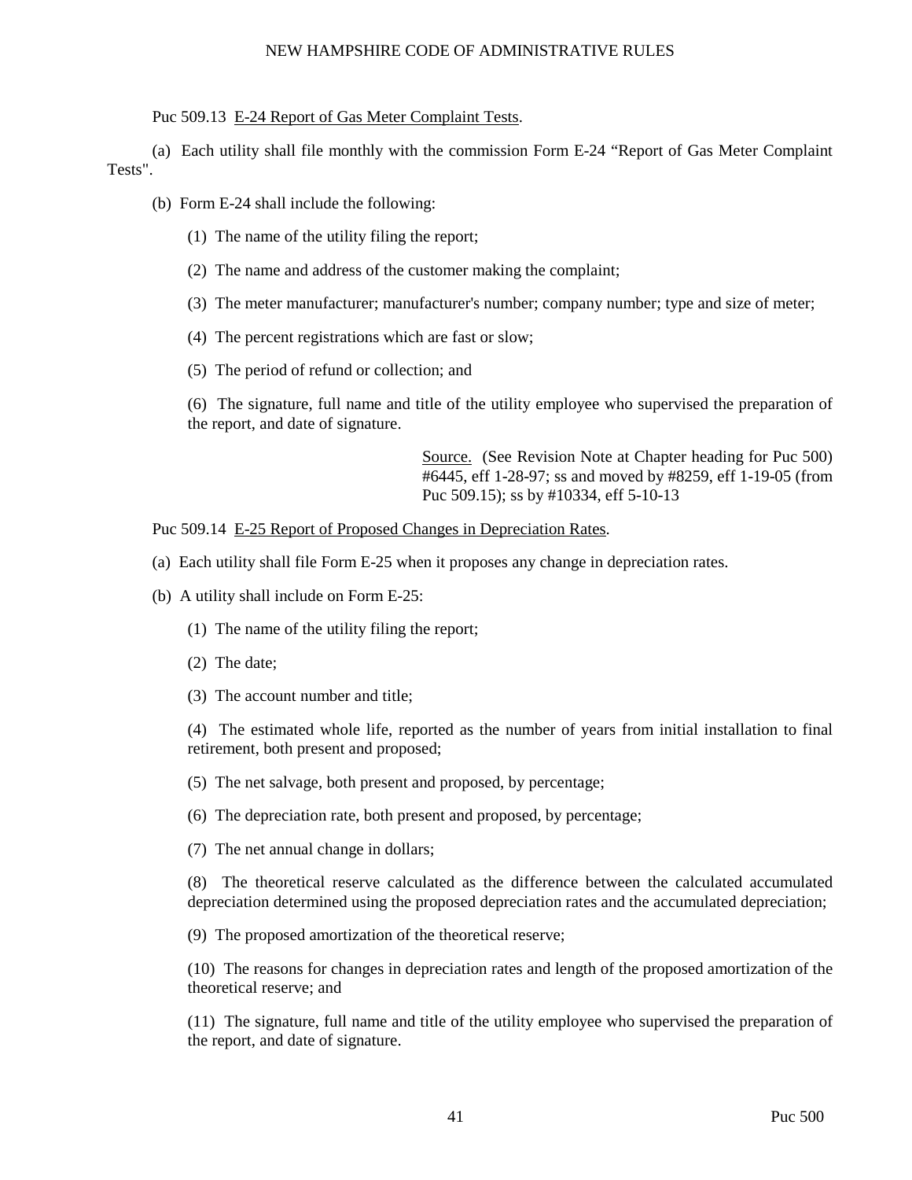Puc 509.13 E-24 Report of Gas Meter Complaint Tests.

(a) Each utility shall file monthly with the commission Form E-24 "Report of Gas Meter Complaint Tests".

(b) Form E-24 shall include the following:

(1) The name of the utility filing the report;

(2) The name and address of the customer making the complaint;

(3) The meter manufacturer; manufacturer's number; company number; type and size of meter;

(4) The percent registrations which are fast or slow;

(5) The period of refund or collection; and

(6) The signature, full name and title of the utility employee who supervised the preparation of the report, and date of signature.

Source. (See Revision Note at Chapter heading for Puc 500) #6445, eff 1-28-97; ss and moved by #8259, eff 1-19-05 (from Puc 509.15); ss by #10334, eff 5-10-13

Puc 509.14 E-25 Report of Proposed Changes in Depreciation Rates.

(a) Each utility shall file Form E-25 when it proposes any change in depreciation rates.

(b) A utility shall include on Form E-25:

(1) The name of the utility filing the report;

(2) The date;

(3) The account number and title;

(4) The estimated whole life, reported as the number of years from initial installation to final retirement, both present and proposed;

(5) The net salvage, both present and proposed, by percentage;

(6) The depreciation rate, both present and proposed, by percentage;

(7) The net annual change in dollars;

(8) The theoretical reserve calculated as the difference between the calculated accumulated depreciation determined using the proposed depreciation rates and the accumulated depreciation;

(9) The proposed amortization of the theoretical reserve;

(10) The reasons for changes in depreciation rates and length of the proposed amortization of the theoretical reserve; and

(11) The signature, full name and title of the utility employee who supervised the preparation of the report, and date of signature.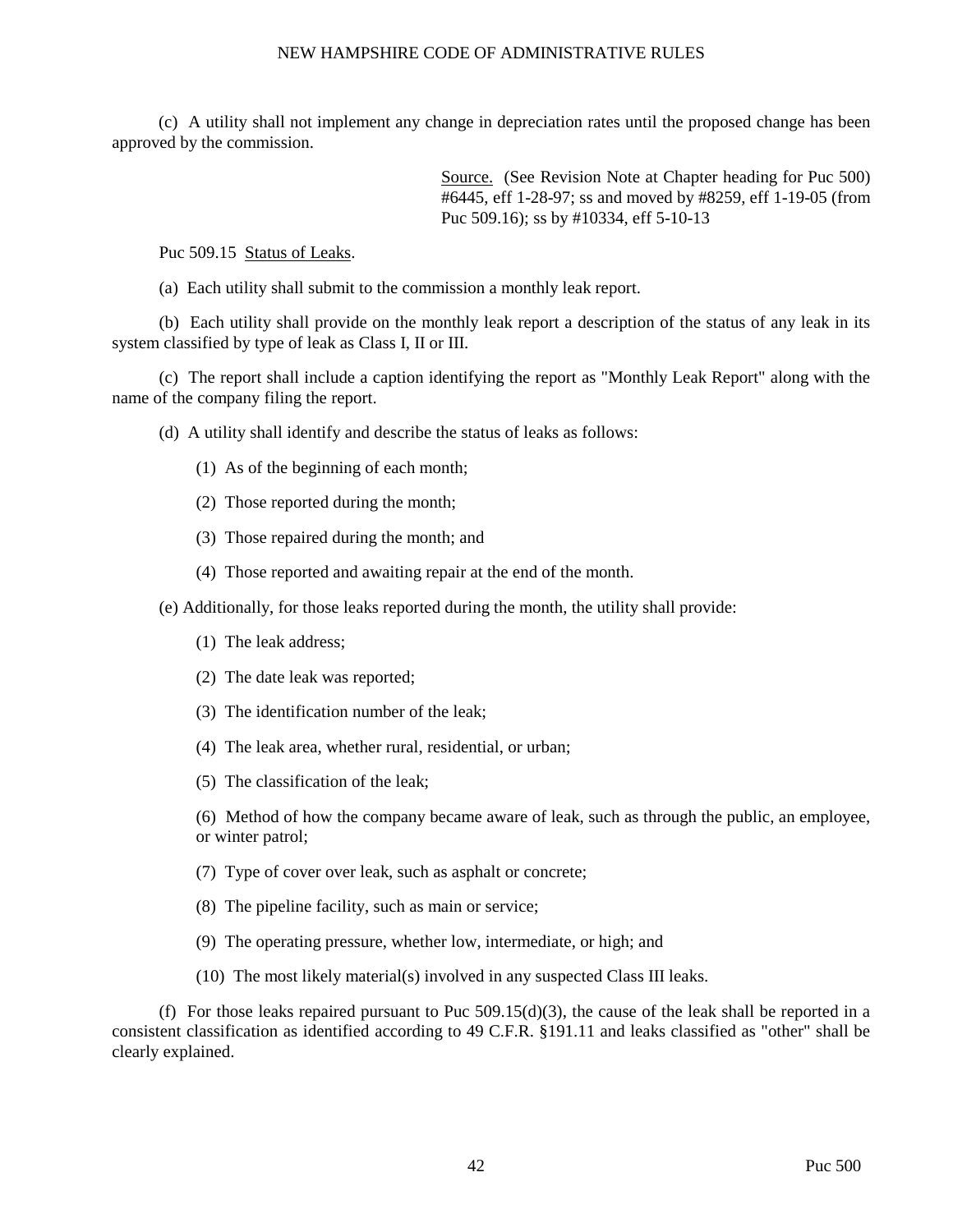(c) A utility shall not implement any change in depreciation rates until the proposed change has been approved by the commission.

Source. (See Revision Note at Chapter heading for Puc 500) #6445, eff 1-28-97; ss and moved by #8259, eff 1-19-05 (from Puc 509.16); ss by #10334, eff 5-10-13

Puc 509.15 Status of Leaks.

(a) Each utility shall submit to the commission a monthly leak report.

(b) Each utility shall provide on the monthly leak report a description of the status of any leak in its system classified by type of leak as Class I, II or III.

(c) The report shall include a caption identifying the report as "Monthly Leak Report" along with the name of the company filing the report.

(d) A utility shall identify and describe the status of leaks as follows:

(1) As of the beginning of each month;

(2) Those reported during the month;

(3) Those repaired during the month; and

(4) Those reported and awaiting repair at the end of the month.

(e) Additionally, for those leaks reported during the month, the utility shall provide:

(1) The leak address;

(2) The date leak was reported;

(3) The identification number of the leak;

(4) The leak area, whether rural, residential, or urban;

(5) The classification of the leak;

(6) Method of how the company became aware of leak, such as through the public, an employee, or winter patrol;

(7) Type of cover over leak, such as asphalt or concrete;

(8) The pipeline facility, such as main or service;

(9) The operating pressure, whether low, intermediate, or high; and

(10) The most likely material(s) involved in any suspected Class III leaks.

(f) For those leaks repaired pursuant to Puc 509.15(d)(3), the cause of the leak shall be reported in a consistent classification as identified according to 49 C.F.R. §191.11 and leaks classified as "other" shall be clearly explained.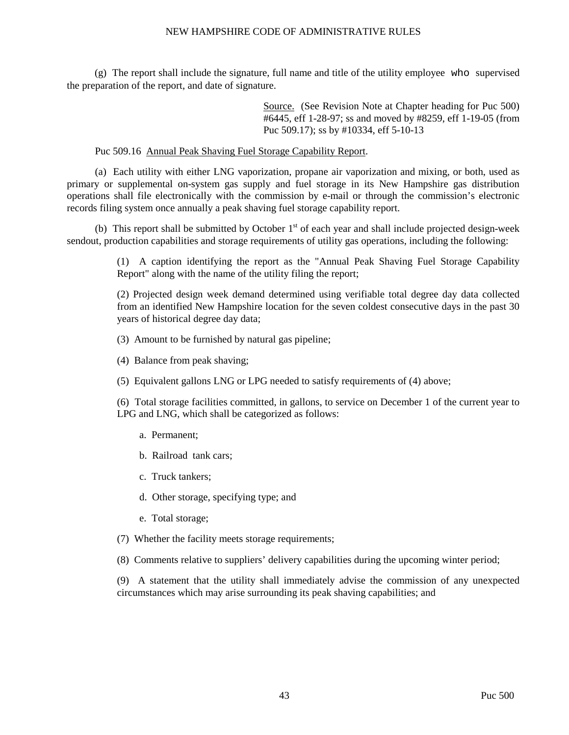(g) The report shall include the signature, full name and title of the utility employee who supervised the preparation of the report, and date of signature.

Source. (See Revision Note at Chapter heading for Puc 500) #6445, eff 1-28-97; ss and moved by #8259, eff 1-19-05 (from Puc 509.17); ss by #10334, eff 5-10-13

Puc 509.16 Annual Peak Shaving Fuel Storage Capability Report.

(a) Each utility with either LNG vaporization, propane air vaporization and mixing, or both, used as primary or supplemental on-system gas supply and fuel storage in its New Hampshire gas distribution operations shall file electronically with the commission by e-mail or through the commission's electronic records filing system once annually a peak shaving fuel storage capability report.

(b) This report shall be submitted by October 1st of each year and shall include projected design-week sendout, production capabilities and storage requirements of utility gas operations, including the following:

(1) A caption identifying the report as the "Annual Peak Shaving Fuel Storage Capability Report" along with the name of the utility filing the report;

(2) Projected design week demand determined using verifiable total degree day data collected from an identified New Hampshire location for the seven coldest consecutive days in the past 30 years of historical degree day data;

(3) Amount to be furnished by natural gas pipeline;

(4) Balance from peak shaving;

(5) Equivalent gallons LNG or LPG needed to satisfy requirements of (4) above;

(6) Total storage facilities committed, in gallons, to service on December 1 of the current year to LPG and LNG, which shall be categorized as follows:

a. Permanent;

b. Railroad tank cars;

c. Truck tankers;

d. Other storage, specifying type; and

e. Total storage;

(7) Whether the facility meets storage requirements;

(8) Comments relative to suppliers' delivery capabilities during the upcoming winter period;

(9) A statement that the utility shall immediately advise the commission of any unexpected circumstances which may arise surrounding its peak shaving capabilities; and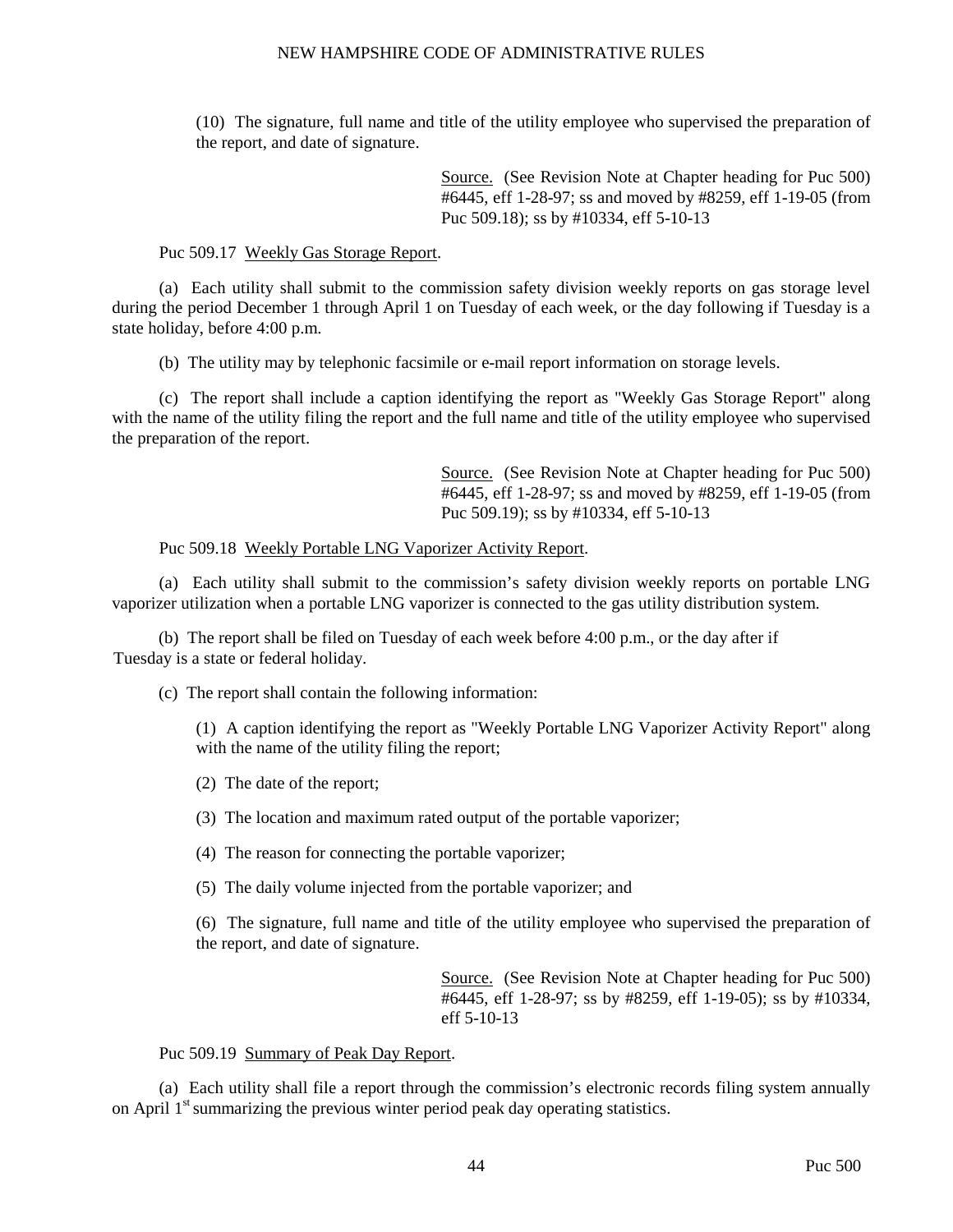(10) The signature, full name and title of the utility employee who supervised the preparation of the report, and date of signature.

Source. (See Revision Note at Chapter heading for Puc 500) #6445, eff 1-28-97; ss and moved by #8259, eff 1-19-05 (from Puc 509.18); ss by #10334, eff 5-10-13

Puc 509.17 Weekly Gas Storage Report.

(a) Each utility shall submit to the commission safety division weekly reports on gas storage level during the period December 1 through April 1 on Tuesday of each week, or the day following if Tuesday is a state holiday, before 4:00 p.m.

(b) The utility may by telephonic facsimile or e-mail report information on storage levels.

(c) The report shall include a caption identifying the report as "Weekly Gas Storage Report" along with the name of the utility filing the report and the full name and title of the utility employee who supervised the preparation of the report.

Source. (See Revision Note at Chapter heading for Puc 500) #6445, eff 1-28-97; ss and moved by #8259, eff 1-19-05 (from Puc 509.19); ss by #10334, eff 5-10-13

Puc 509.18 Weekly Portable LNG Vaporizer Activity Report.

(a) Each utility shall submit to the commission's safety division weekly reports on portable LNG vaporizer utilization when a portable LNG vaporizer is connected to the gas utility distribution system.

(b) The report shall be filed on Tuesday of each week before 4:00 p.m., or the day after if Tuesday is a state or federal holiday.

(c) The report shall contain the following information:

(1) A caption identifying the report as "Weekly Portable LNG Vaporizer Activity Report" along with the name of the utility filing the report;

(2) The date of the report;

(3) The location and maximum rated output of the portable vaporizer;

(4) The reason for connecting the portable vaporizer;

(5) The daily volume injected from the portable vaporizer; and

(6) The signature, full name and title of the utility employee who supervised the preparation of the report, and date of signature.

Source. (See Revision Note at Chapter heading for Puc 500) #6445, eff 1-28-97; ss by #8259, eff 1-19-05); ss by #10334, eff 5-10-13

Puc 509.19 Summary of Peak Day Report.

(a) Each utility shall file a report through the commission's electronic records filing system annually on April 1st summarizing the previous winter period peak day operating statistics.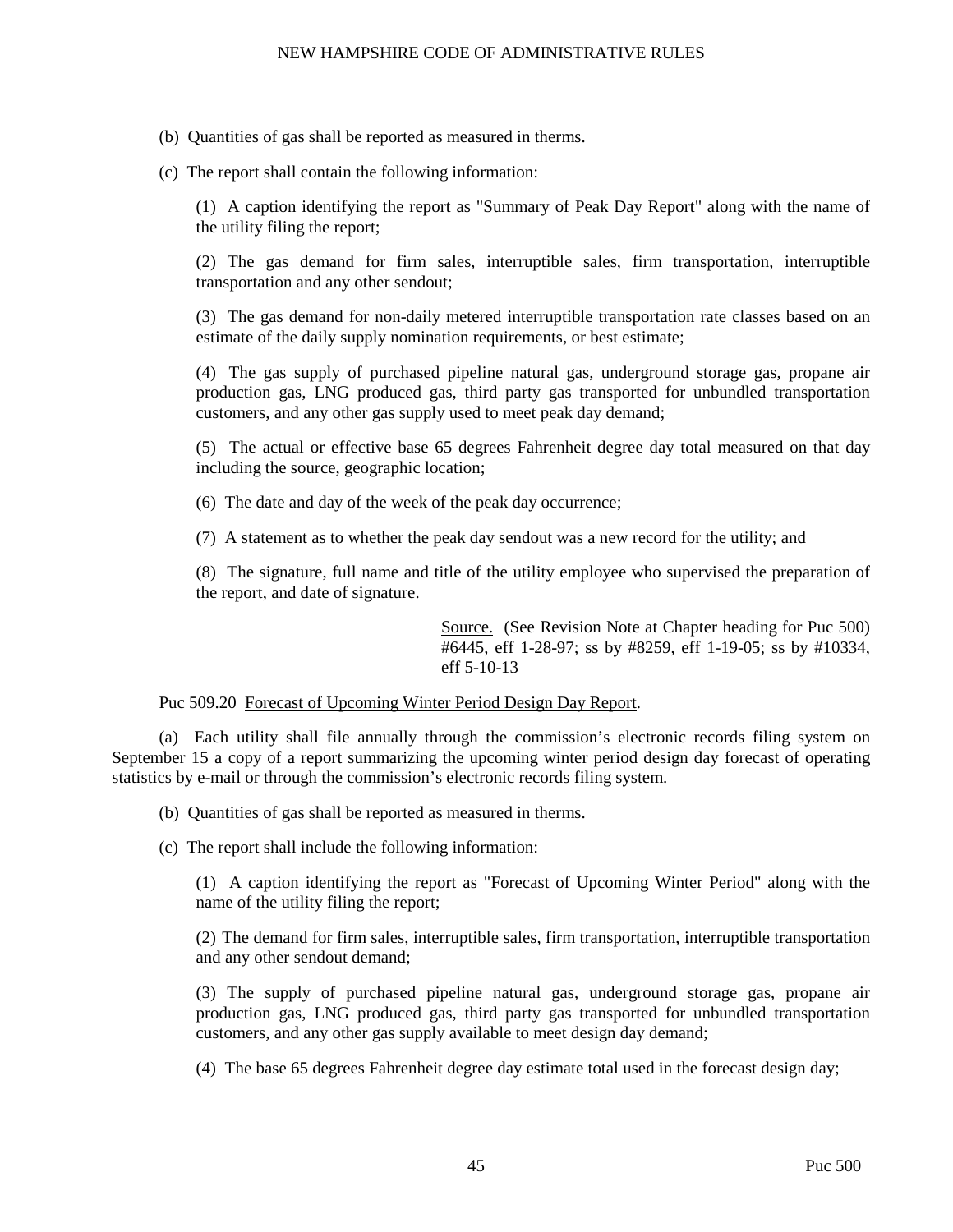(b) Quantities of gas shall be reported as measured in therms.

(c) The report shall contain the following information:

(1) A caption identifying the report as "Summary of Peak Day Report" along with the name of the utility filing the report;

(2) The gas demand for firm sales, interruptible sales, firm transportation, interruptible transportation and any other sendout;

(3) The gas demand for non-daily metered interruptible transportation rate classes based on an estimate of the daily supply nomination requirements, or best estimate;

(4) The gas supply of purchased pipeline natural gas, underground storage gas, propane air production gas, LNG produced gas, third party gas transported for unbundled transportation customers, and any other gas supply used to meet peak day demand;

(5) The actual or effective base 65 degrees Fahrenheit degree day total measured on that day including the source, geographic location;

(6) The date and day of the week of the peak day occurrence;

(7) A statement as to whether the peak day sendout was a new record for the utility; and

(8) The signature, full name and title of the utility employee who supervised the preparation of the report, and date of signature.

Source. (See Revision Note at Chapter heading for Puc 500) #6445, eff 1-28-97; ss by #8259, eff 1-19-05; ss by #10334, eff 5-10-13

Puc 509.20 Forecast of Upcoming Winter Period Design Day Report.

(a) Each utility shall file annually through the commission's electronic records filing system on September 15 a copy of a report summarizing the upcoming winter period design day forecast of operating statistics by e-mail or through the commission's electronic records filing system.

(b) Quantities of gas shall be reported as measured in therms.

(c) The report shall include the following information:

(1) A caption identifying the report as "Forecast of Upcoming Winter Period" along with the name of the utility filing the report;

(2) The demand for firm sales, interruptible sales, firm transportation, interruptible transportation and any other sendout demand;

(3) The supply of purchased pipeline natural gas, underground storage gas, propane air production gas, LNG produced gas, third party gas transported for unbundled transportation customers, and any other gas supply available to meet design day demand;

(4) The base 65 degrees Fahrenheit degree day estimate total used in the forecast design day;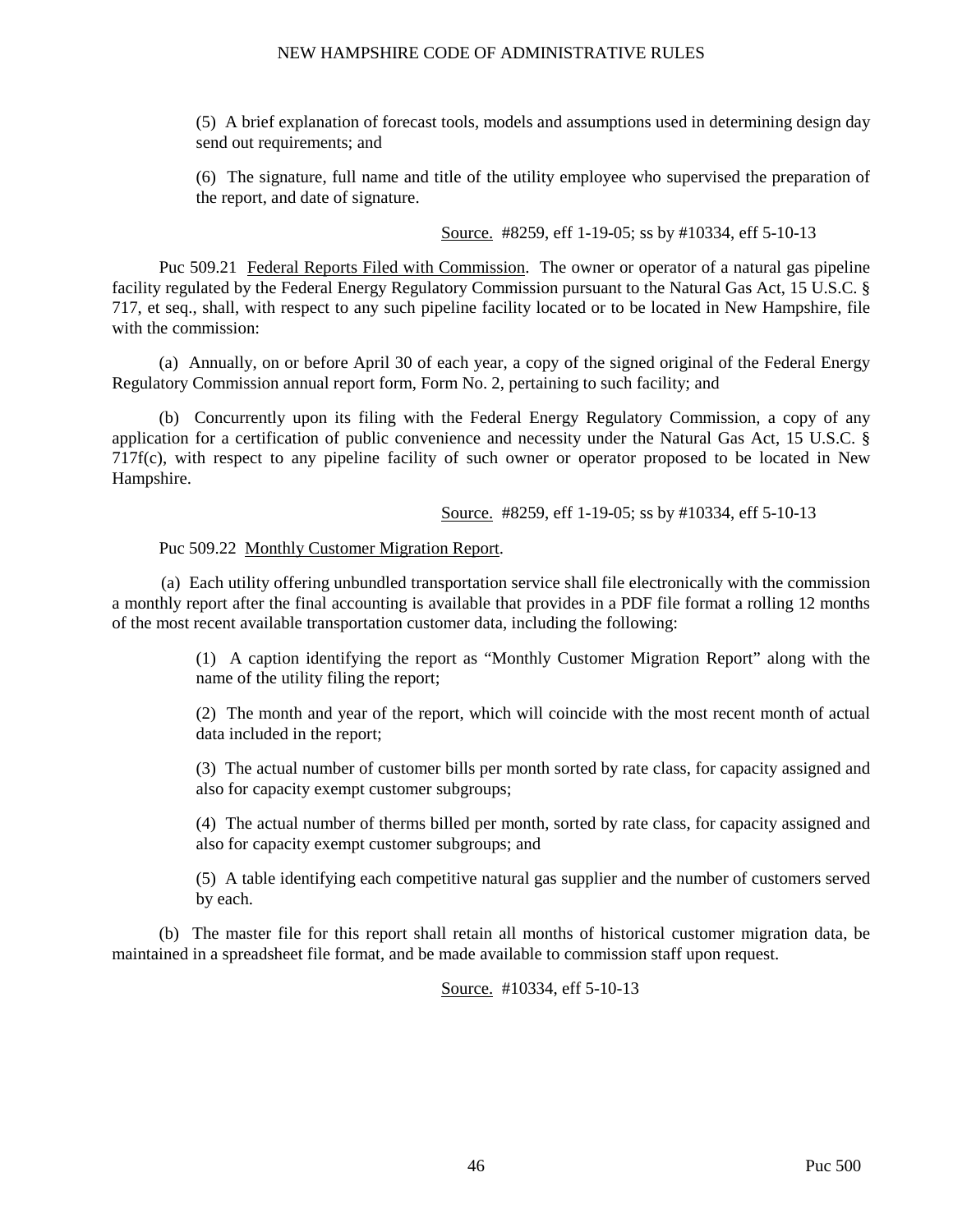(5) A brief explanation of forecast tools, models and assumptions used in determining design day send out requirements; and

(6) The signature, full name and title of the utility employee who supervised the preparation of the report, and date of signature.

Source. #8259, eff 1-19-05; ss by #10334, eff 5-10-13

Puc 509.21 Federal Reports Filed with Commission. The owner or operator of a natural gas pipeline facility regulated by the Federal Energy Regulatory Commission pursuant to the Natural Gas Act, 15 U.S.C. § 717, et seq., shall, with respect to any such pipeline facility located or to be located in New Hampshire, file with the commission:

(a) Annually, on or before April 30 of each year, a copy of the signed original of the Federal Energy Regulatory Commission annual report form, Form No. 2, pertaining to such facility; and

(b) Concurrently upon its filing with the Federal Energy Regulatory Commission, a copy of any application for a certification of public convenience and necessity under the Natural Gas Act, 15 U.S.C. § 717f(c), with respect to any pipeline facility of such owner or operator proposed to be located in New Hampshire.

Source. #8259, eff 1-19-05; ss by #10334, eff 5-10-13

Puc 509.22 Monthly Customer Migration Report.

(a) Each utility offering unbundled transportation service shall file electronically with the commission a monthly report after the final accounting is available that provides in a PDF file format a rolling 12 months of the most recent available transportation customer data, including the following:

(1) A caption identifying the report as "Monthly Customer Migration Report" along with the name of the utility filing the report;

(2) The month and year of the report, which will coincide with the most recent month of actual data included in the report;

(3) The actual number of customer bills per month sorted by rate class, for capacity assigned and also for capacity exempt customer subgroups;

(4) The actual number of therms billed per month, sorted by rate class, for capacity assigned and also for capacity exempt customer subgroups; and

(5) A table identifying each competitive natural gas supplier and the number of customers served by each.

(b) The master file for this report shall retain all months of historical customer migration data, be maintained in a spreadsheet file format, and be made available to commission staff upon request.

Source. #10334, eff 5-10-13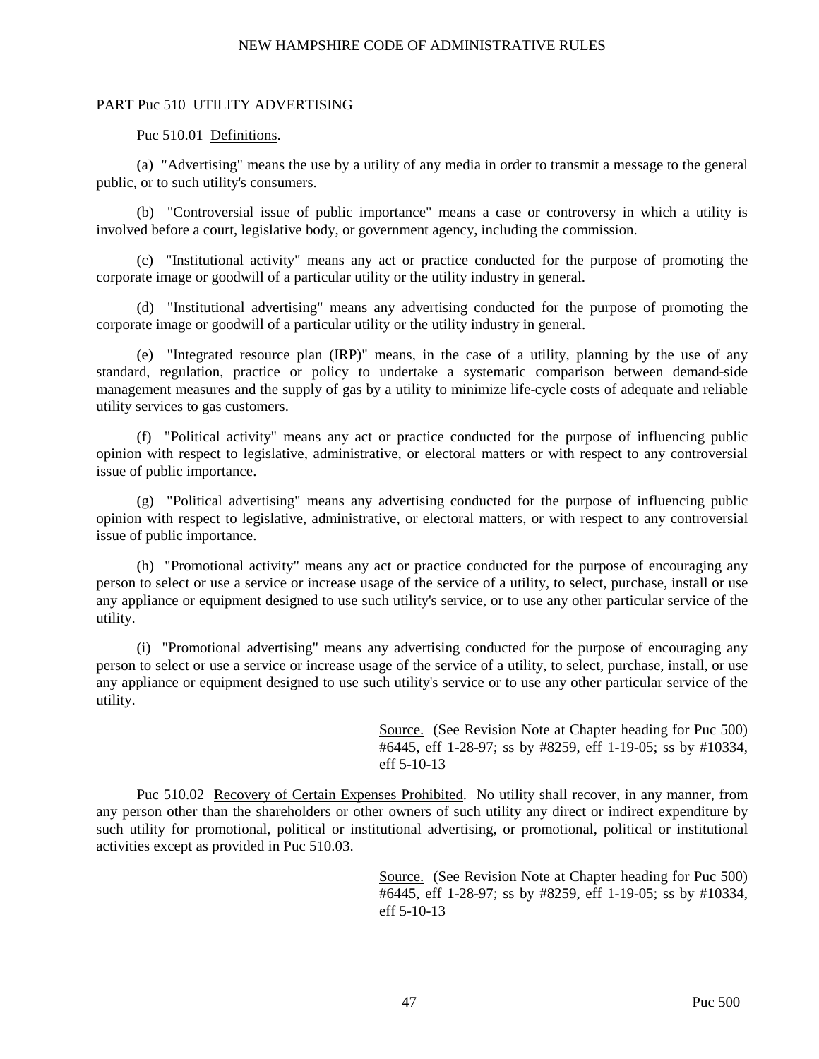## PART Puc 510 UTILITY ADVERTISING

Puc 510.01 Definitions.

(a) "Advertising" means the use by a utility of any media in order to transmit a message to the general public, or to such utility's consumers.

(b) "Controversial issue of public importance" means a case or controversy in which a utility is involved before a court, legislative body, or government agency, including the commission.

(c) "Institutional activity" means any act or practice conducted for the purpose of promoting the corporate image or goodwill of a particular utility or the utility industry in general.

(d) "Institutional advertising" means any advertising conducted for the purpose of promoting the corporate image or goodwill of a particular utility or the utility industry in general.

(e) "Integrated resource plan (IRP)" means, in the case of a utility, planning by the use of any standard, regulation, practice or policy to undertake a systematic comparison between demand-side management measures and the supply of gas by a utility to minimize life-cycle costs of adequate and reliable utility services to gas customers.

(f) "Political activity" means any act or practice conducted for the purpose of influencing public opinion with respect to legislative, administrative, or electoral matters or with respect to any controversial issue of public importance.

(g) "Political advertising" means any advertising conducted for the purpose of influencing public opinion with respect to legislative, administrative, or electoral matters, or with respect to any controversial issue of public importance.

(h) "Promotional activity" means any act or practice conducted for the purpose of encouraging any person to select or use a service or increase usage of the service of a utility, to select, purchase, install or use any appliance or equipment designed to use such utility's service, or to use any other particular service of the utility.

(i) "Promotional advertising" means any advertising conducted for the purpose of encouraging any person to select or use a service or increase usage of the service of a utility, to select, purchase, install, or use any appliance or equipment designed to use such utility's service or to use any other particular service of the utility.

Source. (See Revision Note at Chapter heading for Puc 500) #6445, eff 1-28-97; ss by #8259, eff 1-19-05; ss by #10334, eff 5-10-13

Puc 510.02 Recovery of Certain Expenses Prohibited. No utility shall recover, in any manner, from any person other than the shareholders or other owners of such utility any direct or indirect expenditure by such utility for promotional, political or institutional advertising, or promotional, political or institutional activities except as provided in Puc 510.03.

Source. (See Revision Note at Chapter heading for Puc 500) #6445, eff 1-28-97; ss by #8259, eff 1-19-05; ss by #10334, eff 5-10-13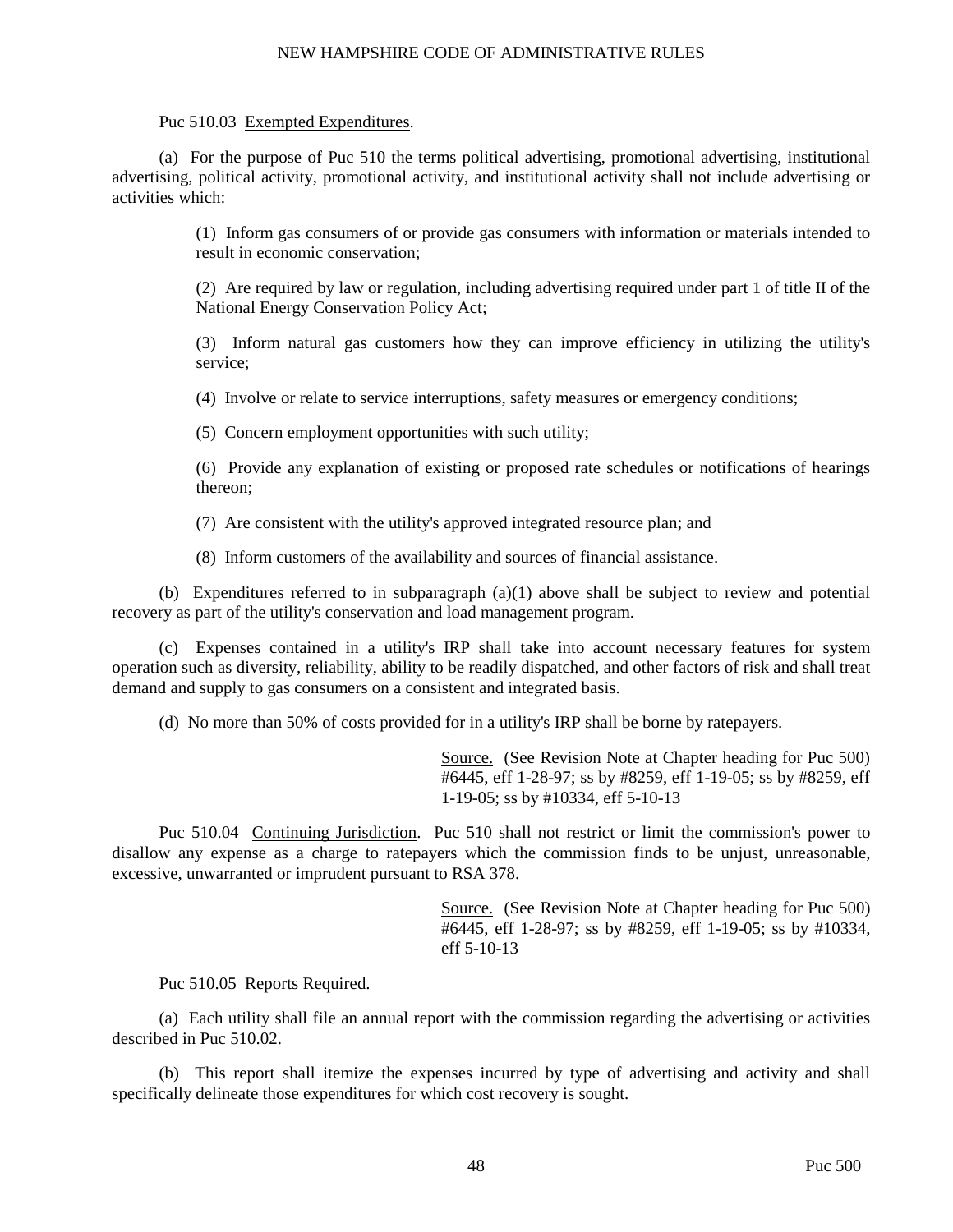Puc 510.03 Exempted Expenditures.

(a) For the purpose of Puc 510 the terms political advertising, promotional advertising, institutional advertising, political activity, promotional activity, and institutional activity shall not include advertising or activities which:

(1) Inform gas consumers of or provide gas consumers with information or materials intended to result in economic conservation;

(2) Are required by law or regulation, including advertising required under part 1 of title II of the National Energy Conservation Policy Act;

(3) Inform natural gas customers how they can improve efficiency in utilizing the utility's service;

(4) Involve or relate to service interruptions, safety measures or emergency conditions;

(5) Concern employment opportunities with such utility;

(6) Provide any explanation of existing or proposed rate schedules or notifications of hearings thereon;

(7) Are consistent with the utility's approved integrated resource plan; and

(8) Inform customers of the availability and sources of financial assistance.

(b) Expenditures referred to in subparagraph (a)(1) above shall be subject to review and potential recovery as part of the utility's conservation and load management program.

(c) Expenses contained in a utility's IRP shall take into account necessary features for system operation such as diversity, reliability, ability to be readily dispatched, and other factors of risk and shall treat demand and supply to gas consumers on a consistent and integrated basis.

(d) No more than 50% of costs provided for in a utility's IRP shall be borne by ratepayers.

Source. (See Revision Note at Chapter heading for Puc 500) #6445, eff 1-28-97; ss by #8259, eff 1-19-05; ss by #8259, eff 1-19-05; ss by #10334, eff 5-10-13

Puc 510.04 Continuing Jurisdiction. Puc 510 shall not restrict or limit the commission's power to disallow any expense as a charge to ratepayers which the commission finds to be unjust, unreasonable, excessive, unwarranted or imprudent pursuant to RSA 378.

Source. (See Revision Note at Chapter heading for Puc 500) #6445, eff 1-28-97; ss by #8259, eff 1-19-05; ss by #10334, eff 5-10-13

Puc 510.05 Reports Required.

(a) Each utility shall file an annual report with the commission regarding the advertising or activities described in Puc 510.02.

(b) This report shall itemize the expenses incurred by type of advertising and activity and shall specifically delineate those expenditures for which cost recovery is sought.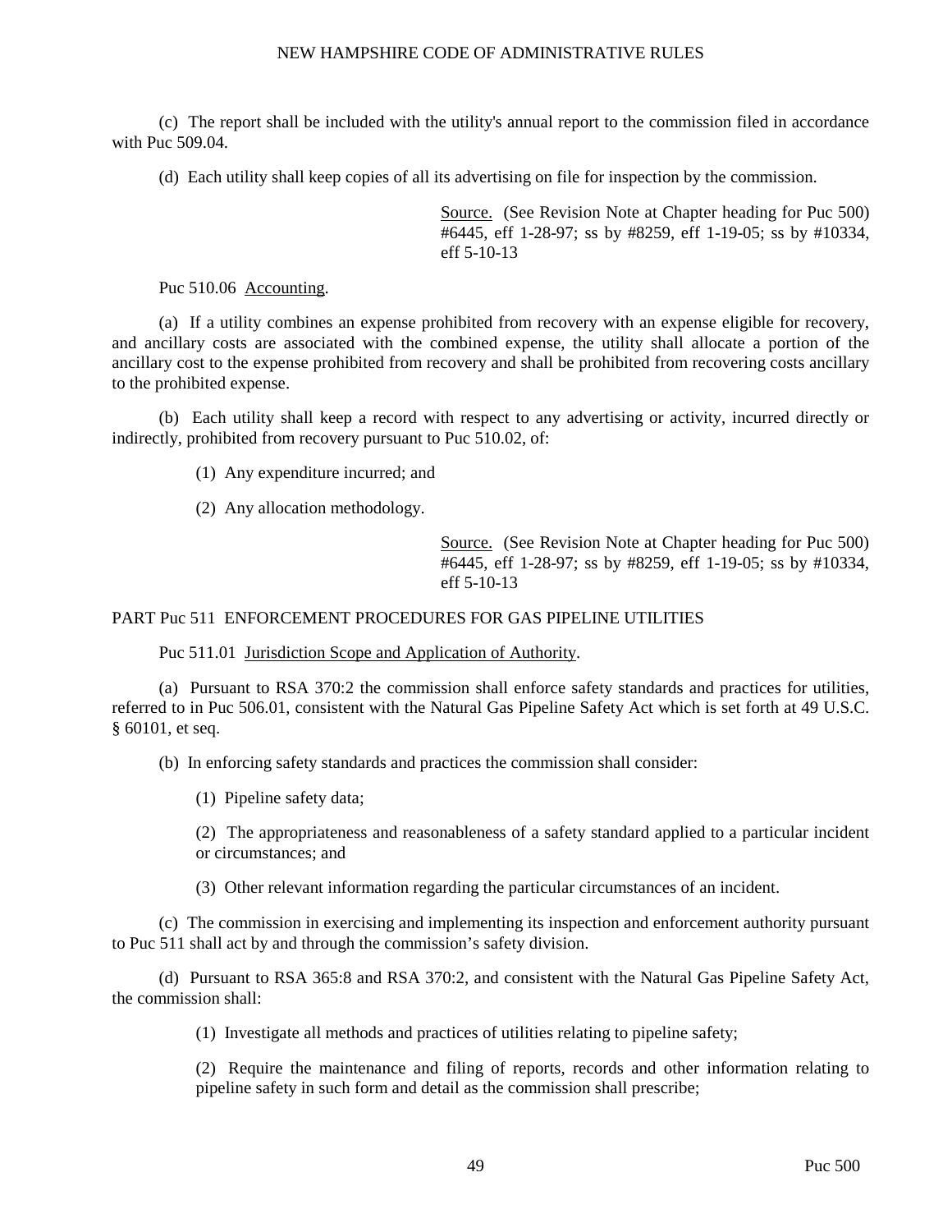(c) The report shall be included with the utility's annual report to the commission filed in accordance with Puc 509.04.

(d) Each utility shall keep copies of all its advertising on file for inspection by the commission.

Source. (See Revision Note at Chapter heading for Puc 500) #6445, eff 1-28-97; ss by #8259, eff 1-19-05; ss by #10334, eff 5-10-13

Puc 510.06 Accounting.

(a) If a utility combines an expense prohibited from recovery with an expense eligible for recovery, and ancillary costs are associated with the combined expense, the utility shall allocate a portion of the ancillary cost to the expense prohibited from recovery and shall be prohibited from recovering costs ancillary to the prohibited expense.

(b) Each utility shall keep a record with respect to any advertising or activity, incurred directly or indirectly, prohibited from recovery pursuant to Puc 510.02, of:

(1) Any expenditure incurred; and

(2) Any allocation methodology.

Source. (See Revision Note at Chapter heading for Puc 500) #6445, eff 1-28-97; ss by #8259, eff 1-19-05; ss by #10334, eff 5-10-13

## PART Puc 511 ENFORCEMENT PROCEDURES FOR GAS PIPELINE UTILITIES

Puc 511.01 Jurisdiction Scope and Application of Authority.

(a) Pursuant to RSA 370:2 the commission shall enforce safety standards and practices for utilities, referred to in Puc 506.01, consistent with the Natural Gas Pipeline Safety Act which is set forth at 49 U.S.C. § 60101, et seq.

(b) In enforcing safety standards and practices the commission shall consider:

(1) Pipeline safety data;

(2) The appropriateness and reasonableness of a safety standard applied to a particular incident or circumstances; and

(3) Other relevant information regarding the particular circumstances of an incident.

(c) The commission in exercising and implementing its inspection and enforcement authority pursuant to Puc 511 shall act by and through the commission's safety division.

(d) Pursuant to RSA 365:8 and RSA 370:2, and consistent with the Natural Gas Pipeline Safety Act, the commission shall:

(1) Investigate all methods and practices of utilities relating to pipeline safety;

(2) Require the maintenance and filing of reports, records and other information relating to pipeline safety in such form and detail as the commission shall prescribe;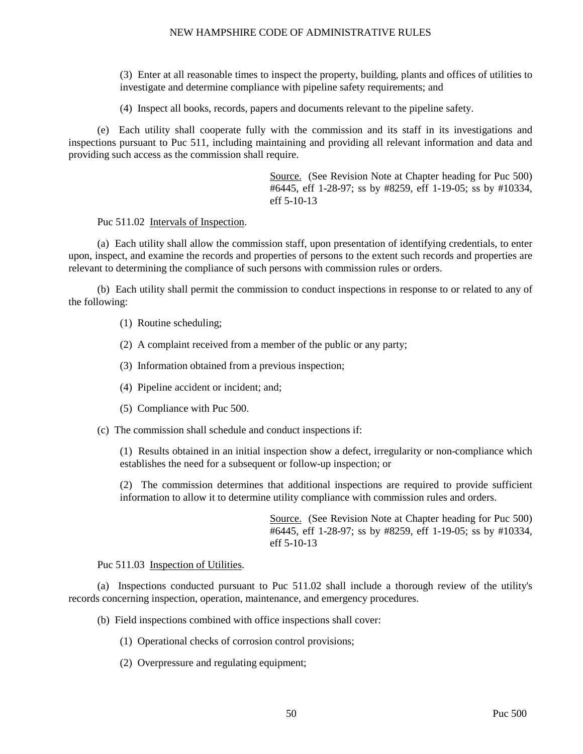(3) Enter at all reasonable times to inspect the property, building, plants and offices of utilities to investigate and determine compliance with pipeline safety requirements; and

(4) Inspect all books, records, papers and documents relevant to the pipeline safety.

(e) Each utility shall cooperate fully with the commission and its staff in its investigations and inspections pursuant to Puc 511, including maintaining and providing all relevant information and data and providing such access as the commission shall require.

Source. (See Revision Note at Chapter heading for Puc 500) #6445, eff 1-28-97; ss by #8259, eff 1-19-05; ss by #10334, eff 5-10-13

Puc 511.02 Intervals of Inspection.

(a) Each utility shall allow the commission staff, upon presentation of identifying credentials, to enter upon, inspect, and examine the records and properties of persons to the extent such records and properties are relevant to determining the compliance of such persons with commission rules or orders.

(b) Each utility shall permit the commission to conduct inspections in response to or related to any of the following:

(1) Routine scheduling;

(2) A complaint received from a member of the public or any party;

(3) Information obtained from a previous inspection;

(4) Pipeline accident or incident; and;

(5) Compliance with Puc 500.

(c) The commission shall schedule and conduct inspections if:

(1) Results obtained in an initial inspection show a defect, irregularity or non-compliance which establishes the need for a subsequent or follow-up inspection; or

(2) The commission determines that additional inspections are required to provide sufficient information to allow it to determine utility compliance with commission rules and orders.

Source. (See Revision Note at Chapter heading for Puc 500) #6445, eff 1-28-97; ss by #8259, eff 1-19-05; ss by #10334, eff 5-10-13

Puc 511.03 Inspection of Utilities.

(a) Inspections conducted pursuant to Puc 511.02 shall include a thorough review of the utility's records concerning inspection, operation, maintenance, and emergency procedures.

(b) Field inspections combined with office inspections shall cover:

(1) Operational checks of corrosion control provisions;

(2) Overpressure and regulating equipment;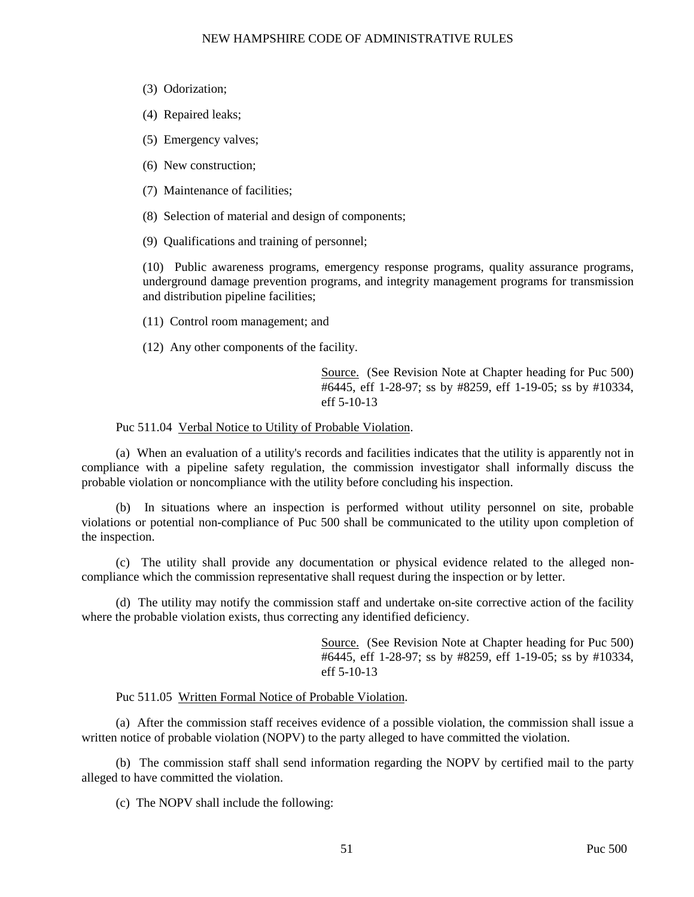(3) Odorization;

(4) Repaired leaks;

(5) Emergency valves;

(6) New construction;

(7) Maintenance of facilities;

(8) Selection of material and design of components;

(9) Qualifications and training of personnel;

(10) Public awareness programs, emergency response programs, quality assurance programs, underground damage prevention programs, and integrity management programs for transmission and distribution pipeline facilities;

(11) Control room management; and

(12) Any other components of the facility.

Source. (See Revision Note at Chapter heading for Puc 500) #6445, eff 1-28-97; ss by #8259, eff 1-19-05; ss by #10334, eff 5-10-13

Puc 511.04 Verbal Notice to Utility of Probable Violation.

(a) When an evaluation of a utility's records and facilities indicates that the utility is apparently not in compliance with a pipeline safety regulation, the commission investigator shall informally discuss the probable violation or noncompliance with the utility before concluding his inspection.

(b) In situations where an inspection is performed without utility personnel on site, probable violations or potential non-compliance of Puc 500 shall be communicated to the utility upon completion of the inspection.

(c) The utility shall provide any documentation or physical evidence related to the alleged non-compliance which the commission representative shall request during the inspection or by letter.

(d) The utility may notify the commission staff and undertake on-site corrective action of the facility where the probable violation exists, thus correcting any identified deficiency.

Source. (See Revision Note at Chapter heading for Puc 500) #6445, eff 1-28-97; ss by #8259, eff 1-19-05; ss by #10334, eff 5-10-13

Puc 511.05 Written Formal Notice of Probable Violation.

(a) After the commission staff receives evidence of a possible violation, the commission shall issue a written notice of probable violation (NOPV) to the party alleged to have committed the violation.

(b) The commission staff shall send information regarding the NOPV by certified mail to the party alleged to have committed the violation.

(c) The NOPV shall include the following: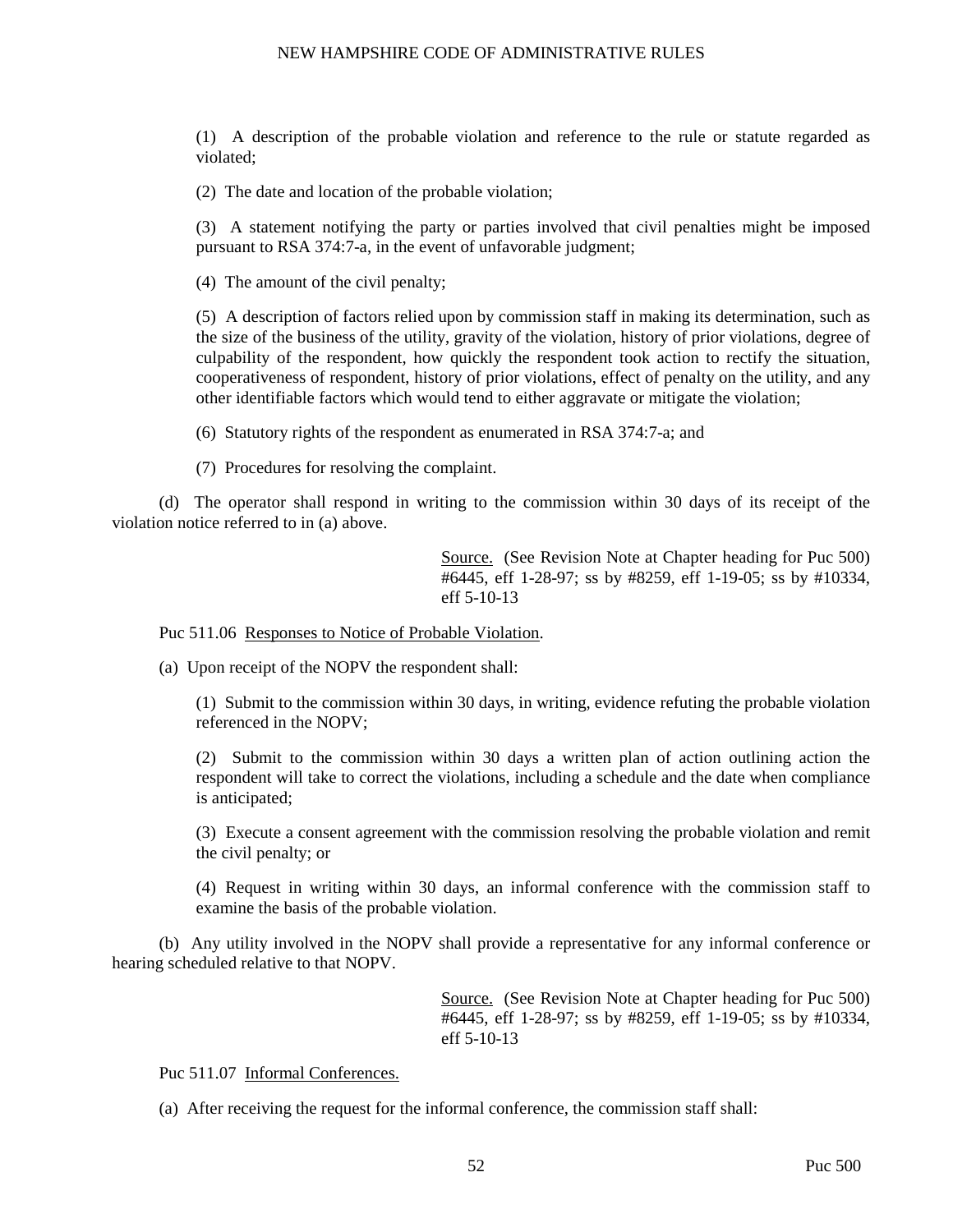(1) A description of the probable violation and reference to the rule or statute regarded as violated;

(2) The date and location of the probable violation;

(3) A statement notifying the party or parties involved that civil penalties might be imposed pursuant to RSA 374:7-a, in the event of unfavorable judgment;

(4) The amount of the civil penalty;

(5) A description of factors relied upon by commission staff in making its determination, such as the size of the business of the utility, gravity of the violation, history of prior violations, degree of culpability of the respondent, how quickly the respondent took action to rectify the situation, cooperativeness of respondent, history of prior violations, effect of penalty on the utility, and any other identifiable factors which would tend to either aggravate or mitigate the violation;

(6) Statutory rights of the respondent as enumerated in RSA 374:7-a; and

(7) Procedures for resolving the complaint.

(d) The operator shall respond in writing to the commission within 30 days of its receipt of the violation notice referred to in (a) above.

Source. (See Revision Note at Chapter heading for Puc 500) #6445, eff 1-28-97; ss by #8259, eff 1-19-05; ss by #10334, eff 5-10-13

Puc 511.06 Responses to Notice of Probable Violation.

(a) Upon receipt of the NOPV the respondent shall:

(1) Submit to the commission within 30 days, in writing, evidence refuting the probable violation referenced in the NOPV;

(2) Submit to the commission within 30 days a written plan of action outlining action the respondent will take to correct the violations, including a schedule and the date when compliance is anticipated;

(3) Execute a consent agreement with the commission resolving the probable violation and remit the civil penalty; or

(4) Request in writing within 30 days, an informal conference with the commission staff to examine the basis of the probable violation.

(b) Any utility involved in the NOPV shall provide a representative for any informal conference or hearing scheduled relative to that NOPV.

Source. (See Revision Note at Chapter heading for Puc 500) #6445, eff 1-28-97; ss by #8259, eff 1-19-05; ss by #10334, eff 5-10-13

Puc 511.07 Informal Conferences.

(a) After receiving the request for the informal conference, the commission staff shall: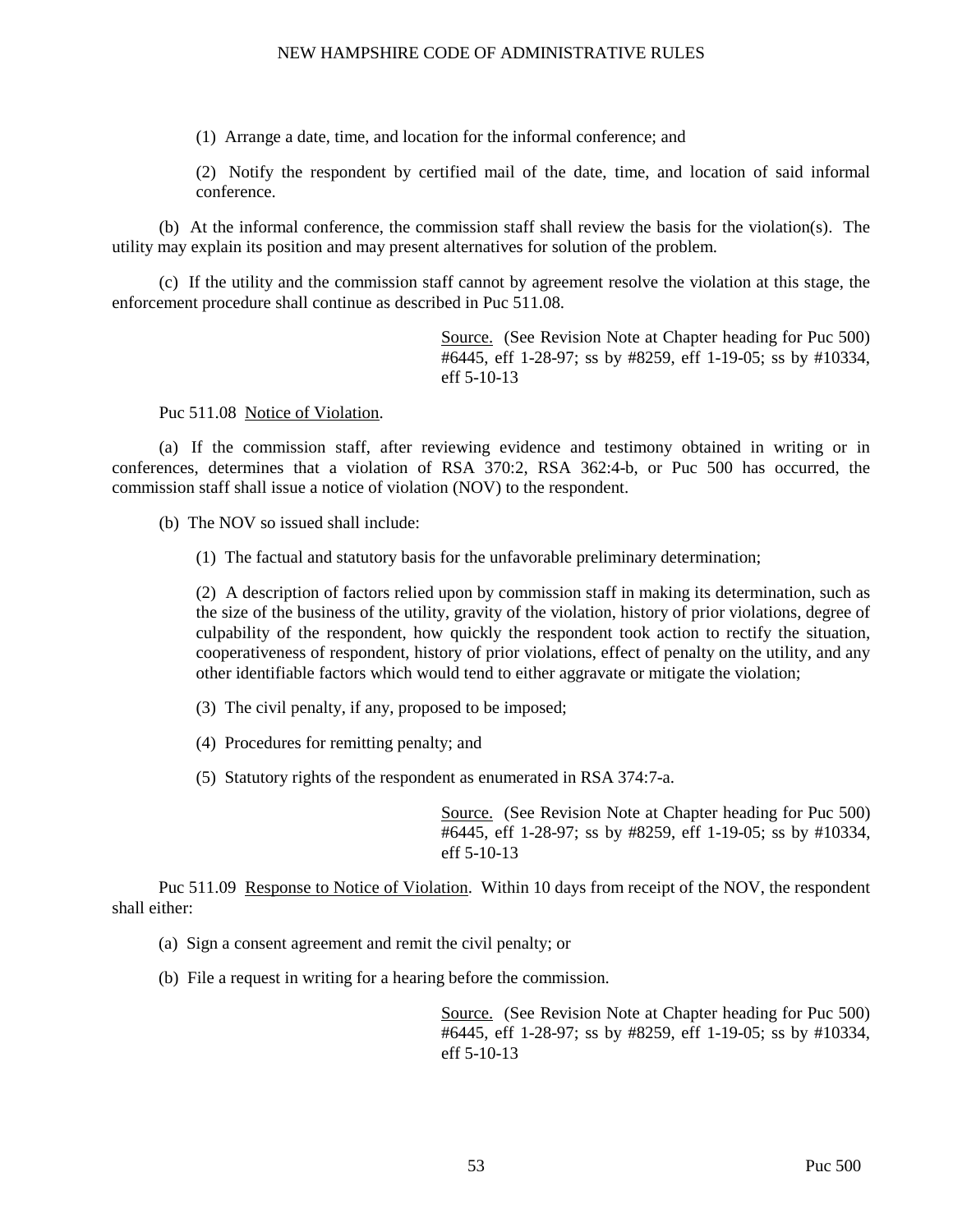(1) Arrange a date, time, and location for the informal conference; and

(2) Notify the respondent by certified mail of the date, time, and location of said informal conference.

(b) At the informal conference, the commission staff shall review the basis for the violation(s). The utility may explain its position and may present alternatives for solution of the problem.

(c) If the utility and the commission staff cannot by agreement resolve the violation at this stage, the enforcement procedure shall continue as described in Puc 511.08.

Source. (See Revision Note at Chapter heading for Puc 500) #6445, eff 1-28-97; ss by #8259, eff 1-19-05; ss by #10334, eff 5-10-13

Puc 511.08 Notice of Violation.

(a) If the commission staff, after reviewing evidence and testimony obtained in writing or in conferences, determines that a violation of RSA 370:2, RSA 362:4-b, or Puc 500 has occurred, the commission staff shall issue a notice of violation (NOV) to the respondent.

(b) The NOV so issued shall include:

(1) The factual and statutory basis for the unfavorable preliminary determination;

(2) A description of factors relied upon by commission staff in making its determination, such as the size of the business of the utility, gravity of the violation, history of prior violations, degree of culpability of the respondent, how quickly the respondent took action to rectify the situation, cooperativeness of respondent, history of prior violations, effect of penalty on the utility, and any other identifiable factors which would tend to either aggravate or mitigate the violation;

(3) The civil penalty, if any, proposed to be imposed;

(4) Procedures for remitting penalty; and

(5) Statutory rights of the respondent as enumerated in RSA 374:7-a.

Source. (See Revision Note at Chapter heading for Puc 500) #6445, eff 1-28-97; ss by #8259, eff 1-19-05; ss by #10334, eff 5-10-13

Puc 511.09 Response to Notice of Violation. Within 10 days from receipt of the NOV, the respondent shall either:

(a) Sign a consent agreement and remit the civil penalty; or

(b) File a request in writing for a hearing before the commission.

Source. (See Revision Note at Chapter heading for Puc 500) #6445, eff 1-28-97; ss by #8259, eff 1-19-05; ss by #10334, eff 5-10-13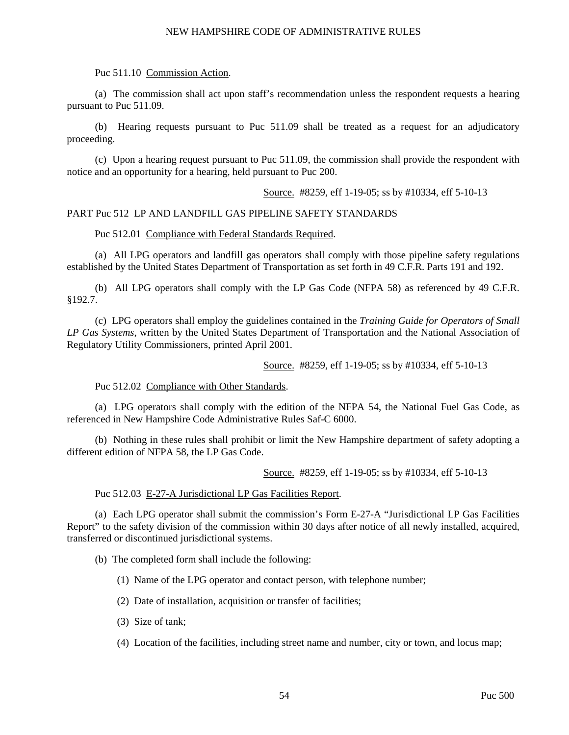Puc 511.10 Commission Action.

(a) The commission shall act upon staff's recommendation unless the respondent requests a hearing pursuant to Puc 511.09.

(b) Hearing requests pursuant to Puc 511.09 shall be treated as a request for an adjudicatory proceeding.

(c) Upon a hearing request pursuant to Puc 511.09, the commission shall provide the respondent with notice and an opportunity for a hearing, held pursuant to Puc 200.

Source. #8259, eff 1-19-05; ss by #10334, eff 5-10-13

PART Puc 512 LP AND LANDFILL GAS PIPELINE SAFETY STANDARDS

Puc 512.01 Compliance with Federal Standards Required.

(a) All LPG operators and landfill gas operators shall comply with those pipeline safety regulations established by the United States Department of Transportation as set forth in 49 C.F.R. Parts 191 and 192.

(b) All LPG operators shall comply with the LP Gas Code (NFPA 58) as referenced by 49 C.F.R. §192.7.

(c) LPG operators shall employ the guidelines contained in the *Training Guide for Operators of Small LP Gas Systems*, written by the United States Department of Transportation and the National Association of Regulatory Utility Commissioners, printed April 2001.

Source. #8259, eff 1-19-05; ss by #10334, eff 5-10-13

Puc 512.02 Compliance with Other Standards.

(a) LPG operators shall comply with the edition of the NFPA 54, the National Fuel Gas Code, as referenced in New Hampshire Code Administrative Rules Saf-C 6000.

(b) Nothing in these rules shall prohibit or limit the New Hampshire department of safety adopting a different edition of NFPA 58, the LP Gas Code.

Source. #8259, eff 1-19-05; ss by #10334, eff 5-10-13

Puc 512.03 E-27-A Jurisdictional LP Gas Facilities Report.

(a) Each LPG operator shall submit the commission's Form E-27-A "Jurisdictional LP Gas Facilities Report" to the safety division of the commission within 30 days after notice of all newly installed, acquired, transferred or discontinued jurisdictional systems.

(b) The completed form shall include the following:

(1) Name of the LPG operator and contact person, with telephone number;

(2) Date of installation, acquisition or transfer of facilities;

(3) Size of tank;

(4) Location of the facilities, including street name and number, city or town, and locus map;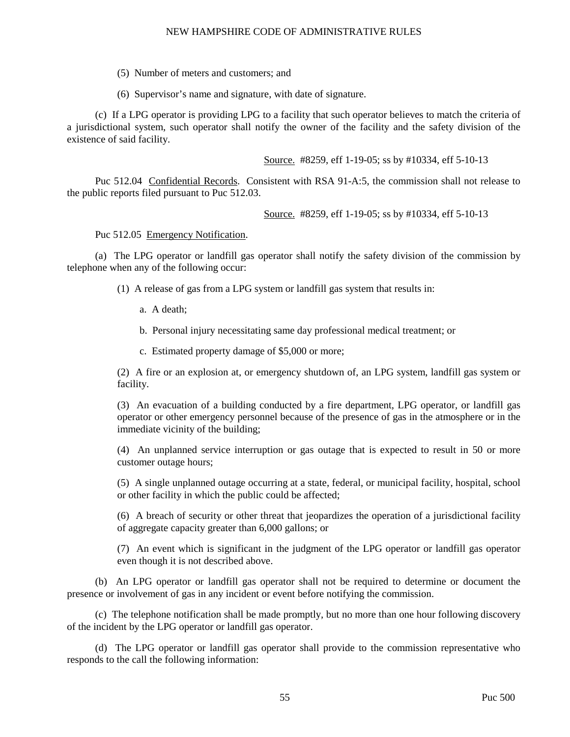(5) Number of meters and customers; and

(6) Supervisor's name and signature, with date of signature.

(c) If a LPG operator is providing LPG to a facility that such operator believes to match the criteria of a jurisdictional system, such operator shall notify the owner of the facility and the safety division of the existence of said facility.

Source. #8259, eff 1-19-05; ss by #10334, eff 5-10-13

Puc 512.04 Confidential Records. Consistent with RSA 91-A:5, the commission shall not release to the public reports filed pursuant to Puc 512.03.

Source. #8259, eff 1-19-05; ss by #10334, eff 5-10-13

Puc 512.05 Emergency Notification.

(a) The LPG operator or landfill gas operator shall notify the safety division of the commission by telephone when any of the following occur:

(1) A release of gas from a LPG system or landfill gas system that results in:

a. A death;

b. Personal injury necessitating same day professional medical treatment; or

c. Estimated property damage of $5,000 or more;

(2) A fire or an explosion at, or emergency shutdown of, an LPG system, landfill gas system or facility.

(3) An evacuation of a building conducted by a fire department, LPG operator, or landfill gas operator or other emergency personnel because of the presence of gas in the atmosphere or in the immediate vicinity of the building;

(4) An unplanned service interruption or gas outage that is expected to result in 50 or more customer outage hours;

(5) A single unplanned outage occurring at a state, federal, or municipal facility, hospital, school or other facility in which the public could be affected;

(6) A breach of security or other threat that jeopardizes the operation of a jurisdictional facility of aggregate capacity greater than 6,000 gallons; or

(7) An event which is significant in the judgment of the LPG operator or landfill gas operator even though it is not described above.

(b) An LPG operator or landfill gas operator shall not be required to determine or document the presence or involvement of gas in any incident or event before notifying the commission.

(c) The telephone notification shall be made promptly, but no more than one hour following discovery of the incident by the LPG operator or landfill gas operator.

(d) The LPG operator or landfill gas operator shall provide to the commission representative who responds to the call the following information: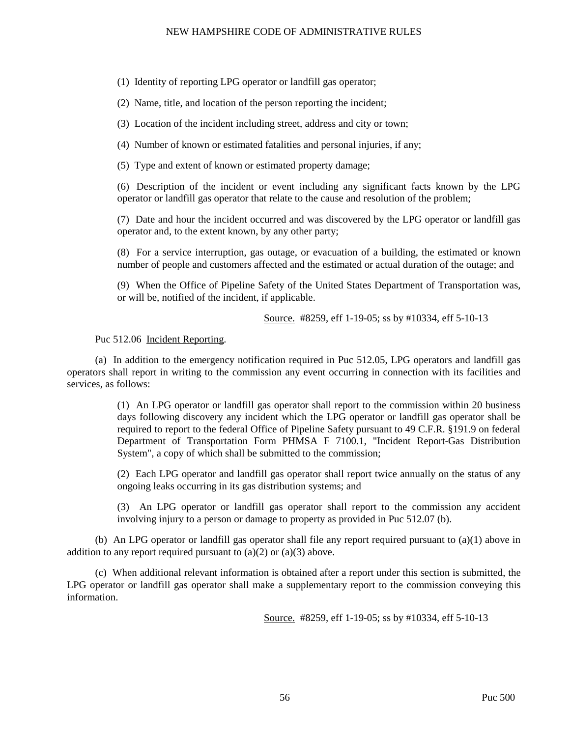(1) Identity of reporting LPG operator or landfill gas operator;

(2) Name, title, and location of the person reporting the incident;

(3) Location of the incident including street, address and city or town;

(4) Number of known or estimated fatalities and personal injuries, if any;

(5) Type and extent of known or estimated property damage;

(6) Description of the incident or event including any significant facts known by the LPG operator or landfill gas operator that relate to the cause and resolution of the problem;

(7) Date and hour the incident occurred and was discovered by the LPG operator or landfill gas operator and, to the extent known, by any other party;

(8) For a service interruption, gas outage, or evacuation of a building, the estimated or known number of people and customers affected and the estimated or actual duration of the outage; and

(9) When the Office of Pipeline Safety of the United States Department of Transportation was, or will be, notified of the incident, if applicable.

Source. #8259, eff 1-19-05; ss by #10334, eff 5-10-13

Puc 512.06 Incident Reporting.

(a) In addition to the emergency notification required in Puc 512.05, LPG operators and landfill gas operators shall report in writing to the commission any event occurring in connection with its facilities and services, as follows:

(1) An LPG operator or landfill gas operator shall report to the commission within 20 business days following discovery any incident which the LPG operator or landfill gas operator shall be required to report to the federal Office of Pipeline Safety pursuant to 49 C.F.R. §191.9 on federal Department of Transportation Form PHMSA F 7100.1, "Incident Report-Gas Distribution System", a copy of which shall be submitted to the commission;

(2) Each LPG operator and landfill gas operator shall report twice annually on the status of any ongoing leaks occurring in its gas distribution systems; and

(3) An LPG operator or landfill gas operator shall report to the commission any accident involving injury to a person or damage to property as provided in Puc 512.07 (b).

(b) An LPG operator or landfill gas operator shall file any report required pursuant to (a)(1) above in addition to any report required pursuant to (a)(2) or (a)(3) above.

(c) When additional relevant information is obtained after a report under this section is submitted, the LPG operator or landfill gas operator shall make a supplementary report to the commission conveying this information.

Source. #8259, eff 1-19-05; ss by #10334, eff 5-10-13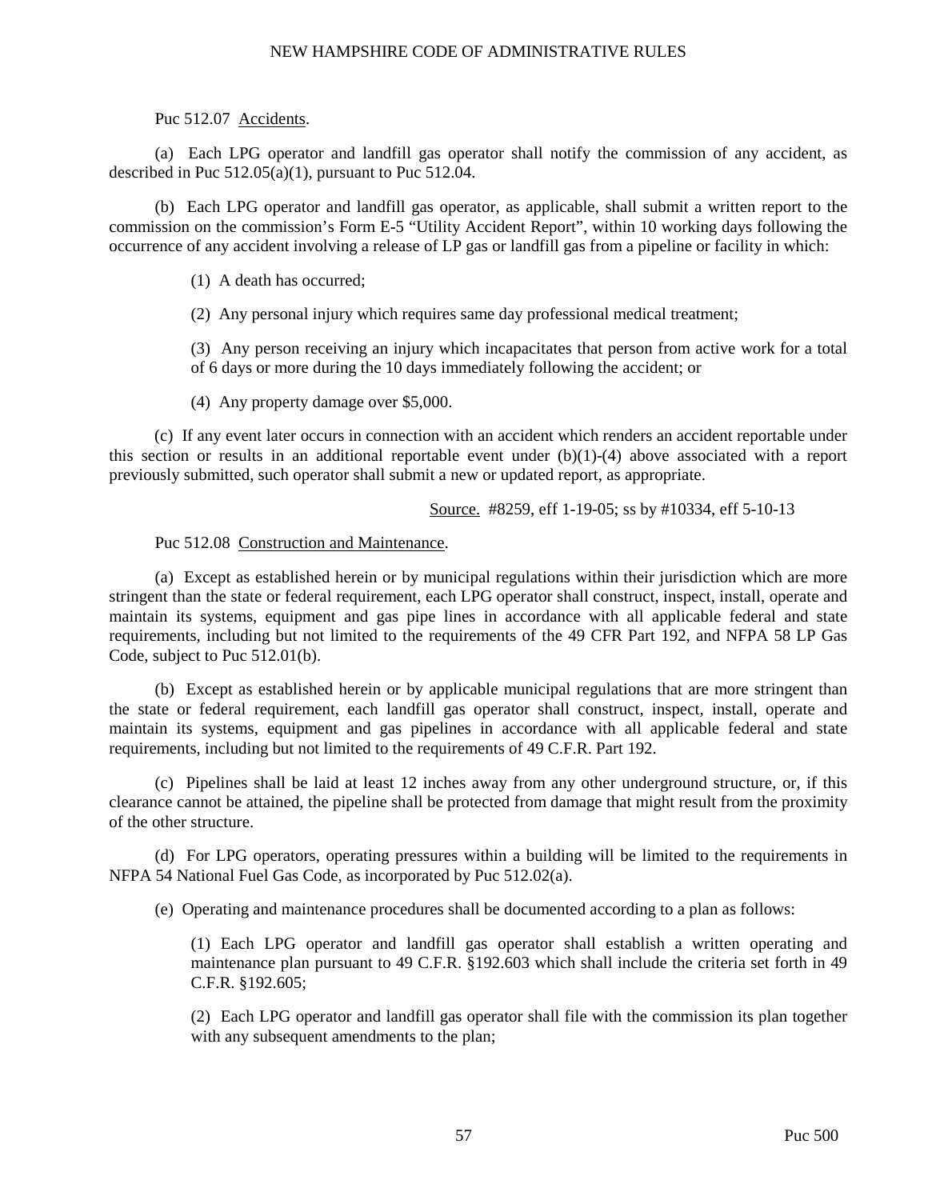Puc 512.07 Accidents.

(a) Each LPG operator and landfill gas operator shall notify the commission of any accident, as described in Puc 512.05(a)(1), pursuant to Puc 512.04.

(b) Each LPG operator and landfill gas operator, as applicable, shall submit a written report to the commission on the commission's Form E-5 "Utility Accident Report", within 10 working days following the occurrence of any accident involving a release of LP gas or landfill gas from a pipeline or facility in which:

(1) A death has occurred;

(2) Any personal injury which requires same day professional medical treatment;

(3) Any person receiving an injury which incapacitates that person from active work for a total of 6 days or more during the 10 days immediately following the accident; or

(4) Any property damage over $5,000.

(c) If any event later occurs in connection with an accident which renders an accident reportable under this section or results in an additional reportable event under (b)(1)-(4) above associated with a report previously submitted, such operator shall submit a new or updated report, as appropriate.

Source. #8259, eff 1-19-05; ss by #10334, eff 5-10-13

Puc 512.08 Construction and Maintenance.

(a) Except as established herein or by municipal regulations within their jurisdiction which are more stringent than the state or federal requirement, each LPG operator shall construct, inspect, install, operate and maintain its systems, equipment and gas pipe lines in accordance with all applicable federal and state requirements, including but not limited to the requirements of the 49 CFR Part 192, and NFPA 58 LP Gas Code, subject to Puc 512.01(b).

(b) Except as established herein or by applicable municipal regulations that are more stringent than the state or federal requirement, each landfill gas operator shall construct, inspect, install, operate and maintain its systems, equipment and gas pipelines in accordance with all applicable federal and state requirements, including but not limited to the requirements of 49 C.F.R. Part 192.

(c) Pipelines shall be laid at least 12 inches away from any other underground structure, or, if this clearance cannot be attained, the pipeline shall be protected from damage that might result from the proximity of the other structure.

(d) For LPG operators, operating pressures within a building will be limited to the requirements in NFPA 54 National Fuel Gas Code, as incorporated by Puc 512.02(a).

(e) Operating and maintenance procedures shall be documented according to a plan as follows:

(1) Each LPG operator and landfill gas operator shall establish a written operating and maintenance plan pursuant to 49 C.F.R. §192.603 which shall include the criteria set forth in 49 C.F.R. §192.605;

(2) Each LPG operator and landfill gas operator shall file with the commission its plan together with any subsequent amendments to the plan;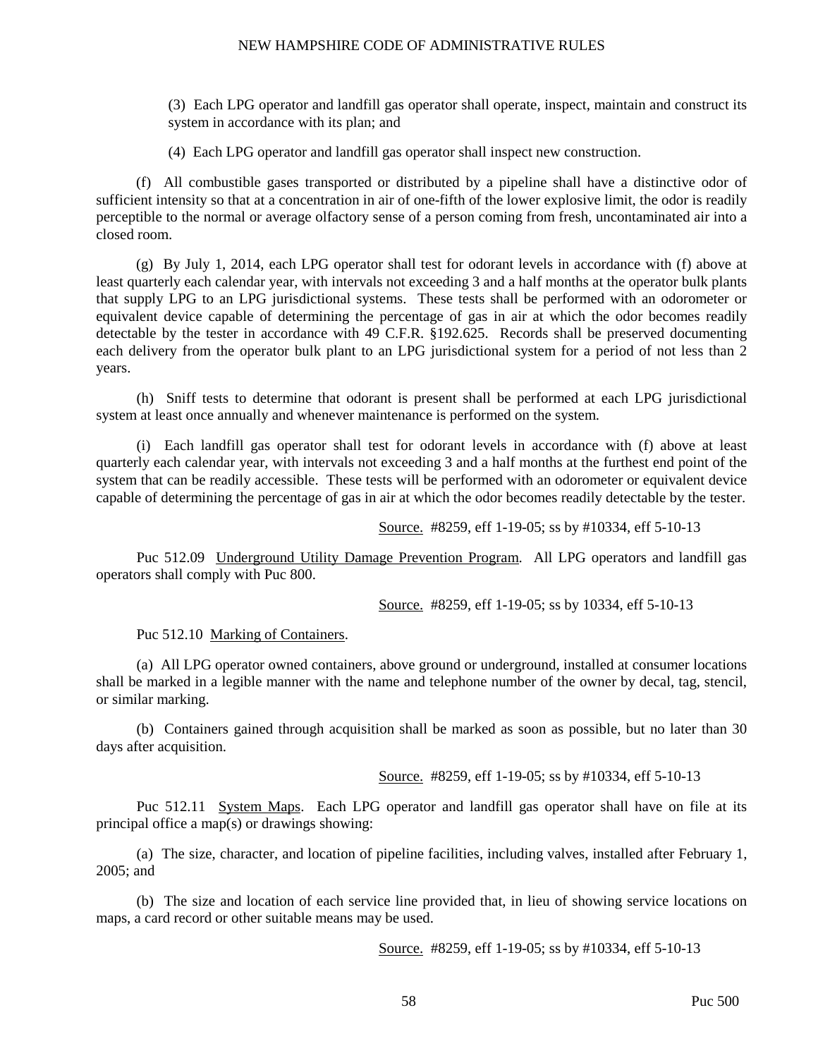(3) Each LPG operator and landfill gas operator shall operate, inspect, maintain and construct its system in accordance with its plan; and

(4) Each LPG operator and landfill gas operator shall inspect new construction.

(f) All combustible gases transported or distributed by a pipeline shall have a distinctive odor of sufficient intensity so that at a concentration in air of one-fifth of the lower explosive limit, the odor is readily perceptible to the normal or average olfactory sense of a person coming from fresh, uncontaminated air into a closed room.

(g) By July 1, 2014, each LPG operator shall test for odorant levels in accordance with (f) above at least quarterly each calendar year, with intervals not exceeding 3 and a half months at the operator bulk plants that supply LPG to an LPG jurisdictional systems. These tests shall be performed with an odorometer or equivalent device capable of determining the percentage of gas in air at which the odor becomes readily detectable by the tester in accordance with 49 C.F.R. §192.625. Records shall be preserved documenting each delivery from the operator bulk plant to an LPG jurisdictional system for a period of not less than 2 years.

(h) Sniff tests to determine that odorant is present shall be performed at each LPG jurisdictional system at least once annually and whenever maintenance is performed on the system.

(i) Each landfill gas operator shall test for odorant levels in accordance with (f) above at least quarterly each calendar year, with intervals not exceeding 3 and a half months at the furthest end point of the system that can be readily accessible. These tests will be performed with an odorometer or equivalent device capable of determining the percentage of gas in air at which the odor becomes readily detectable by the tester.

Source. #8259, eff 1-19-05; ss by #10334, eff 5-10-13

Puc 512.09 Underground Utility Damage Prevention Program. All LPG operators and landfill gas operators shall comply with Puc 800.

Source. #8259, eff 1-19-05; ss by 10334, eff 5-10-13

Puc 512.10 Marking of Containers.

(a) All LPG operator owned containers, above ground or underground, installed at consumer locations shall be marked in a legible manner with the name and telephone number of the owner by decal, tag, stencil, or similar marking.

(b) Containers gained through acquisition shall be marked as soon as possible, but no later than 30 days after acquisition.

Source. #8259, eff 1-19-05; ss by #10334, eff 5-10-13

Puc 512.11 System Maps. Each LPG operator and landfill gas operator shall have on file at its principal office a map(s) or drawings showing:

(a) The size, character, and location of pipeline facilities, including valves, installed after February 1, 2005; and

(b) The size and location of each service line provided that, in lieu of showing service locations on maps, a card record or other suitable means may be used.

Source. #8259, eff 1-19-05; ss by #10334, eff 5-10-13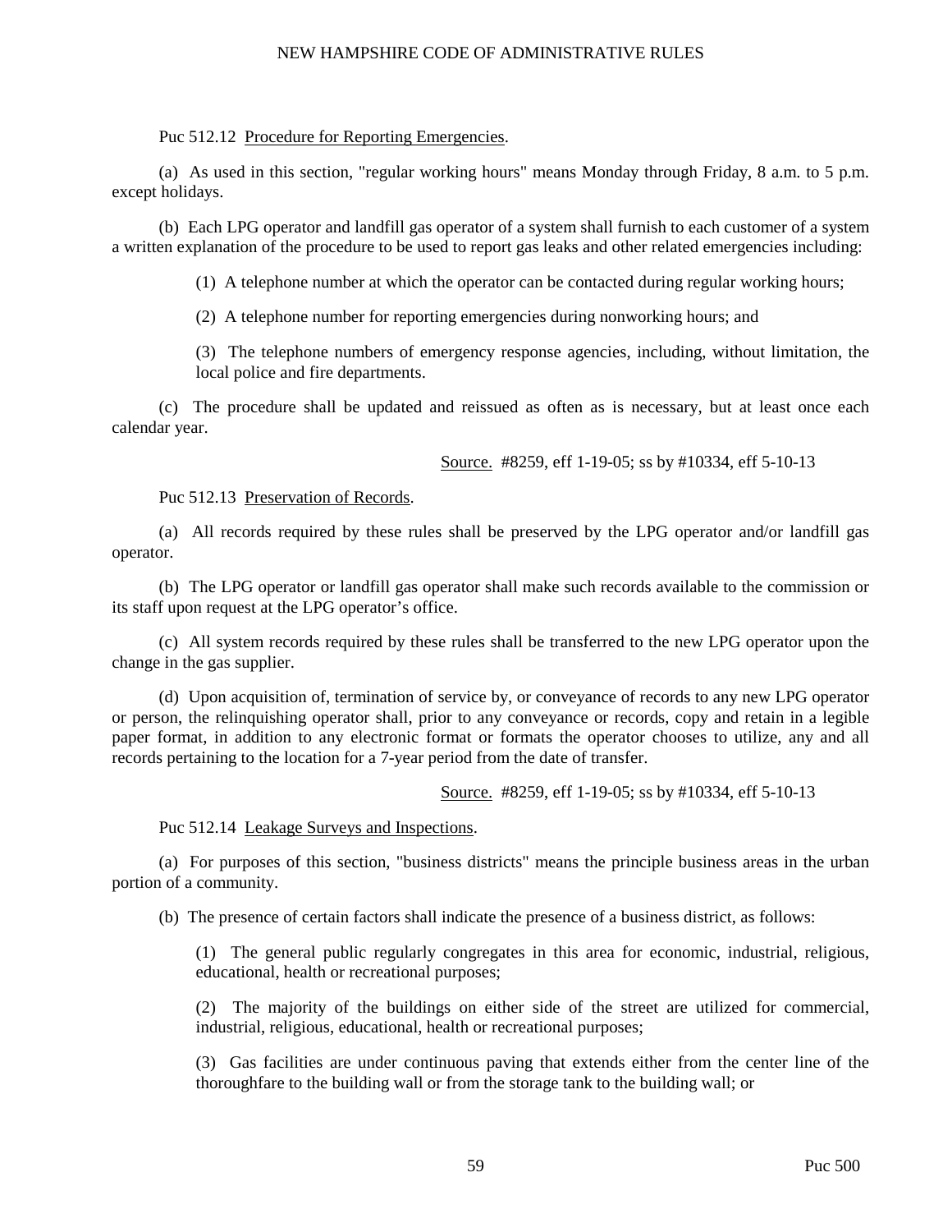Puc 512.12 Procedure for Reporting Emergencies.

(a) As used in this section, "regular working hours" means Monday through Friday, 8 a.m. to 5 p.m. except holidays.

(b) Each LPG operator and landfill gas operator of a system shall furnish to each customer of a system a written explanation of the procedure to be used to report gas leaks and other related emergencies including:

(1) A telephone number at which the operator can be contacted during regular working hours;

(2) A telephone number for reporting emergencies during nonworking hours; and

(3) The telephone numbers of emergency response agencies, including, without limitation, the local police and fire departments.

(c) The procedure shall be updated and reissued as often as is necessary, but at least once each calendar year.

Source. #8259, eff 1-19-05; ss by #10334, eff 5-10-13

Puc 512.13 Preservation of Records.

(a) All records required by these rules shall be preserved by the LPG operator and/or landfill gas operator.

(b) The LPG operator or landfill gas operator shall make such records available to the commission or its staff upon request at the LPG operator's office.

(c) All system records required by these rules shall be transferred to the new LPG operator upon the change in the gas supplier.

(d) Upon acquisition of, termination of service by, or conveyance of records to any new LPG operator or person, the relinquishing operator shall, prior to any conveyance or records, copy and retain in a legible paper format, in addition to any electronic format or formats the operator chooses to utilize, any and all records pertaining to the location for a 7-year period from the date of transfer.

Source. #8259, eff 1-19-05; ss by #10334, eff 5-10-13

Puc 512.14 Leakage Surveys and Inspections.

(a) For purposes of this section, "business districts" means the principle business areas in the urban portion of a community.

(b) The presence of certain factors shall indicate the presence of a business district, as follows:

(1) The general public regularly congregates in this area for economic, industrial, religious, educational, health or recreational purposes;

(2) The majority of the buildings on either side of the street are utilized for commercial, industrial, religious, educational, health or recreational purposes;

(3) Gas facilities are under continuous paving that extends either from the center line of the thoroughfare to the building wall or from the storage tank to the building wall; or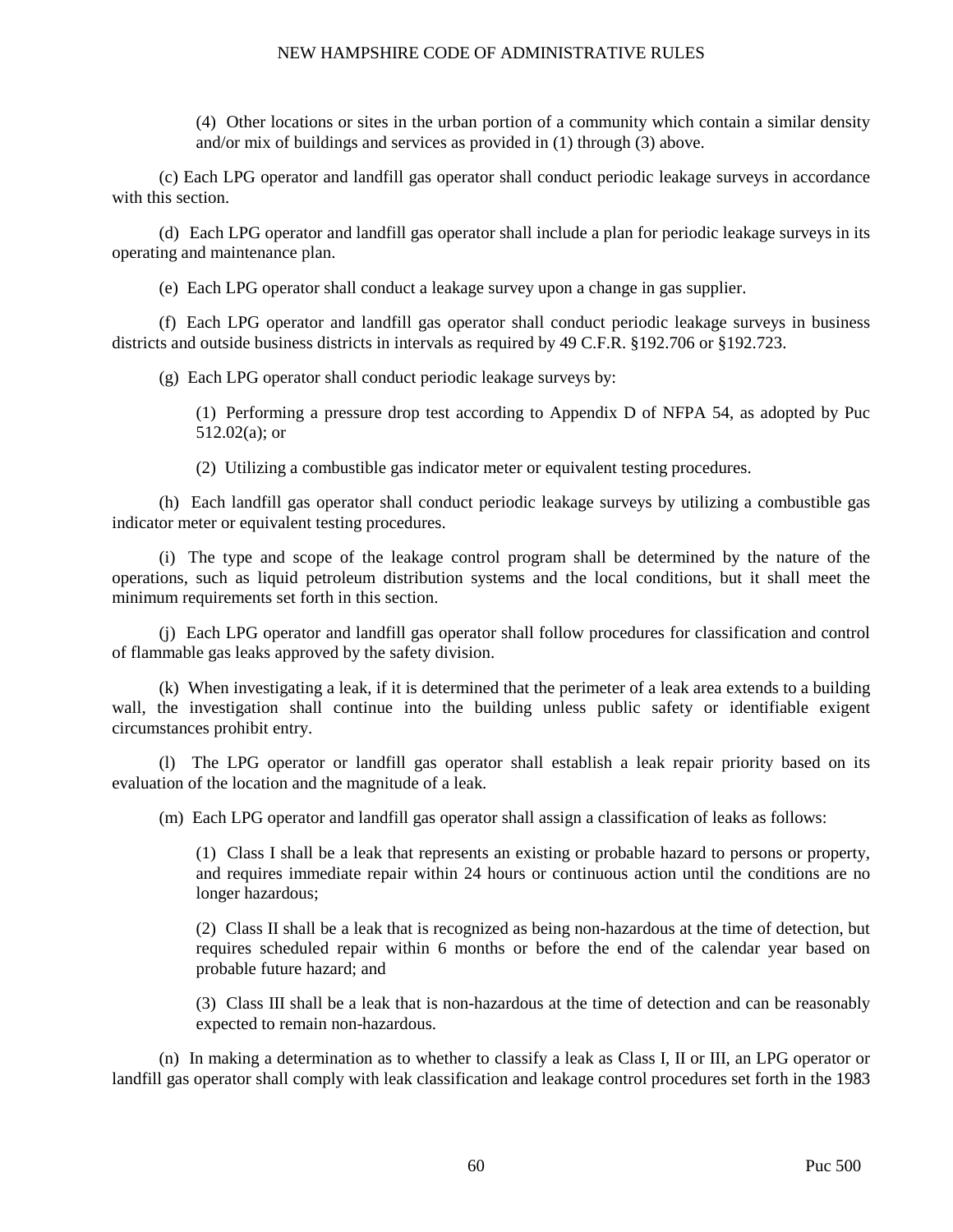(4) Other locations or sites in the urban portion of a community which contain a similar density and/or mix of buildings and services as provided in (1) through (3) above.

(c) Each LPG operator and landfill gas operator shall conduct periodic leakage surveys in accordance with this section.

(d) Each LPG operator and landfill gas operator shall include a plan for periodic leakage surveys in its operating and maintenance plan.

(e) Each LPG operator shall conduct a leakage survey upon a change in gas supplier.

(f) Each LPG operator and landfill gas operator shall conduct periodic leakage surveys in business districts and outside business districts in intervals as required by 49 C.F.R. §192.706 or §192.723.

(g) Each LPG operator shall conduct periodic leakage surveys by:

(1) Performing a pressure drop test according to Appendix D of NFPA 54, as adopted by Puc 512.02(a); or

(2) Utilizing a combustible gas indicator meter or equivalent testing procedures.

(h) Each landfill gas operator shall conduct periodic leakage surveys by utilizing a combustible gas indicator meter or equivalent testing procedures.

(i) The type and scope of the leakage control program shall be determined by the nature of the operations, such as liquid petroleum distribution systems and the local conditions, but it shall meet the minimum requirements set forth in this section.

(j) Each LPG operator and landfill gas operator shall follow procedures for classification and control of flammable gas leaks approved by the safety division.

(k) When investigating a leak, if it is determined that the perimeter of a leak area extends to a building wall, the investigation shall continue into the building unless public safety or identifiable exigent circumstances prohibit entry.

(l) The LPG operator or landfill gas operator shall establish a leak repair priority based on its evaluation of the location and the magnitude of a leak.

(m) Each LPG operator and landfill gas operator shall assign a classification of leaks as follows:

(1) Class I shall be a leak that represents an existing or probable hazard to persons or property, and requires immediate repair within 24 hours or continuous action until the conditions are no longer hazardous;

(2) Class II shall be a leak that is recognized as being non-hazardous at the time of detection, but requires scheduled repair within 6 months or before the end of the calendar year based on probable future hazard; and

(3) Class III shall be a leak that is non-hazardous at the time of detection and can be reasonably expected to remain non-hazardous.

(n) In making a determination as to whether to classify a leak as Class I, II or III, an LPG operator or landfill gas operator shall comply with leak classification and leakage control procedures set forth in the 1983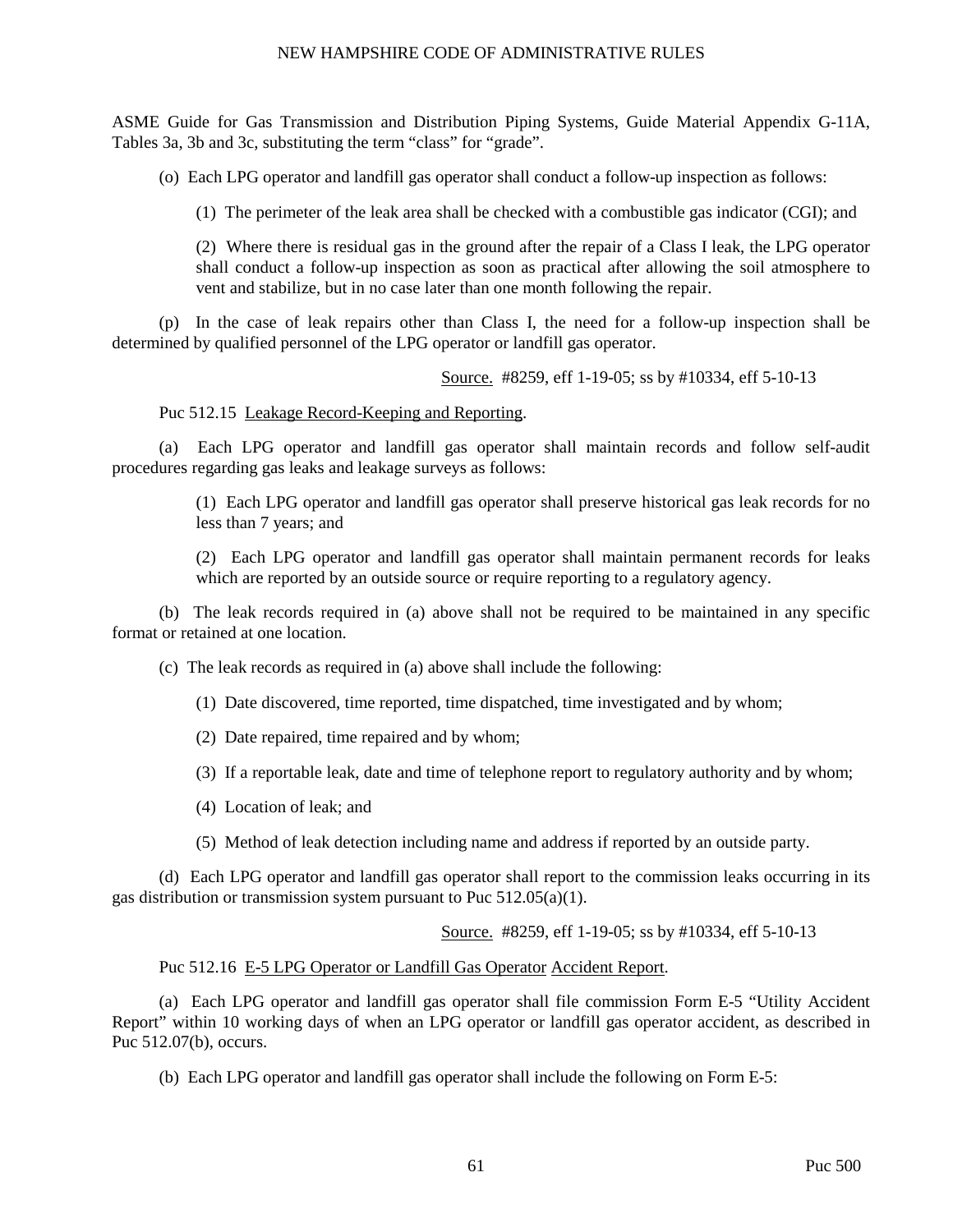ASME Guide for Gas Transmission and Distribution Piping Systems, Guide Material Appendix G-11A, Tables 3a, 3b and 3c, substituting the term "class" for "grade".

(o) Each LPG operator and landfill gas operator shall conduct a follow-up inspection as follows:

(1) The perimeter of the leak area shall be checked with a combustible gas indicator (CGI); and

(2) Where there is residual gas in the ground after the repair of a Class I leak, the LPG operator shall conduct a follow-up inspection as soon as practical after allowing the soil atmosphere to vent and stabilize, but in no case later than one month following the repair.

(p) In the case of leak repairs other than Class I, the need for a follow-up inspection shall be determined by qualified personnel of the LPG operator or landfill gas operator.

Source. #8259, eff 1-19-05; ss by #10334, eff 5-10-13

Puc 512.15 Leakage Record-Keeping and Reporting.

(a) Each LPG operator and landfill gas operator shall maintain records and follow self-audit procedures regarding gas leaks and leakage surveys as follows:

(1) Each LPG operator and landfill gas operator shall preserve historical gas leak records for no less than 7 years; and

(2) Each LPG operator and landfill gas operator shall maintain permanent records for leaks which are reported by an outside source or require reporting to a regulatory agency.

(b) The leak records required in (a) above shall not be required to be maintained in any specific format or retained at one location.

(c) The leak records as required in (a) above shall include the following:

(1) Date discovered, time reported, time dispatched, time investigated and by whom;

(2) Date repaired, time repaired and by whom;

(3) If a reportable leak, date and time of telephone report to regulatory authority and by whom;

(4) Location of leak; and

(5) Method of leak detection including name and address if reported by an outside party.

(d) Each LPG operator and landfill gas operator shall report to the commission leaks occurring in its gas distribution or transmission system pursuant to Puc 512.05(a)(1).

Source. #8259, eff 1-19-05; ss by #10334, eff 5-10-13

Puc 512.16 E-5 LPG Operator or Landfill Gas Operator Accident Report.

(a) Each LPG operator and landfill gas operator shall file commission Form E-5 "Utility Accident Report" within 10 working days of when an LPG operator or landfill gas operator accident, as described in Puc 512.07(b), occurs.

(b) Each LPG operator and landfill gas operator shall include the following on Form E-5: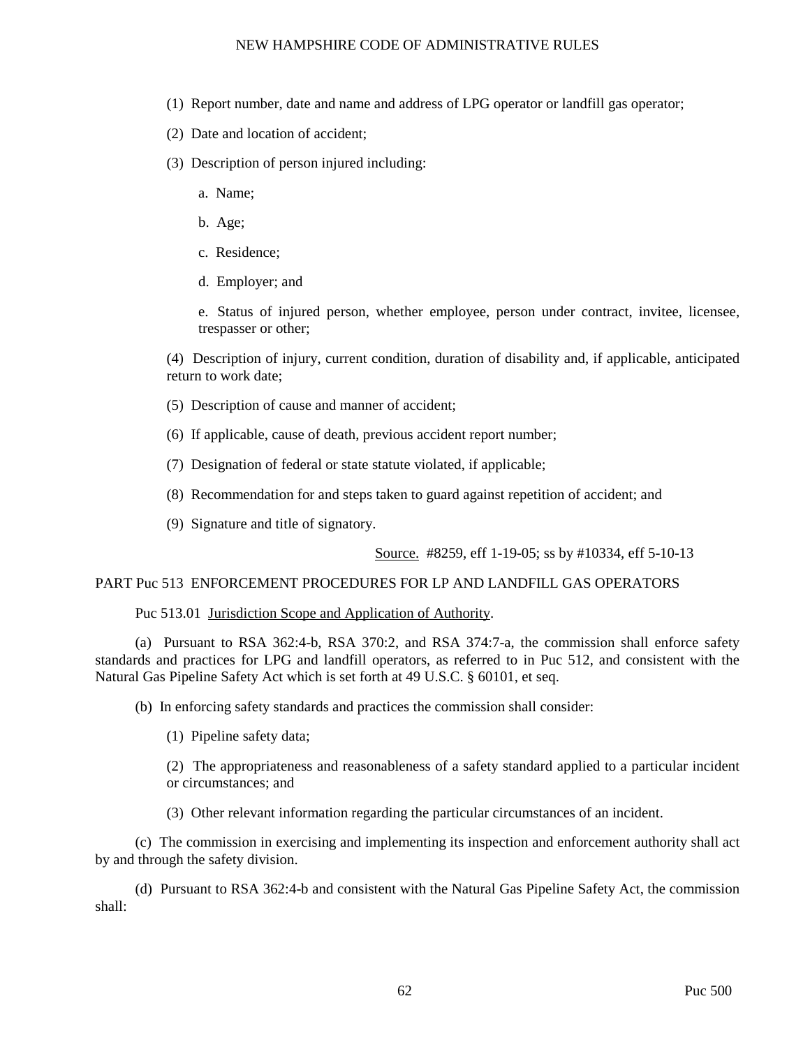(1) Report number, date and name and address of LPG operator or landfill gas operator;

(2) Date and location of accident;

(3) Description of person injured including:

a. Name;

b. Age;

c. Residence;

d. Employer; and

e. Status of injured person, whether employee, person under contract, invitee, licensee, trespasser or other;

(4) Description of injury, current condition, duration of disability and, if applicable, anticipated return to work date;

(5) Description of cause and manner of accident;

(6) If applicable, cause of death, previous accident report number;

(7) Designation of federal or state statute violated, if applicable;

(8) Recommendation for and steps taken to guard against repetition of accident; and

(9) Signature and title of signatory.

Source. #8259, eff 1-19-05; ss by #10334, eff 5-10-13

## PART Puc 513 ENFORCEMENT PROCEDURES FOR LP AND LANDFILL GAS OPERATORS

Puc 513.01 Jurisdiction Scope and Application of Authority.

(a) Pursuant to RSA 362:4-b, RSA 370:2, and RSA 374:7-a, the commission shall enforce safety standards and practices for LPG and landfill operators, as referred to in Puc 512, and consistent with the Natural Gas Pipeline Safety Act which is set forth at 49 U.S.C. § 60101, et seq.

(b) In enforcing safety standards and practices the commission shall consider:

(1) Pipeline safety data;

(2) The appropriateness and reasonableness of a safety standard applied to a particular incident or circumstances; and

(3) Other relevant information regarding the particular circumstances of an incident.

(c) The commission in exercising and implementing its inspection and enforcement authority shall act by and through the safety division.

(d) Pursuant to RSA 362:4-b and consistent with the Natural Gas Pipeline Safety Act, the commission shall: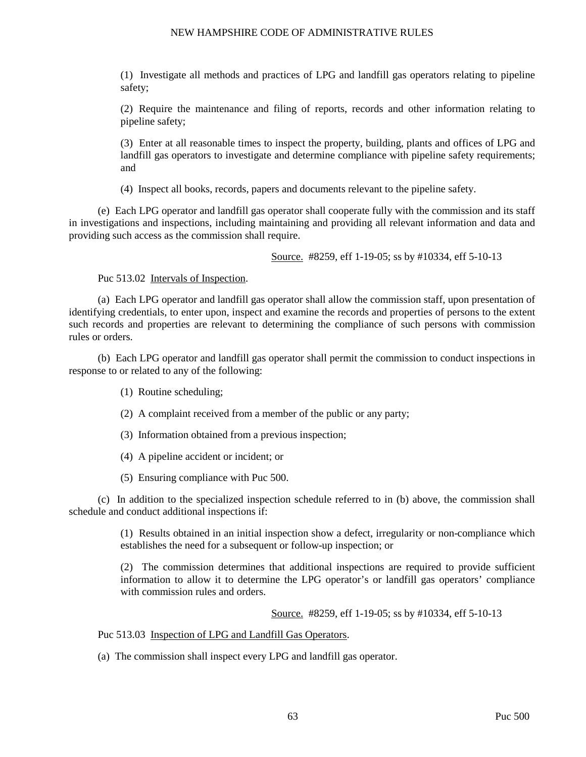(1) Investigate all methods and practices of LPG and landfill gas operators relating to pipeline safety;

(2) Require the maintenance and filing of reports, records and other information relating to pipeline safety;

(3) Enter at all reasonable times to inspect the property, building, plants and offices of LPG and landfill gas operators to investigate and determine compliance with pipeline safety requirements; and

(4) Inspect all books, records, papers and documents relevant to the pipeline safety.

(e) Each LPG operator and landfill gas operator shall cooperate fully with the commission and its staff in investigations and inspections, including maintaining and providing all relevant information and data and providing such access as the commission shall require.

Source. #8259, eff 1-19-05; ss by #10334, eff 5-10-13

Puc 513.02 Intervals of Inspection.

(a) Each LPG operator and landfill gas operator shall allow the commission staff, upon presentation of identifying credentials, to enter upon, inspect and examine the records and properties of persons to the extent such records and properties are relevant to determining the compliance of such persons with commission rules or orders.

(b) Each LPG operator and landfill gas operator shall permit the commission to conduct inspections in response to or related to any of the following:

(1) Routine scheduling;

(2) A complaint received from a member of the public or any party;

(3) Information obtained from a previous inspection;

(4) A pipeline accident or incident; or

(5) Ensuring compliance with Puc 500.

(c) In addition to the specialized inspection schedule referred to in (b) above, the commission shall schedule and conduct additional inspections if:

(1) Results obtained in an initial inspection show a defect, irregularity or non-compliance which establishes the need for a subsequent or follow-up inspection; or

(2) The commission determines that additional inspections are required to provide sufficient information to allow it to determine the LPG operator's or landfill gas operators' compliance with commission rules and orders.

Source. #8259, eff 1-19-05; ss by #10334, eff 5-10-13

Puc 513.03 Inspection of LPG and Landfill Gas Operators.

(a) The commission shall inspect every LPG and landfill gas operator.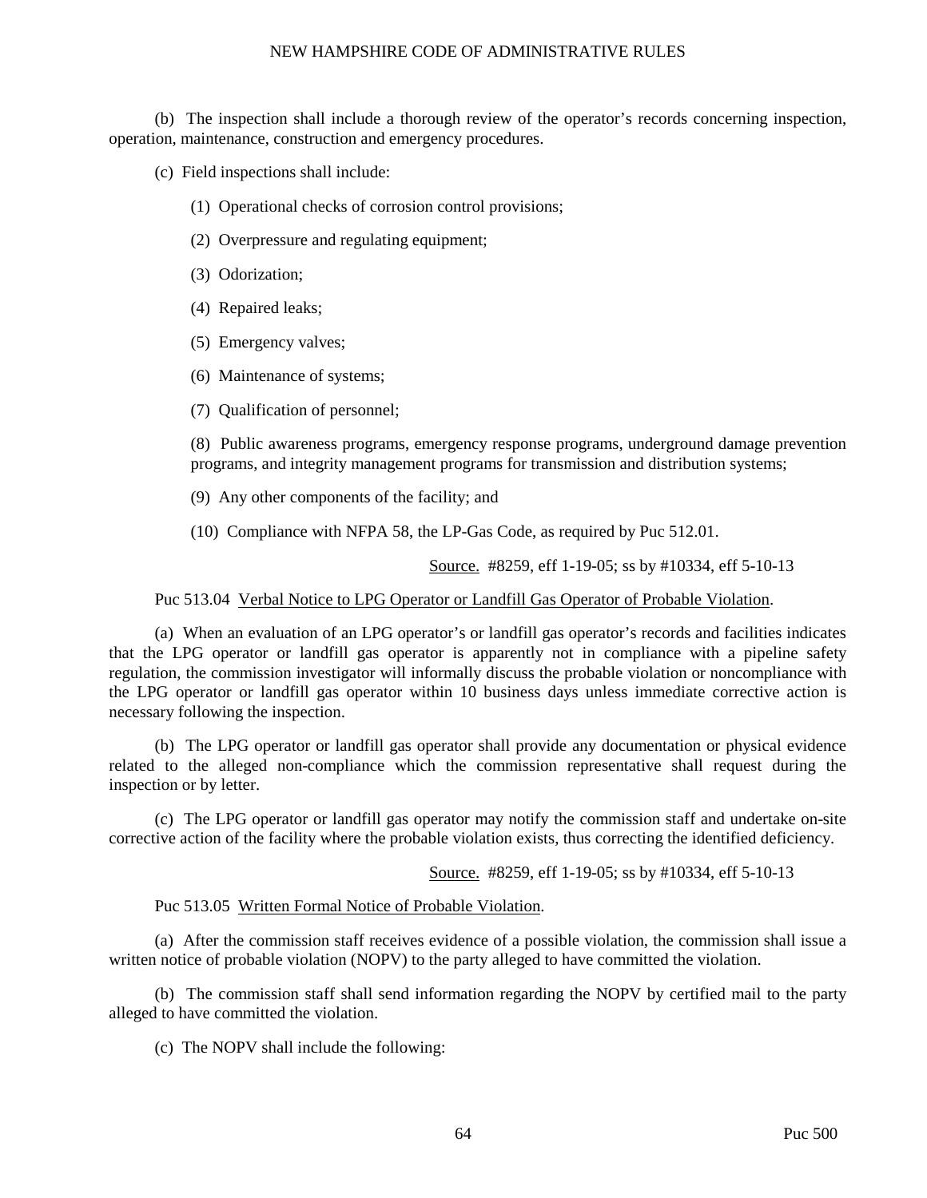(b) The inspection shall include a thorough review of the operator's records concerning inspection, operation, maintenance, construction and emergency procedures.

(c) Field inspections shall include:

(1) Operational checks of corrosion control provisions;

(2) Overpressure and regulating equipment;

(3) Odorization;

(4) Repaired leaks;

(5) Emergency valves;

(6) Maintenance of systems;

(7) Qualification of personnel;

(8) Public awareness programs, emergency response programs, underground damage prevention programs, and integrity management programs for transmission and distribution systems;

(9) Any other components of the facility; and

(10) Compliance with NFPA 58, the LP-Gas Code, as required by Puc 512.01.

Source. #8259, eff 1-19-05; ss by #10334, eff 5-10-13

Puc 513.04 Verbal Notice to LPG Operator or Landfill Gas Operator of Probable Violation.

(a) When an evaluation of an LPG operator's or landfill gas operator's records and facilities indicates that the LPG operator or landfill gas operator is apparently not in compliance with a pipeline safety regulation, the commission investigator will informally discuss the probable violation or noncompliance with the LPG operator or landfill gas operator within 10 business days unless immediate corrective action is necessary following the inspection.

(b) The LPG operator or landfill gas operator shall provide any documentation or physical evidence related to the alleged non-compliance which the commission representative shall request during the inspection or by letter.

(c) The LPG operator or landfill gas operator may notify the commission staff and undertake on-site corrective action of the facility where the probable violation exists, thus correcting the identified deficiency.

Source. #8259, eff 1-19-05; ss by #10334, eff 5-10-13

Puc 513.05 Written Formal Notice of Probable Violation.

(a) After the commission staff receives evidence of a possible violation, the commission shall issue a written notice of probable violation (NOPV) to the party alleged to have committed the violation.

(b) The commission staff shall send information regarding the NOPV by certified mail to the party alleged to have committed the violation.

(c) The NOPV shall include the following: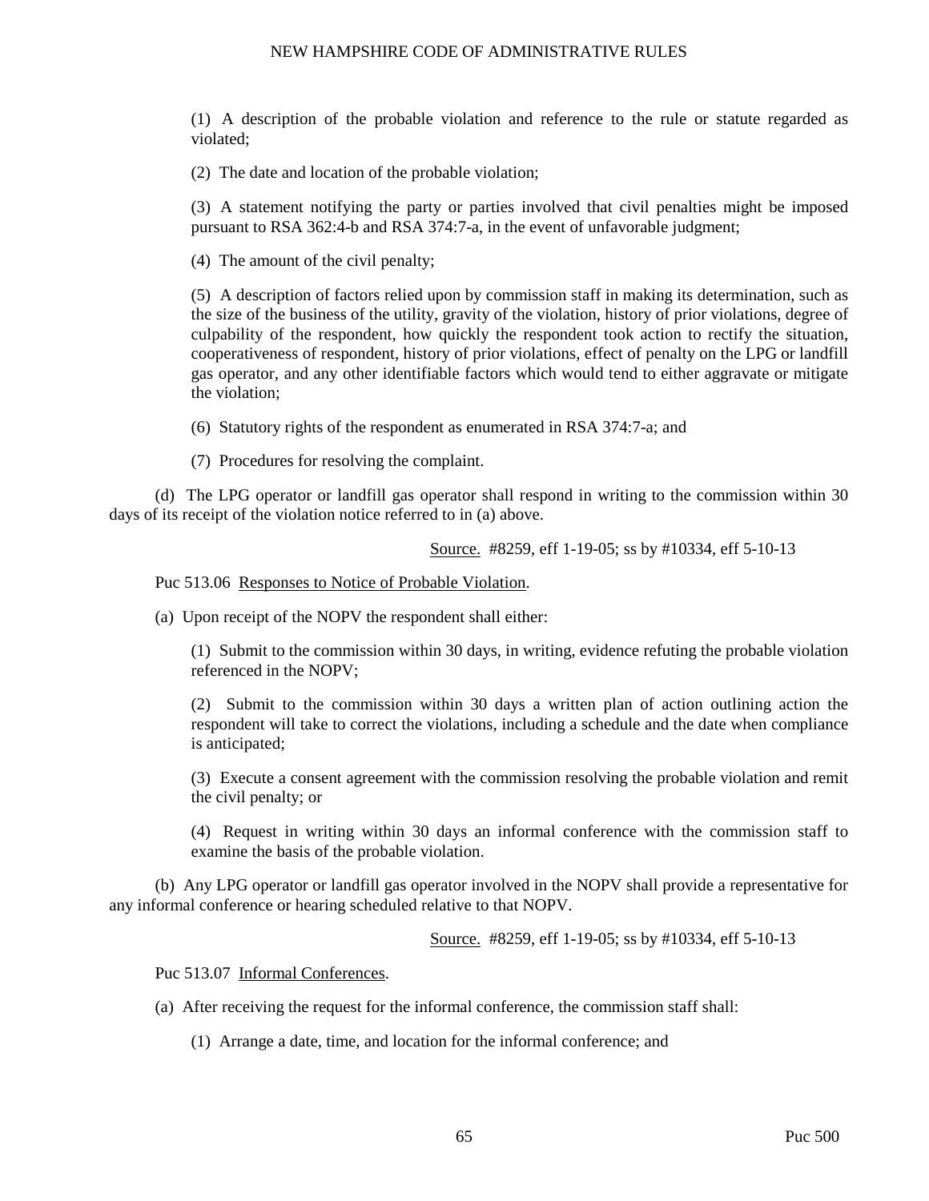(1) A description of the probable violation and reference to the rule or statute regarded as violated;

(2) The date and location of the probable violation;

(3) A statement notifying the party or parties involved that civil penalties might be imposed pursuant to RSA 362:4-b and RSA 374:7-a, in the event of unfavorable judgment;

(4) The amount of the civil penalty;

(5) A description of factors relied upon by commission staff in making its determination, such as the size of the business of the utility, gravity of the violation, history of prior violations, degree of culpability of the respondent, how quickly the respondent took action to rectify the situation, cooperativeness of respondent, history of prior violations, effect of penalty on the LPG or landfill gas operator, and any other identifiable factors which would tend to either aggravate or mitigate the violation;

(6) Statutory rights of the respondent as enumerated in RSA 374:7-a; and

(7) Procedures for resolving the complaint.

(d) The LPG operator or landfill gas operator shall respond in writing to the commission within 30 days of its receipt of the violation notice referred to in (a) above.

Source. #8259, eff 1-19-05; ss by #10334, eff 5-10-13

Puc 513.06 Responses to Notice of Probable Violation.

(a) Upon receipt of the NOPV the respondent shall either:

(1) Submit to the commission within 30 days, in writing, evidence refuting the probable violation referenced in the NOPV;

(2) Submit to the commission within 30 days a written plan of action outlining action the respondent will take to correct the violations, including a schedule and the date when compliance is anticipated;

(3) Execute a consent agreement with the commission resolving the probable violation and remit the civil penalty; or

(4) Request in writing within 30 days an informal conference with the commission staff to examine the basis of the probable violation.

(b) Any LPG operator or landfill gas operator involved in the NOPV shall provide a representative for any informal conference or hearing scheduled relative to that NOPV.

Source. #8259, eff 1-19-05; ss by #10334, eff 5-10-13

Puc 513.07 Informal Conferences.

(a) After receiving the request for the informal conference, the commission staff shall:

(1) Arrange a date, time, and location for the informal conference; and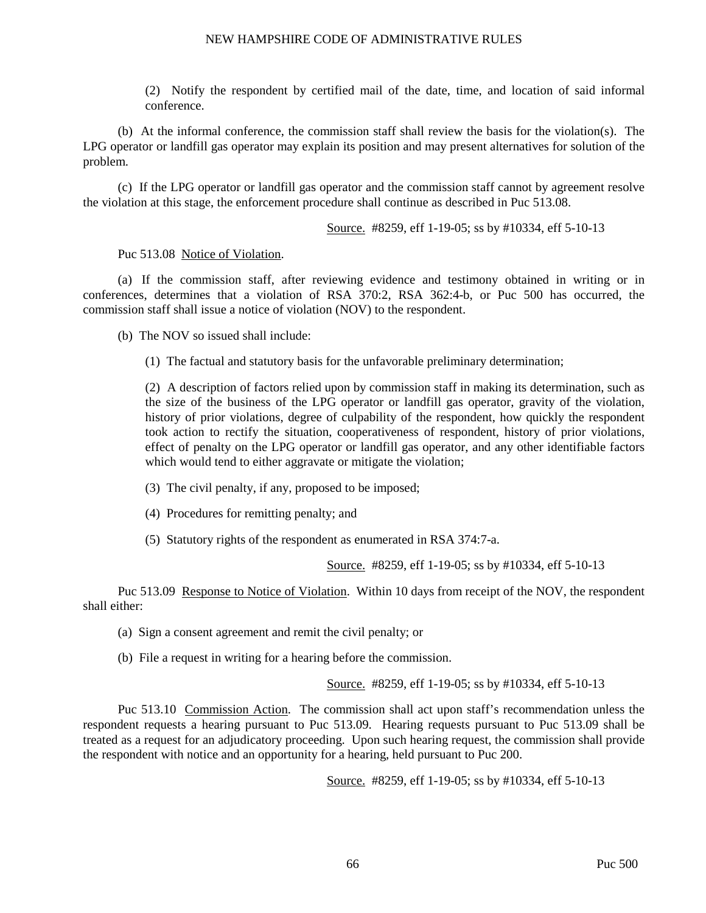(2) Notify the respondent by certified mail of the date, time, and location of said informal conference.

(b) At the informal conference, the commission staff shall review the basis for the violation(s). The LPG operator or landfill gas operator may explain its position and may present alternatives for solution of the problem.

(c) If the LPG operator or landfill gas operator and the commission staff cannot by agreement resolve the violation at this stage, the enforcement procedure shall continue as described in Puc 513.08.

Source. #8259, eff 1-19-05; ss by #10334, eff 5-10-13

Puc 513.08 Notice of Violation.

(a) If the commission staff, after reviewing evidence and testimony obtained in writing or in conferences, determines that a violation of RSA 370:2, RSA 362:4-b, or Puc 500 has occurred, the commission staff shall issue a notice of violation (NOV) to the respondent.

(b) The NOV so issued shall include:

(1) The factual and statutory basis for the unfavorable preliminary determination;

(2) A description of factors relied upon by commission staff in making its determination, such as the size of the business of the LPG operator or landfill gas operator, gravity of the violation, history of prior violations, degree of culpability of the respondent, how quickly the respondent took action to rectify the situation, cooperativeness of respondent, history of prior violations, effect of penalty on the LPG operator or landfill gas operator, and any other identifiable factors which would tend to either aggravate or mitigate the violation;

(3) The civil penalty, if any, proposed to be imposed;

(4) Procedures for remitting penalty; and

(5) Statutory rights of the respondent as enumerated in RSA 374:7-a.

Source. #8259, eff 1-19-05; ss by #10334, eff 5-10-13

Puc 513.09 Response to Notice of Violation. Within 10 days from receipt of the NOV, the respondent shall either:

(a) Sign a consent agreement and remit the civil penalty; or

(b) File a request in writing for a hearing before the commission.

Source. #8259, eff 1-19-05; ss by #10334, eff 5-10-13

Puc 513.10 Commission Action. The commission shall act upon staff's recommendation unless the respondent requests a hearing pursuant to Puc 513.09. Hearing requests pursuant to Puc 513.09 shall be treated as a request for an adjudicatory proceeding. Upon such hearing request, the commission shall provide the respondent with notice and an opportunity for a hearing, held pursuant to Puc 200.

Source. #8259, eff 1-19-05; ss by #10334, eff 5-10-13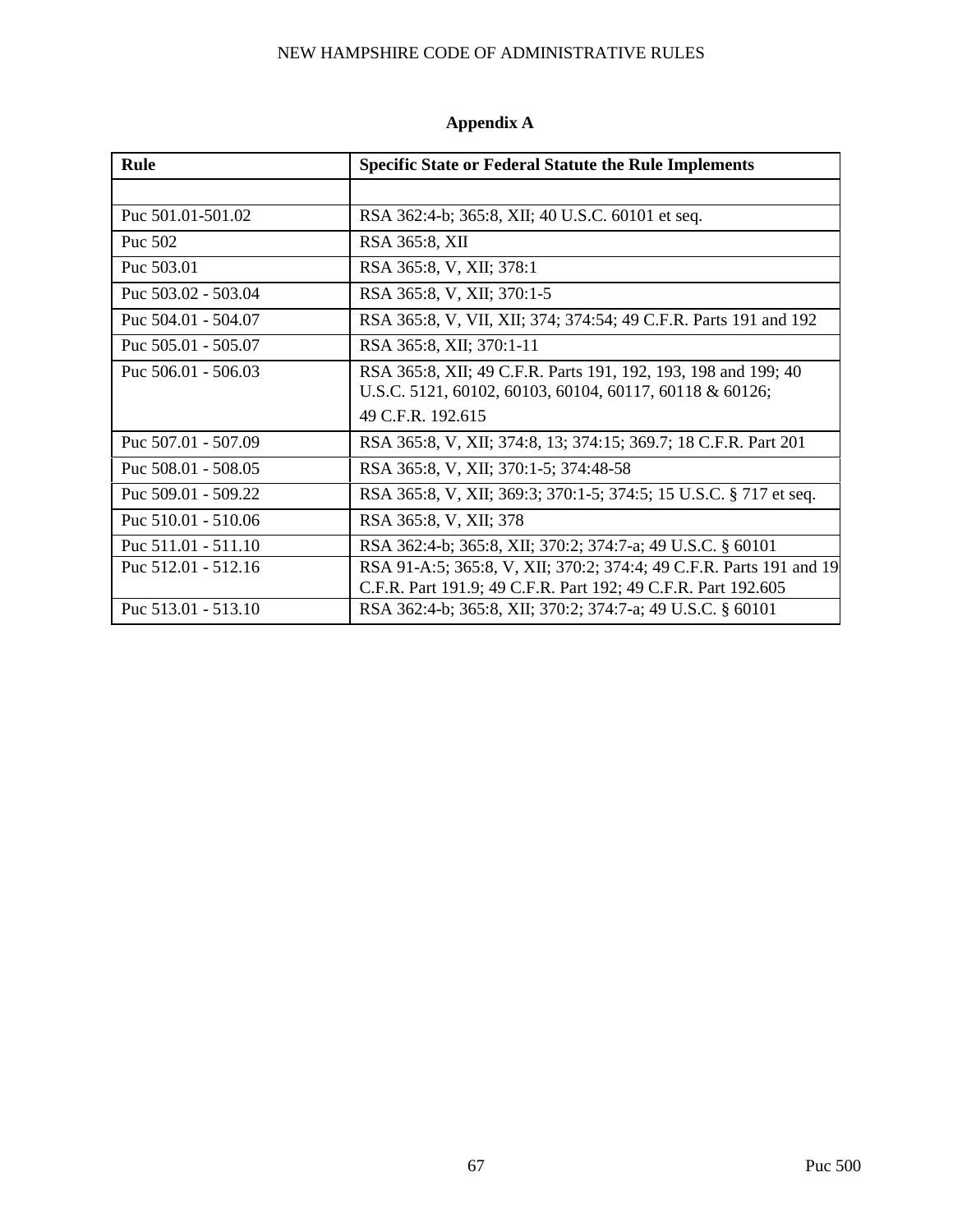## Appendix A

| Rule | Specific State or Federal Statute the Rule Implements |
|---|---|
| | |
| Puc 501.01-501.02 | RSA 362:4-b; 365:8, XII; 40 U.S.C. 60101 et seq. |
| Puc 502 | RSA 365:8, XII |
| Puc 503.01 | RSA 365:8, V, XII; 378:1 |
| Puc 503.02 - 503.04 | RSA 365:8, V, XII; 370:1-5 |
| Puc 504.01 - 504.07 | RSA 365:8, V, VII, XII; 374; 374:54; 49 C.F.R. Parts 191 and 192 |
| Puc 505.01 - 505.07 | RSA 365:8, XII; 370:1-11 |
| Puc 506.01 - 506.03 | RSA 365:8, XII; 49 C.F.R. Parts 191, 192, 193, 198 and 199; 40 U.S.C. 5121, 60102, 60103, 60104, 60117, 60118 & 60126; 49 C.F.R. 192.615 |
| Puc 507.01 - 507.09 | RSA 365:8, V, XII; 374:8, 13; 374:15; 369.7; 18 C.F.R. Part 201 |
| Puc 508.01 - 508.05 | RSA 365:8, V, XII; 370:1-5; 374:48-58 |
| Puc 509.01 - 509.22 | RSA 365:8, V, XII; 369:3; 370:1-5; 374:5; 15 U.S.C. § 717 et seq. |
| Puc 510.01 - 510.06 | RSA 365:8, V, XII; 378 |
| Puc 511.01 - 511.10 | RSA 362:4-b; 365:8, XII; 370:2; 374:7-a; 49 U.S.C. § 60101 |
| Puc 512.01 - 512.16 | RSA 91-A:5; 365:8, V, XII; 370:2; 374:4; 49 C.F.R. Parts 191 and 19 C.F.R. Part 191.9; 49 C.F.R. Part 192; 49 C.F.R. Part 192.605 |
| Puc 513.01 - 513.10 | RSA 362:4-b; 365:8, XII; 370:2; 374:7-a; 49 U.S.C. § 60101 |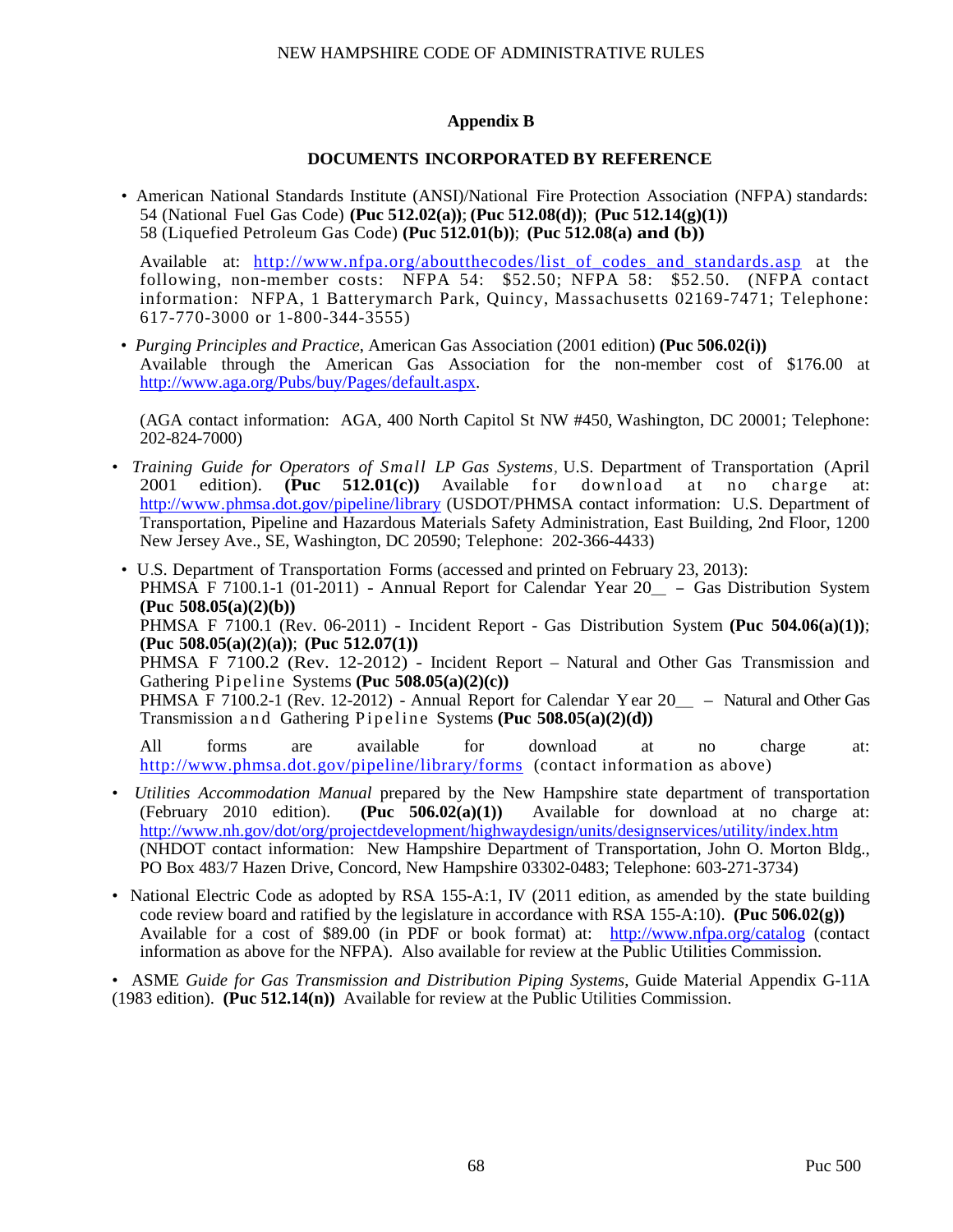## Appendix B

### DOCUMENTS INCORPORATED BY REFERENCE

- American National Standards Institute (ANSI)/National Fire Protection Association (NFPA) standards:
  54 (National Fuel Gas Code) **(Puc 512.02(a))**; **(Puc 512.08(d))**; **(Puc 512.14(g)(1))**
  58 (Liquefied Petroleum Gas Code) **(Puc 512.01(b))**; **(Puc 512.08(a) and (b))**

  Available at: http://www.nfpa.org/aboutthecodes/list_of_codes_and_standards.asp at the following, non-member costs: NFPA 54: $52.50; NFPA 58: $52.50. (NFPA contact information: NFPA, 1 Batterymarch Park, Quincy, Massachusetts 02169-7471; Telephone: 617-770-3000 or 1-800-344-3555)

- *Purging Principles and Practice*, American Gas Association (2001 edition) **(Puc 506.02(i))**
  Available through the American Gas Association for the non-member cost of $176.00 at http://www.aga.org/Pubs/buy/Pages/default.aspx.

  (AGA contact information: AGA, 400 North Capitol St NW #450, Washington, DC 20001; Telephone: 202-824-7000)

- *Training Guide for Operators of Small LP Gas Systems*, U.S. Department of Transportation (April 2001 edition). **(Puc 512.01(c))** Available for download at no charge at: http://www.phmsa.dot.gov/pipeline/library (USDOT/PHMSA contact information: U.S. Department of Transportation, Pipeline and Hazardous Materials Safety Administration, East Building, 2nd Floor, 1200 New Jersey Ave., SE, Washington, DC 20590; Telephone: 202-366-4433)

- U.S. Department of Transportation Forms (accessed and printed on February 23, 2013):
  PHMSA F 7100.1-1 (01-2011) - Annual Report for Calendar Year 20__ – Gas Distribution System **(Puc 508.05(a)(2)(b))**
  PHMSA F 7100.1 (Rev. 06-2011) - Incident Report - Gas Distribution System **(Puc 504.06(a)(1))**; **(Puc 508.05(a)(2)(a))**; **(Puc 512.07(1))**
  PHMSA F 7100.2 (Rev. 12-2012) - Incident Report – Natural and Other Gas Transmission and Gathering Pipeline Systems **(Puc 508.05(a)(2)(c))**
  PHMSA F 7100.2-1 (Rev. 12-2012) - Annual Report for Calendar Year 20__ – Natural and Other Gas Transmission and Gathering Pipeline Systems **(Puc 508.05(a)(2)(d))**

  All forms are available for download at no charge at: http://www.phmsa.dot.gov/pipeline/library/forms (contact information as above)

- *Utilities Accommodation Manual* prepared by the New Hampshire state department of transportation (February 2010 edition). **(Puc 506.02(a)(1))** Available for download at no charge at: http://www.nh.gov/dot/org/projectdevelopment/highwaydesign/units/designservices/utility/index.htm (NHDOT contact information: New Hampshire Department of Transportation, John O. Morton Bldg., PO Box 483/7 Hazen Drive, Concord, New Hampshire 03302-0483; Telephone: 603-271-3734)

- National Electric Code as adopted by RSA 155-A:1, IV (2011 edition, as amended by the state building code review board and ratified by the legislature in accordance with RSA 155-A:10). **(Puc 506.02(g))** Available for a cost of $89.00 (in PDF or book format) at: http://www.nfpa.org/catalog (contact information as above for the NFPA). Also available for review at the Public Utilities Commission.

- ASME *Guide for Gas Transmission and Distribution Piping Systems*, Guide Material Appendix G-11A (1983 edition). **(Puc 512.14(n))** Available for review at the Public Utilities Commission.